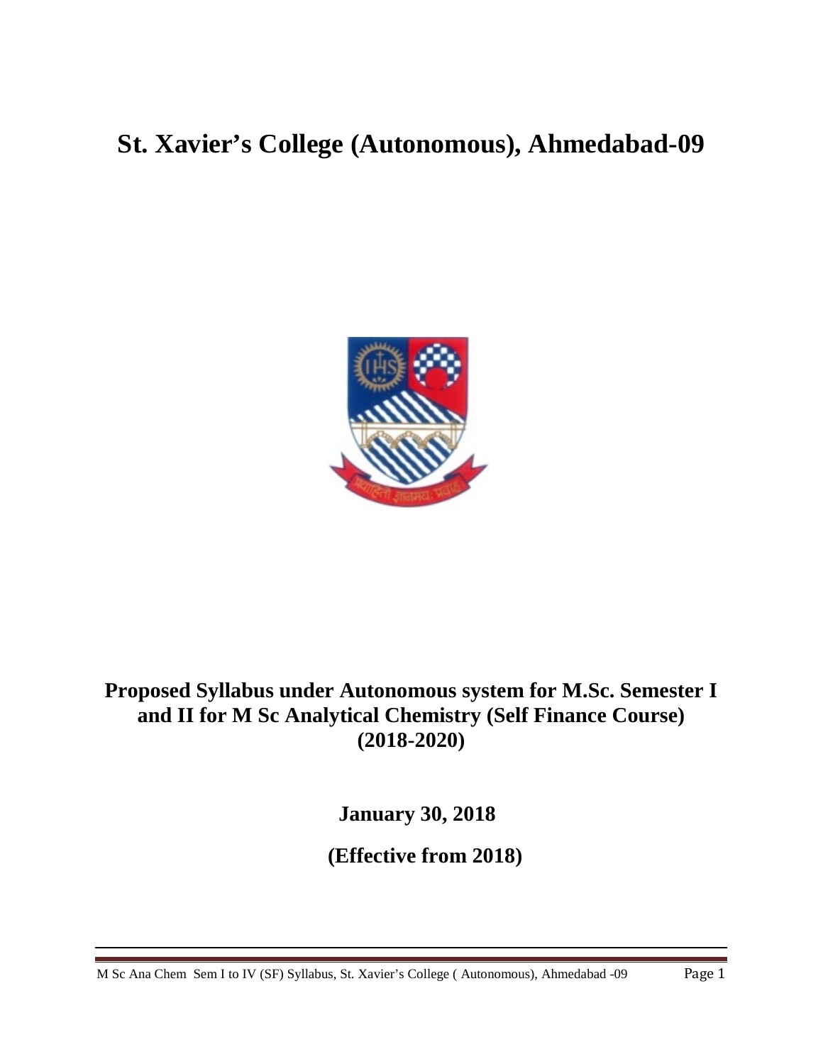# St. Xavier's College (Autonomous), Ahmedabad-09

**Proposed Syllabus under Autonomous system for M.Sc. Semester I and II for M Sc Analytical Chemistry (Self Finance Course) (2018-2020)**

**January 30, 2018**

**(Effective from 2018)**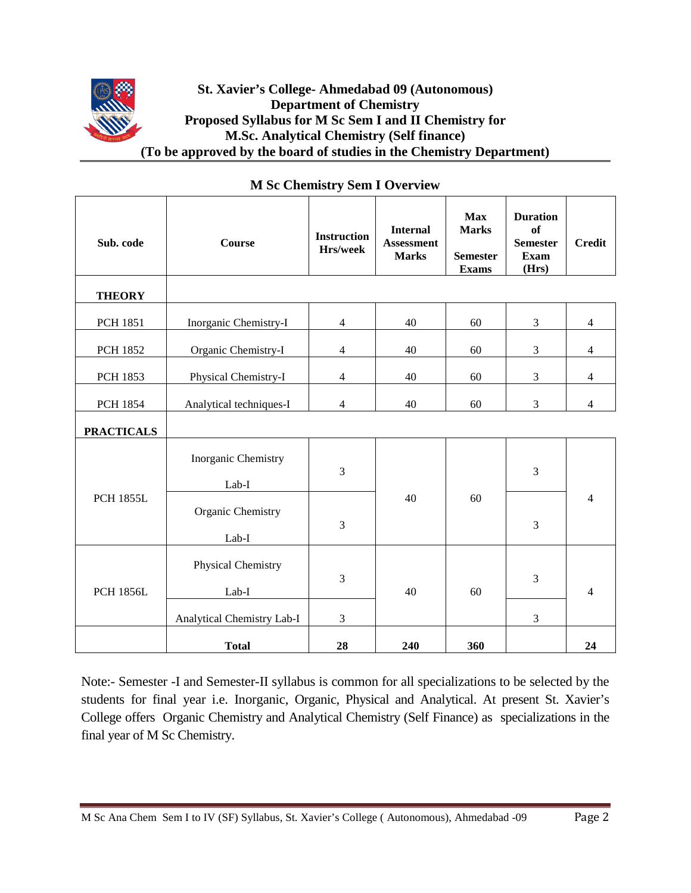**St. Xavier's College- Ahmedabad 09 (Autonomous)**
**Department of Chemistry**
**Proposed Syllabus for M Sc Sem I and II Chemistry for**
**M.Sc. Analytical Chemistry (Self finance)**
**(To be approved by the board of studies in the Chemistry Department)**

## M Sc Chemistry Sem I Overview

| Sub. code | Course | Instruction Hrs/week | Internal Assessment Marks | Max Marks Semester Exams | Duration of Semester Exam (Hrs) | Credit |
|---|---|---|---|---|---|---|
| **THEORY** | | | | | | |
| PCH 1851 | Inorganic Chemistry-I | 4 | 40 | 60 | 3 | 4 |
| PCH 1852 | Organic Chemistry-I | 4 | 40 | 60 | 3 | 4 |
| PCH 1853 | Physical Chemistry-I | 4 | 40 | 60 | 3 | 4 |
| PCH 1854 | Analytical techniques-I | 4 | 40 | 60 | 3 | 4 |
| **PRACTICALS** | | | | | | |
| PCH 1855L | Inorganic Chemistry Lab-I | 3 | 40 | 60 | 3 | 4 |
| | Organic Chemistry Lab-I | 3 | | | 3 | |
| PCH 1856L | Physical Chemistry Lab-I | 3 | 40 | 60 | 3 | 4 |
| | Analytical Chemistry Lab-I | 3 | | | 3 | |
| | **Total** | **28** | **240** | **360** | | **24** |

Note:- Semester -I and Semester-II syllabus is common for all specializations to be selected by the students for final year i.e. Inorganic, Organic, Physical and Analytical. At present St. Xavier's College offers Organic Chemistry and Analytical Chemistry (Self Finance) as specializations in the final year of M Sc Chemistry.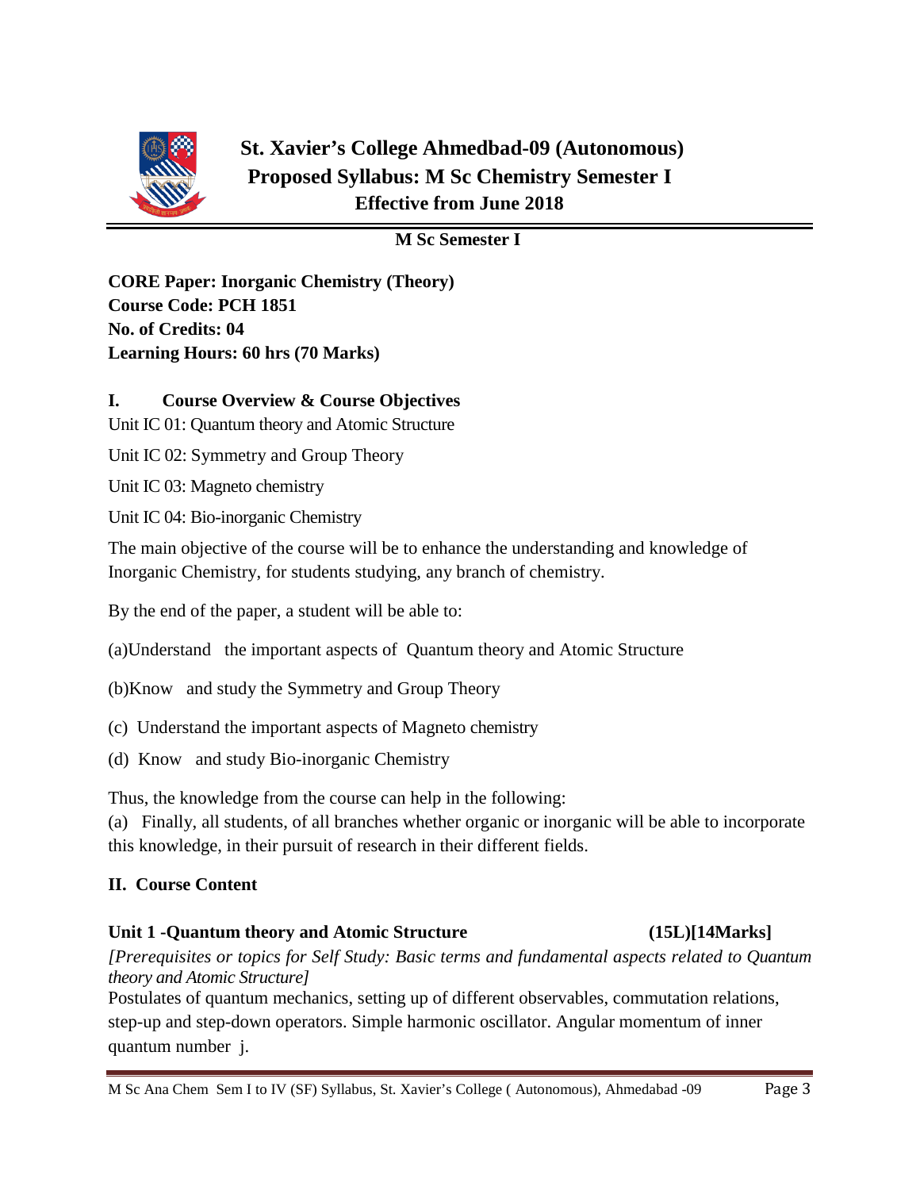# St. Xavier's College Ahmedbad-09 (Autonomous)
## Proposed Syllabus: M Sc Chemistry Semester I
### Effective from June 2018

**M Sc Semester I**

**CORE Paper: Inorganic Chemistry (Theory)**
**Course Code: PCH 1851**
**No. of Credits: 04**
**Learning Hours: 60 hrs (70 Marks)**

## I. Course Overview & Course Objectives

Unit IC 01: Quantum theory and Atomic Structure

Unit IC 02: Symmetry and Group Theory

Unit IC 03: Magneto chemistry

Unit IC 04: Bio-inorganic Chemistry

The main objective of the course will be to enhance the understanding and knowledge of Inorganic Chemistry, for students studying, any branch of chemistry.

By the end of the paper, a student will be able to:

(a)Understand the important aspects of Quantum theory and Atomic Structure

(b)Know and study the Symmetry and Group Theory

(c) Understand the important aspects of Magneto chemistry

(d) Know and study Bio-inorganic Chemistry

Thus, the knowledge from the course can help in the following:
(a) Finally, all students, of all branches whether organic or inorganic will be able to incorporate this knowledge, in their pursuit of research in their different fields.

## II. Course Content

**Unit 1 -Quantum theory and Atomic Structure (15L)[14Marks]**

*[Prerequisites or topics for Self Study: Basic terms and fundamental aspects related to Quantum theory and Atomic Structure]*

Postulates of quantum mechanics, setting up of different observables, commutation relations, step-up and step-down operators. Simple harmonic oscillator. Angular momentum of inner quantum number j.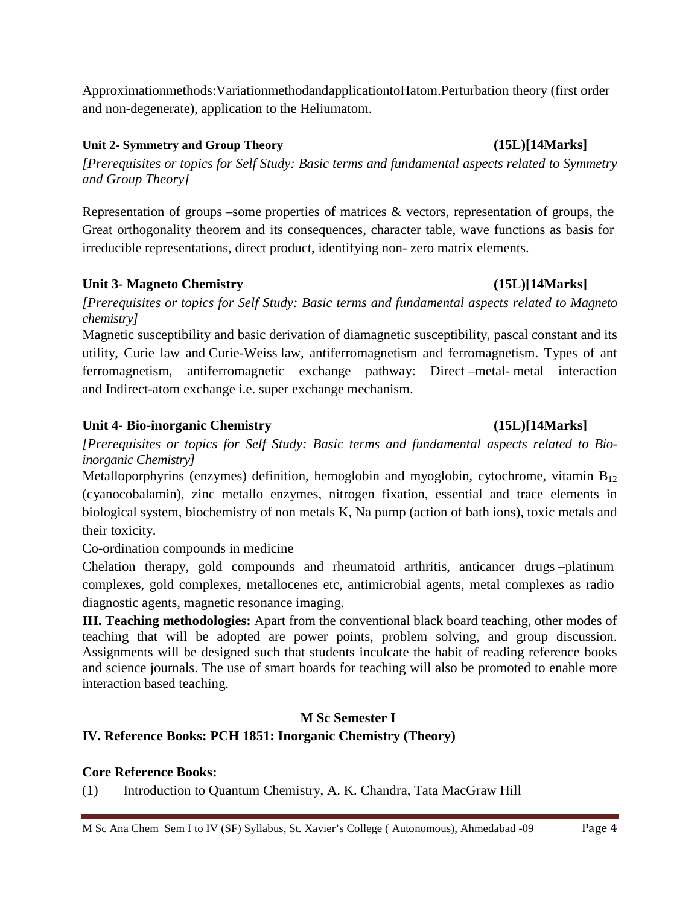Approximationmethods:VariationmethodandapplicationtoHatom.Perturbation theory (first order and non-degenerate), application to the Heliumatom.

**Unit 2- Symmetry and Group Theory (15L)[14Marks]**

*[Prerequisites or topics for Self Study: Basic terms and fundamental aspects related to Symmetry and Group Theory]*

Representation of groups –some properties of matrices & vectors, representation of groups, the Great orthogonality theorem and its consequences, character table, wave functions as basis for irreducible representations, direct product, identifying non- zero matrix elements.

**Unit 3- Magneto Chemistry (15L)[14Marks]**

*[Prerequisites or topics for Self Study: Basic terms and fundamental aspects related to Magneto chemistry]*

Magnetic susceptibility and basic derivation of diamagnetic susceptibility, pascal constant and its utility, Curie law and Curie-Weiss law, antiferromagnetism and ferromagnetism. Types of ant ferromagnetism, antiferromagnetic exchange pathway: Direct –metal- metal interaction and Indirect-atom exchange i.e. super exchange mechanism.

**Unit 4- Bio-inorganic Chemistry (15L)[14Marks]**

*[Prerequisites or topics for Self Study: Basic terms and fundamental aspects related to Bio-inorganic Chemistry]*

Metalloporphyrins (enzymes) definition, hemoglobin and myoglobin, cytochrome, vitamin $B_{12}$ (cyanocobalamin), zinc metallo enzymes, nitrogen fixation, essential and trace elements in biological system, biochemistry of non metals K, Na pump (action of bath ions), toxic metals and their toxicity.

Co-ordination compounds in medicine

Chelation therapy, gold compounds and rheumatoid arthritis, anticancer drugs –platinum complexes, gold complexes, metallocenes etc, antimicrobial agents, metal complexes as radio diagnostic agents, magnetic resonance imaging.

**III. Teaching methodologies:** Apart from the conventional black board teaching, other modes of teaching that will be adopted are power points, problem solving, and group discussion. Assignments will be designed such that students inculcate the habit of reading reference books and science journals. The use of smart boards for teaching will also be promoted to enable more interaction based teaching.

**M Sc Semester I**

**IV. Reference Books: PCH 1851: Inorganic Chemistry (Theory)**

**Core Reference Books:**

(1) Introduction to Quantum Chemistry, A. K. Chandra, Tata MacGraw Hill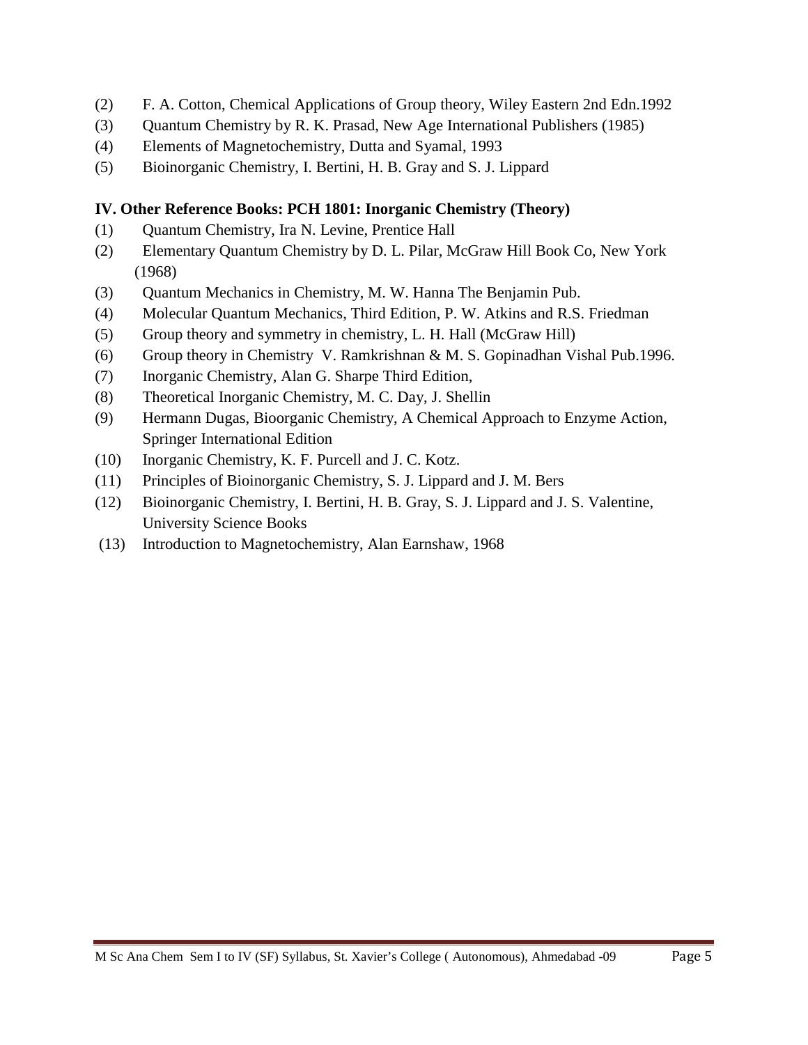(2) F. A. Cotton, Chemical Applications of Group theory, Wiley Eastern 2nd Edn.1992
(3) Quantum Chemistry by R. K. Prasad, New Age International Publishers (1985)
(4) Elements of Magnetochemistry, Dutta and Syamal, 1993
(5) Bioinorganic Chemistry, I. Bertini, H. B. Gray and S. J. Lippard

**IV. Other Reference Books: PCH 1801: Inorganic Chemistry (Theory)**

(1) Quantum Chemistry, Ira N. Levine, Prentice Hall
(2) Elementary Quantum Chemistry by D. L. Pilar, McGraw Hill Book Co, New York (1968)
(3) Quantum Mechanics in Chemistry, M. W. Hanna The Benjamin Pub.
(4) Molecular Quantum Mechanics, Third Edition, P. W. Atkins and R.S. Friedman
(5) Group theory and symmetry in chemistry, L. H. Hall (McGraw Hill)
(6) Group theory in Chemistry V. Ramkrishnan & M. S. Gopinadhan Vishal Pub.1996.
(7) Inorganic Chemistry, Alan G. Sharpe Third Edition,
(8) Theoretical Inorganic Chemistry, M. C. Day, J. Shellin
(9) Hermann Dugas, Bioorganic Chemistry, A Chemical Approach to Enzyme Action, Springer International Edition
(10) Inorganic Chemistry, K. F. Purcell and J. C. Kotz.
(11) Principles of Bioinorganic Chemistry, S. J. Lippard and J. M. Bers
(12) Bioinorganic Chemistry, I. Bertini, H. B. Gray, S. J. Lippard and J. S. Valentine, University Science Books
(13) Introduction to Magnetochemistry, Alan Earnshaw, 1968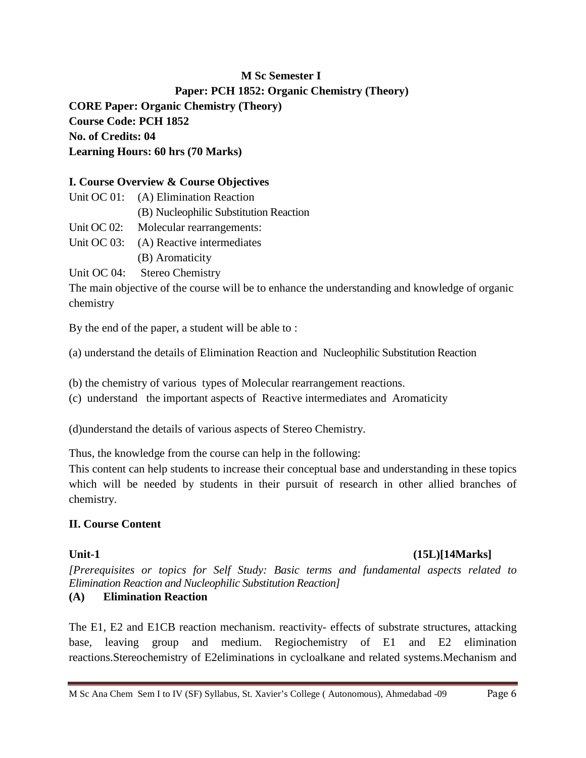**M Sc Semester I**

**Paper: PCH 1852: Organic Chemistry (Theory)**

**CORE Paper: Organic Chemistry (Theory)**
**Course Code: PCH 1852**
**No. of Credits: 04**
**Learning Hours: 60 hrs (70 Marks)**

**I. Course Overview & Course Objectives**

Unit OC 01: (A) Elimination Reaction
(B) Nucleophilic Substitution Reaction
Unit OC 02: Molecular rearrangements:
Unit OC 03: (A) Reactive intermediates
(B) Aromaticity
Unit OC 04: Stereo Chemistry

The main objective of the course will be to enhance the understanding and knowledge of organic chemistry

By the end of the paper, a student will be able to :

(a) understand the details of Elimination Reaction and Nucleophilic Substitution Reaction

(b) the chemistry of various types of Molecular rearrangement reactions.
(c) understand the important aspects of Reactive intermediates and Aromaticity

(d)understand the details of various aspects of Stereo Chemistry.

Thus, the knowledge from the course can help in the following:
This content can help students to increase their conceptual base and understanding in these topics which will be needed by students in their pursuit of research in other allied branches of chemistry.

**II. Course Content**

**Unit-1** **(15L)[14Marks]**

*[Prerequisites or topics for Self Study: Basic terms and fundamental aspects related to Elimination Reaction and Nucleophilic Substitution Reaction]*

**(A) Elimination Reaction**

The E1, E2 and E1CB reaction mechanism. reactivity- effects of substrate structures, attacking base, leaving group and medium. Regiochemistry of E1 and E2 elimination reactions.Stereochemistry of E2eliminations in cycloalkane and related systems.Mechanism and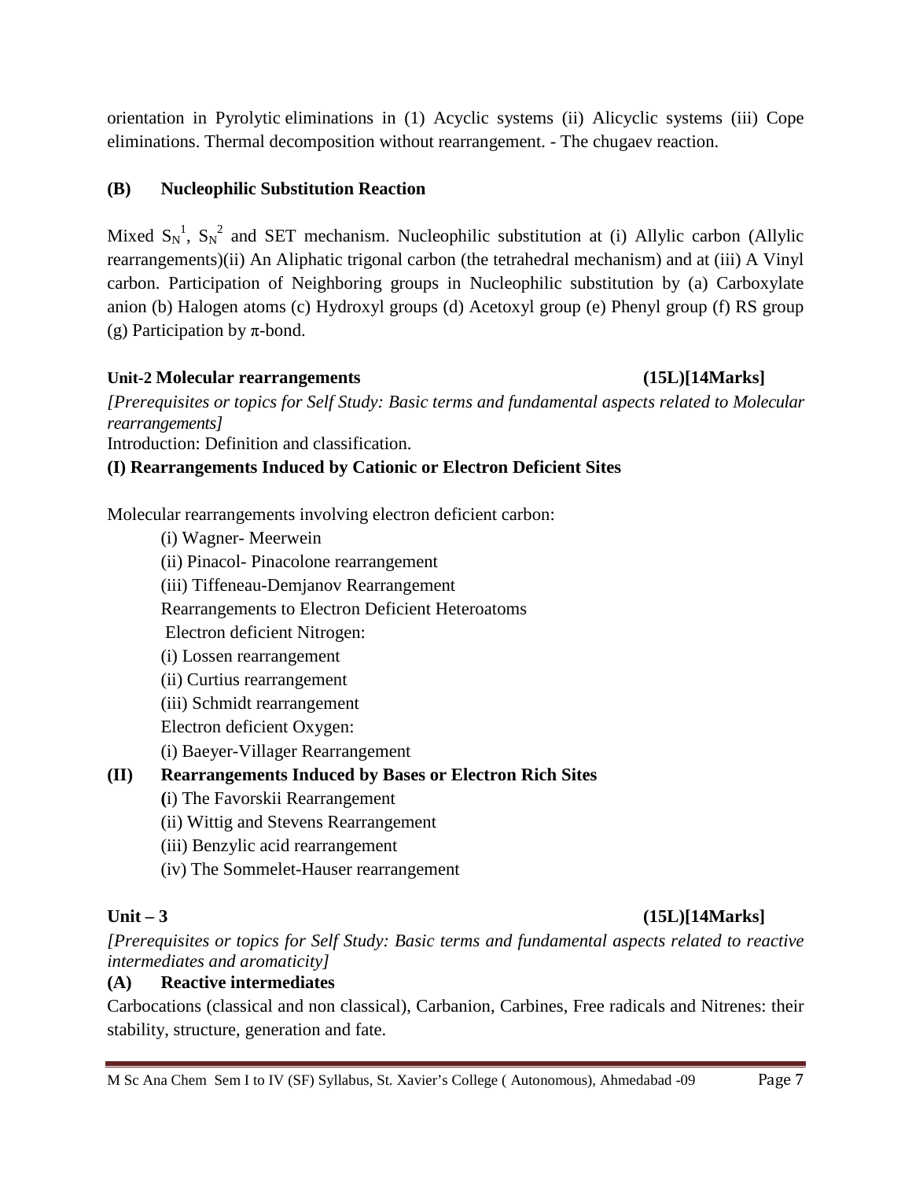orientation in Pyrolytic eliminations in (1) Acyclic systems (ii) Alicyclic systems (iii) Cope eliminations. Thermal decomposition without rearrangement. - The chugaev reaction.

**(B) Nucleophilic Substitution Reaction**

Mixed $S_N^1$, $S_N^2$ and SET mechanism. Nucleophilic substitution at (i) Allylic carbon (Allylic rearrangements)(ii) An Aliphatic trigonal carbon (the tetrahedral mechanism) and at (iii) A Vinyl carbon. Participation of Neighboring groups in Nucleophilic substitution by (a) Carboxylate anion (b) Halogen atoms (c) Hydroxyl groups (d) Acetoxyl group (e) Phenyl group (f) RS group (g) Participation by π-bond.

**Unit-2 Molecular rearrangements (15L)[14Marks]**

*[Prerequisites or topics for Self Study: Basic terms and fundamental aspects related to Molecular rearrangements]*

Introduction: Definition and classification.

**(I) Rearrangements Induced by Cationic or Electron Deficient Sites**

Molecular rearrangements involving electron deficient carbon:

(i) Wagner- Meerwein

(ii) Pinacol- Pinacolone rearrangement

(iii) Tiffeneau-Demjanov Rearrangement

Rearrangements to Electron Deficient Heteroatoms

Electron deficient Nitrogen:

(i) Lossen rearrangement

(ii) Curtius rearrangement

(iii) Schmidt rearrangement

Electron deficient Oxygen:

(i) Baeyer-Villager Rearrangement

**(II) Rearrangements Induced by Bases or Electron Rich Sites**

(i) The Favorskii Rearrangement

(ii) Wittig and Stevens Rearrangement

(iii) Benzylic acid rearrangement

(iv) The Sommelet-Hauser rearrangement

**Unit – 3 (15L)[14Marks]**

*[Prerequisites or topics for Self Study: Basic terms and fundamental aspects related to reactive intermediates and aromaticity]*

**(A) Reactive intermediates**

Carbocations (classical and non classical), Carbanion, Carbines, Free radicals and Nitrenes: their stability, structure, generation and fate.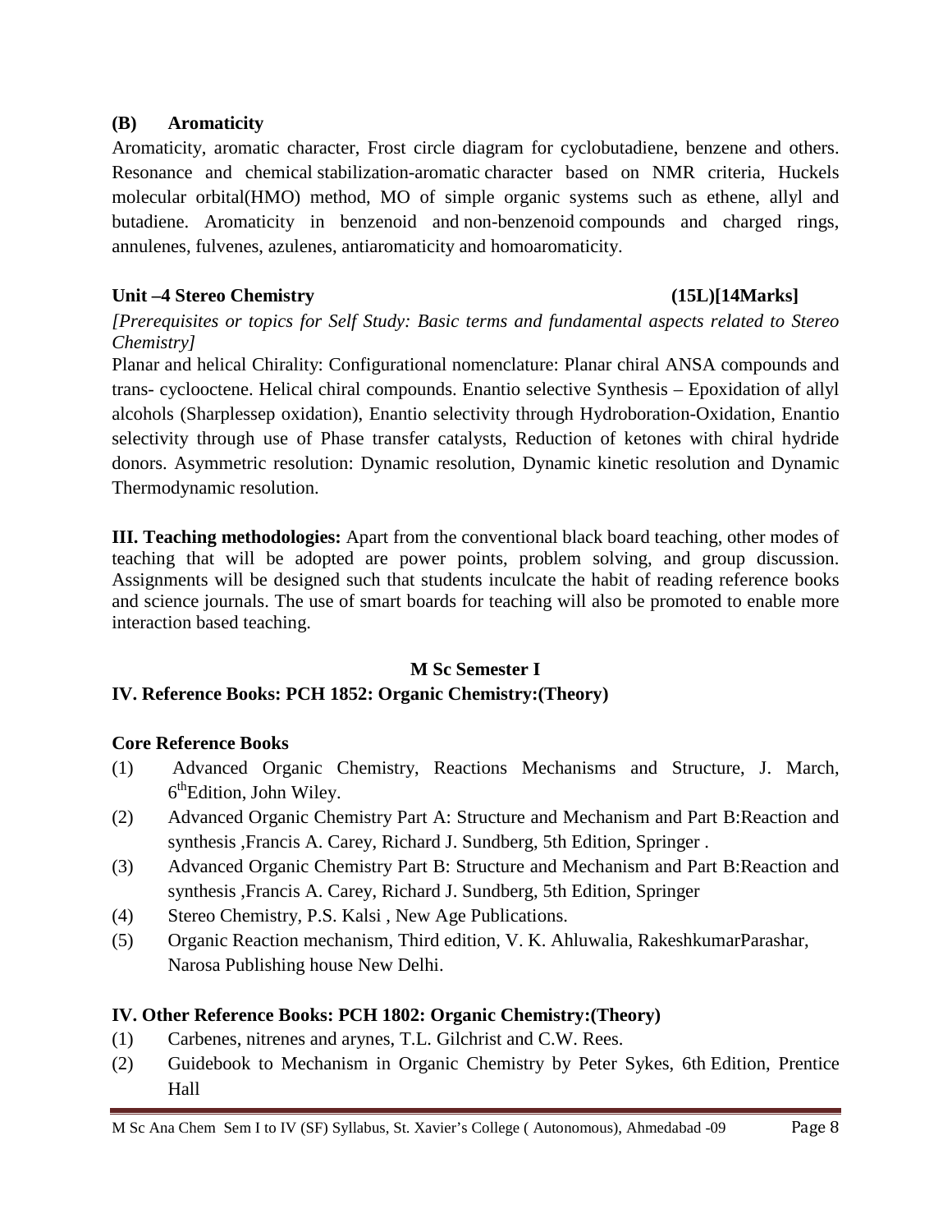**(B) Aromaticity**

Aromaticity, aromatic character, Frost circle diagram for cyclobutadiene, benzene and others. Resonance and chemical stabilization-aromatic character based on NMR criteria, Huckels molecular orbital(HMO) method, MO of simple organic systems such as ethene, allyl and butadiene. Aromaticity in benzenoid and non-benzenoid compounds and charged rings, annulenes, fulvenes, azulenes, antiaromaticity and homoaromaticity.

**Unit –4 Stereo Chemistry (15L)[14Marks]**

*[Prerequisites or topics for Self Study: Basic terms and fundamental aspects related to Stereo Chemistry]*

Planar and helical Chirality: Configurational nomenclature: Planar chiral ANSA compounds and trans- cyclooctene. Helical chiral compounds. Enantio selective Synthesis – Epoxidation of allyl alcohols (Sharplessep oxidation), Enantio selectivity through Hydroboration-Oxidation, Enantio selectivity through use of Phase transfer catalysts, Reduction of ketones with chiral hydride donors. Asymmetric resolution: Dynamic resolution, Dynamic kinetic resolution and Dynamic Thermodynamic resolution.

**III. Teaching methodologies:** Apart from the conventional black board teaching, other modes of teaching that will be adopted are power points, problem solving, and group discussion. Assignments will be designed such that students inculcate the habit of reading reference books and science journals. The use of smart boards for teaching will also be promoted to enable more interaction based teaching.

**M Sc Semester I**

**IV. Reference Books: PCH 1852: Organic Chemistry:(Theory)**

**Core Reference Books**

(1) Advanced Organic Chemistry, Reactions Mechanisms and Structure, J. March, 6th Edition, John Wiley.
(2) Advanced Organic Chemistry Part A: Structure and Mechanism and Part B:Reaction and synthesis ,Francis A. Carey, Richard J. Sundberg, 5th Edition, Springer .
(3) Advanced Organic Chemistry Part B: Structure and Mechanism and Part B:Reaction and synthesis ,Francis A. Carey, Richard J. Sundberg, 5th Edition, Springer
(4) Stereo Chemistry, P.S. Kalsi , New Age Publications.
(5) Organic Reaction mechanism, Third edition, V. K. Ahluwalia, RakeshkumarParashar, Narosa Publishing house New Delhi.

**IV. Other Reference Books: PCH 1802: Organic Chemistry:(Theory)**

(1) Carbenes, nitrenes and arynes, T.L. Gilchrist and C.W. Rees.
(2) Guidebook to Mechanism in Organic Chemistry by Peter Sykes, 6th Edition, Prentice Hall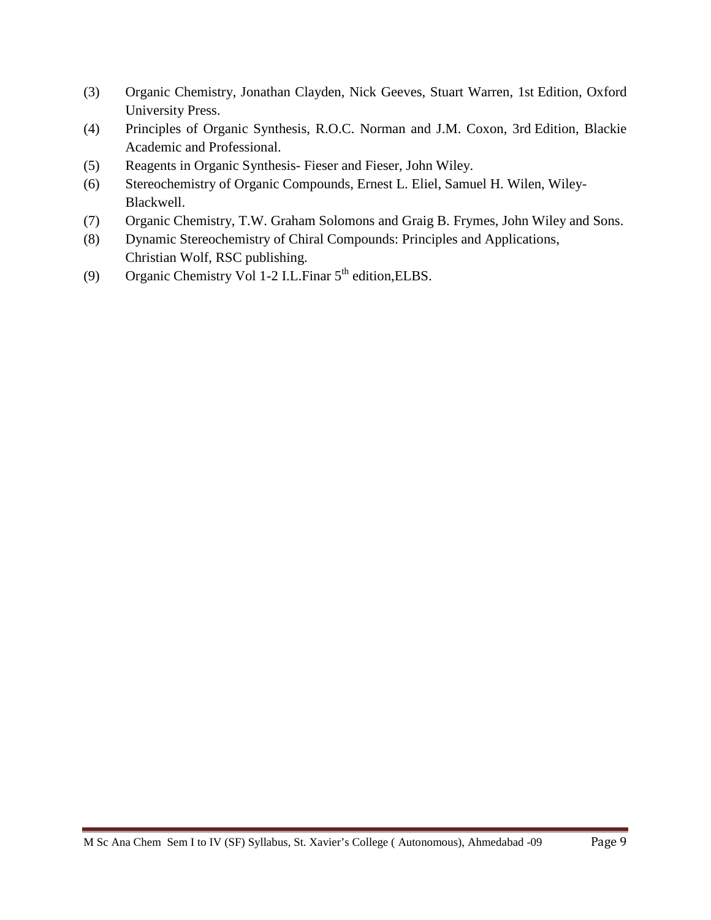(3) Organic Chemistry, Jonathan Clayden, Nick Geeves, Stuart Warren, 1st Edition, Oxford University Press.

(4) Principles of Organic Synthesis, R.O.C. Norman and J.M. Coxon, 3rd Edition, Blackie Academic and Professional.

(5) Reagents in Organic Synthesis- Fieser and Fieser, John Wiley.

(6) Stereochemistry of Organic Compounds, Ernest L. Eliel, Samuel H. Wilen, Wiley-Blackwell.

(7) Organic Chemistry, T.W. Graham Solomons and Graig B. Frymes, John Wiley and Sons.

(8) Dynamic Stereochemistry of Chiral Compounds: Principles and Applications, Christian Wolf, RSC publishing.

(9) Organic Chemistry Vol 1-2 I.L.Finar 5th edition,ELBS.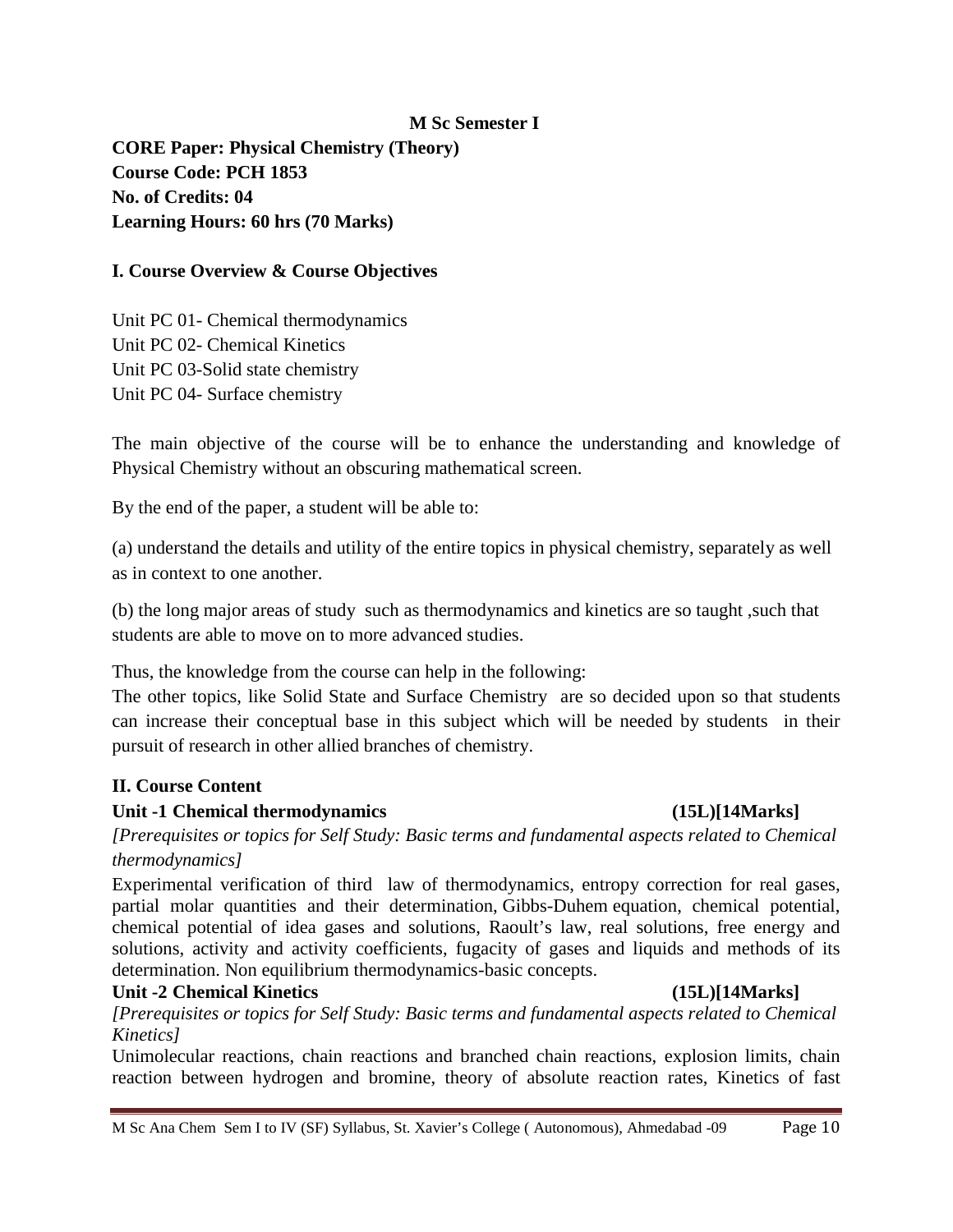**M Sc Semester I**

**CORE Paper: Physical Chemistry (Theory)**
**Course Code: PCH 1853**
**No. of Credits: 04**
**Learning Hours: 60 hrs (70 Marks)**

**I. Course Overview & Course Objectives**

Unit PC 01- Chemical thermodynamics
Unit PC 02- Chemical Kinetics
Unit PC 03-Solid state chemistry
Unit PC 04- Surface chemistry

The main objective of the course will be to enhance the understanding and knowledge of Physical Chemistry without an obscuring mathematical screen.

By the end of the paper, a student will be able to:

(a) understand the details and utility of the entire topics in physical chemistry, separately as well as in context to one another.

(b) the long major areas of study such as thermodynamics and kinetics are so taught ,such that students are able to move on to more advanced studies.

Thus, the knowledge from the course can help in the following:
The other topics, like Solid State and Surface Chemistry are so decided upon so that students can increase their conceptual base in this subject which will be needed by students in their pursuit of research in other allied branches of chemistry.

**II. Course Content**

**Unit -1 Chemical thermodynamics (15L)[14Marks]**

*[Prerequisites or topics for Self Study: Basic terms and fundamental aspects related to Chemical thermodynamics]*

Experimental verification of third law of thermodynamics, entropy correction for real gases, partial molar quantities and their determination, Gibbs-Duhem equation, chemical potential, chemical potential of idea gases and solutions, Raoult's law, real solutions, free energy and solutions, activity and activity coefficients, fugacity of gases and liquids and methods of its determination. Non equilibrium thermodynamics-basic concepts.

**Unit -2 Chemical Kinetics (15L)[14Marks]**

*[Prerequisites or topics for Self Study: Basic terms and fundamental aspects related to Chemical Kinetics]*

Unimolecular reactions, chain reactions and branched chain reactions, explosion limits, chain reaction between hydrogen and bromine, theory of absolute reaction rates, Kinetics of fast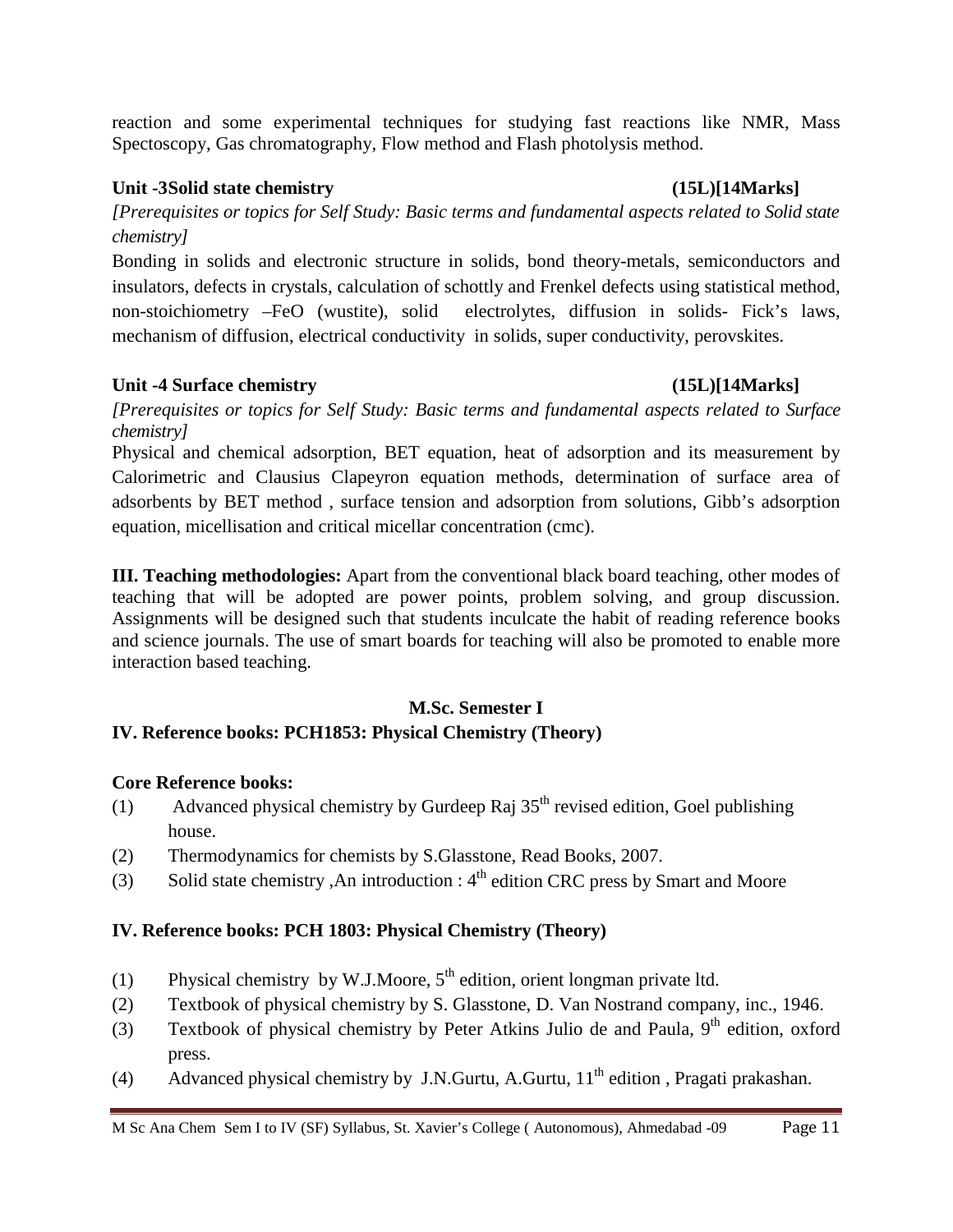reaction and some experimental techniques for studying fast reactions like NMR, Mass Spectoscopy, Gas chromatography, Flow method and Flash photolysis method.

**Unit -3Solid state chemistry (15L)[14Marks]**

*[Prerequisites or topics for Self Study: Basic terms and fundamental aspects related to Solid state chemistry]*

Bonding in solids and electronic structure in solids, bond theory-metals, semiconductors and insulators, defects in crystals, calculation of schottly and Frenkel defects using statistical method, non-stoichiometry –FeO (wustite), solid electrolytes, diffusion in solids- Fick's laws, mechanism of diffusion, electrical conductivity in solids, super conductivity, perovskites.

**Unit -4 Surface chemistry (15L)[14Marks]**

*[Prerequisites or topics for Self Study: Basic terms and fundamental aspects related to Surface chemistry]*

Physical and chemical adsorption, BET equation, heat of adsorption and its measurement by Calorimetric and Clausius Clapeyron equation methods, determination of surface area of adsorbents by BET method , surface tension and adsorption from solutions, Gibb's adsorption equation, micellisation and critical micellar concentration (cmc).

**III. Teaching methodologies:** Apart from the conventional black board teaching, other modes of teaching that will be adopted are power points, problem solving, and group discussion. Assignments will be designed such that students inculcate the habit of reading reference books and science journals. The use of smart boards for teaching will also be promoted to enable more interaction based teaching.

**M.Sc. Semester I**

**IV. Reference books: PCH1853: Physical Chemistry (Theory)**

**Core Reference books:**

(1) Advanced physical chemistry by Gurdeep Raj 35th revised edition, Goel publishing house.

(2) Thermodynamics for chemists by S.Glasstone, Read Books, 2007.

(3) Solid state chemistry ,An introduction : 4th edition CRC press by Smart and Moore

**IV. Reference books: PCH 1803: Physical Chemistry (Theory)**

(1) Physical chemistry by W.J.Moore, 5th edition, orient longman private ltd.

(2) Textbook of physical chemistry by S. Glasstone, D. Van Nostrand company, inc., 1946.

(3) Textbook of physical chemistry by Peter Atkins Julio de and Paula, 9th edition, oxford press.

(4) Advanced physical chemistry by J.N.Gurtu, A.Gurtu, 11th edition , Pragati prakashan.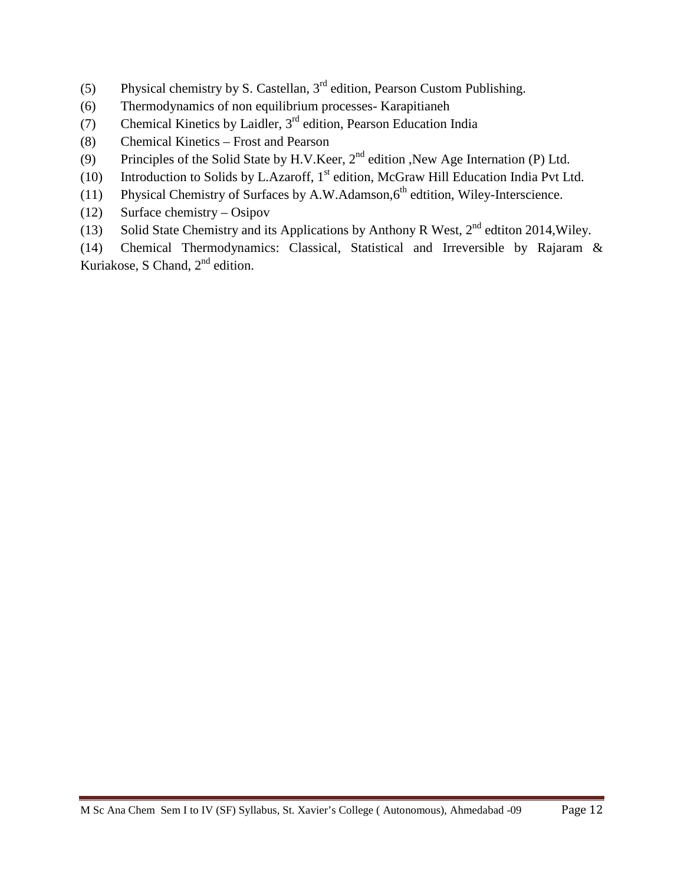(5) Physical chemistry by S. Castellan, 3rd edition, Pearson Custom Publishing.

(6) Thermodynamics of non equilibrium processes- Karapitianeh

(7) Chemical Kinetics by Laidler, 3rd edition, Pearson Education India

(8) Chemical Kinetics – Frost and Pearson

(9) Principles of the Solid State by H.V.Keer, 2nd edition ,New Age Internation (P) Ltd.

(10) Introduction to Solids by L.Azaroff, 1st edition, McGraw Hill Education India Pvt Ltd.

(11) Physical Chemistry of Surfaces by A.W.Adamson,6th edtition, Wiley-Interscience.

(12) Surface chemistry – Osipov

(13) Solid State Chemistry and its Applications by Anthony R West, 2nd edtiton 2014,Wiley.

(14) Chemical Thermodynamics: Classical, Statistical and Irreversible by Rajaram & Kuriakose, S Chand, 2nd edition.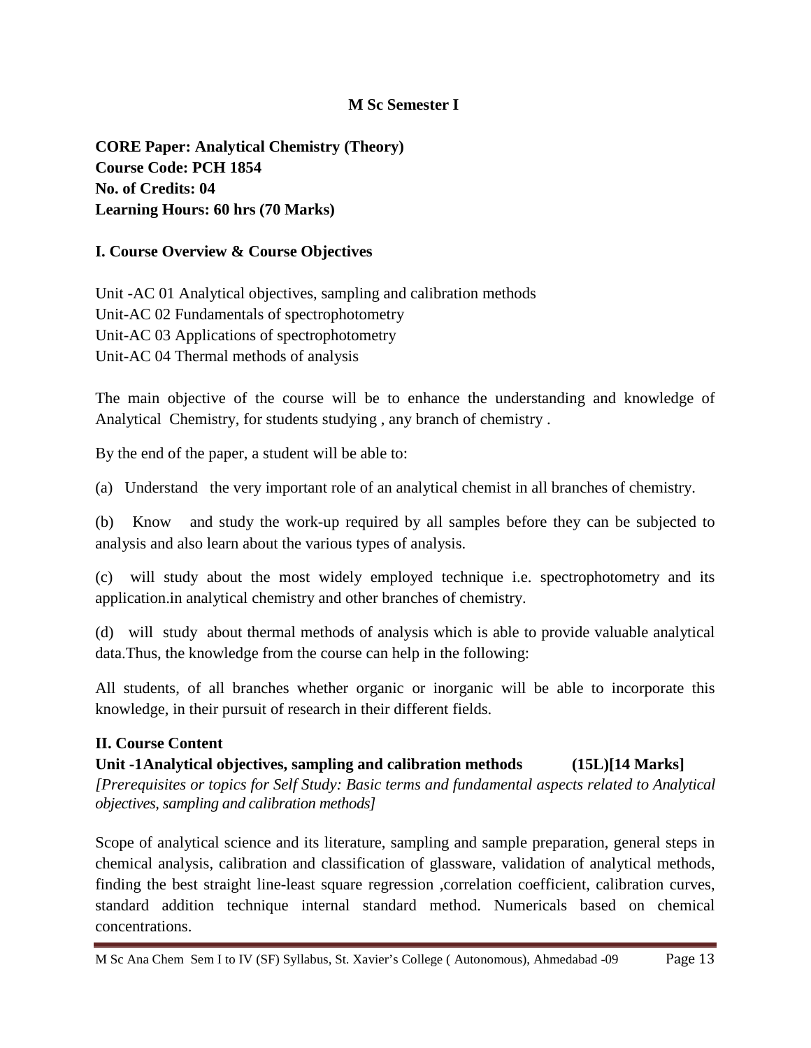**M Sc Semester I**

**CORE Paper: Analytical Chemistry (Theory)**
**Course Code: PCH 1854**
**No. of Credits: 04**
**Learning Hours: 60 hrs (70 Marks)**

## I. Course Overview & Course Objectives

Unit -AC 01 Analytical objectives, sampling and calibration methods
Unit-AC 02 Fundamentals of spectrophotometry
Unit-AC 03 Applications of spectrophotometry
Unit-AC 04 Thermal methods of analysis

The main objective of the course will be to enhance the understanding and knowledge of Analytical Chemistry, for students studying , any branch of chemistry .

By the end of the paper, a student will be able to:

(a) Understand the very important role of an analytical chemist in all branches of chemistry.

(b) Know and study the work-up required by all samples before they can be subjected to analysis and also learn about the various types of analysis.

(c) will study about the most widely employed technique i.e. spectrophotometry and its application.in analytical chemistry and other branches of chemistry.

(d) will study about thermal methods of analysis which is able to provide valuable analytical data.Thus, the knowledge from the course can help in the following:

All students, of all branches whether organic or inorganic will be able to incorporate this knowledge, in their pursuit of research in their different fields.

## II. Course Content

**Unit -1Analytical objectives, sampling and calibration methods (15L)[14 Marks]**

*[Prerequisites or topics for Self Study: Basic terms and fundamental aspects related to Analytical objectives, sampling and calibration methods]*

Scope of analytical science and its literature, sampling and sample preparation, general steps in chemical analysis, calibration and classification of glassware, validation of analytical methods, finding the best straight line-least square regression ,correlation coefficient, calibration curves, standard addition technique internal standard method. Numericals based on chemical concentrations.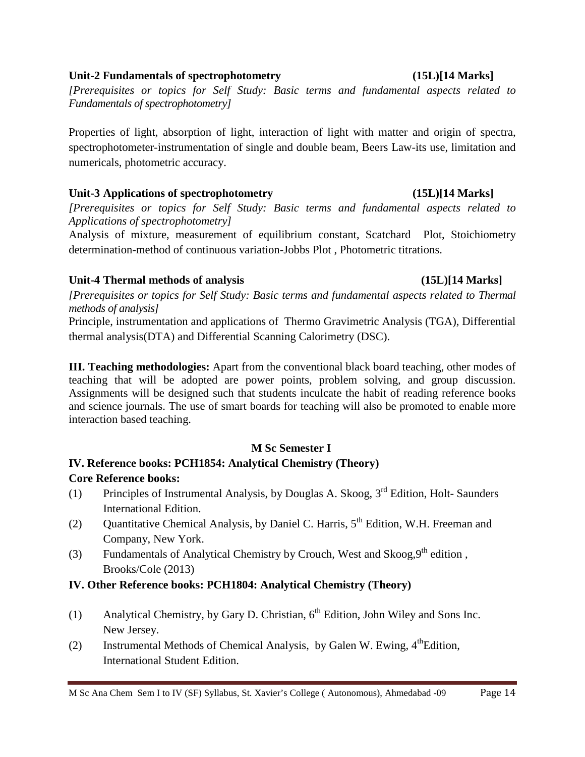**Unit-2 Fundamentals of spectrophotometry (15L)[14 Marks]**

*[Prerequisites or topics for Self Study: Basic terms and fundamental aspects related to Fundamentals of spectrophotometry]*

Properties of light, absorption of light, interaction of light with matter and origin of spectra, spectrophotometer-instrumentation of single and double beam, Beers Law-its use, limitation and numericals, photometric accuracy.

**Unit-3 Applications of spectrophotometry (15L)[14 Marks]**

*[Prerequisites or topics for Self Study: Basic terms and fundamental aspects related to Applications of spectrophotometry]*

Analysis of mixture, measurement of equilibrium constant, Scatchard Plot, Stoichiometry determination-method of continuous variation-Jobbs Plot , Photometric titrations.

**Unit-4 Thermal methods of analysis (15L)[14 Marks]**

*[Prerequisites or topics for Self Study: Basic terms and fundamental aspects related to Thermal methods of analysis]*

Principle, instrumentation and applications of Thermo Gravimetric Analysis (TGA), Differential thermal analysis(DTA) and Differential Scanning Calorimetry (DSC).

**III. Teaching methodologies:** Apart from the conventional black board teaching, other modes of teaching that will be adopted are power points, problem solving, and group discussion. Assignments will be designed such that students inculcate the habit of reading reference books and science journals. The use of smart boards for teaching will also be promoted to enable more interaction based teaching.

**M Sc Semester I**

**IV. Reference books: PCH1854: Analytical Chemistry (Theory)**

**Core Reference books:**

(1) Principles of Instrumental Analysis, by Douglas A. Skoog, 3rd Edition, Holt- Saunders International Edition.

(2) Quantitative Chemical Analysis, by Daniel C. Harris, 5th Edition, W.H. Freeman and Company, New York.

(3) Fundamentals of Analytical Chemistry by Crouch, West and Skoog,9th edition , Brooks/Cole (2013)

**IV. Other Reference books: PCH1804: Analytical Chemistry (Theory)**

(1) Analytical Chemistry, by Gary D. Christian, 6th Edition, John Wiley and Sons Inc. New Jersey.

(2) Instrumental Methods of Chemical Analysis, by Galen W. Ewing, 4thEdition, International Student Edition.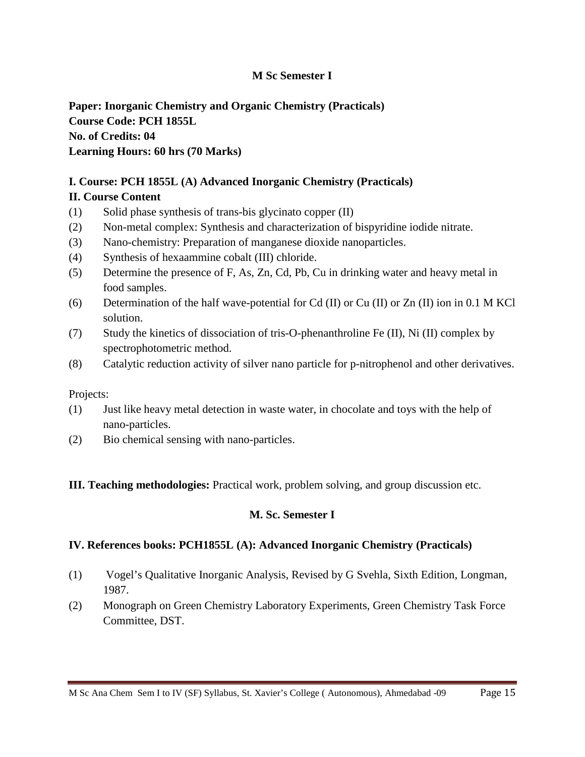**M Sc Semester I**

**Paper: Inorganic Chemistry and Organic Chemistry (Practicals)**
**Course Code: PCH 1855L**
**No. of Credits: 04**
**Learning Hours: 60 hrs (70 Marks)**

**I. Course: PCH 1855L (A) Advanced Inorganic Chemistry (Practicals)**

**II. Course Content**

(1) Solid phase synthesis of trans-bis glycinato copper (II)
(2) Non-metal complex: Synthesis and characterization of bispyridine iodide nitrate.
(3) Nano-chemistry: Preparation of manganese dioxide nanoparticles.
(4) Synthesis of hexaammine cobalt (III) chloride.
(5) Determine the presence of F, As, Zn, Cd, Pb, Cu in drinking water and heavy metal in food samples.
(6) Determination of the half wave-potential for Cd (II) or Cu (II) or Zn (II) ion in 0.1 M KCl solution.
(7) Study the kinetics of dissociation of tris-O-phenanthroline Fe (II), Ni (II) complex by spectrophotometric method.
(8) Catalytic reduction activity of silver nano particle for p-nitrophenol and other derivatives.

Projects:

(1) Just like heavy metal detection in waste water, in chocolate and toys with the help of nano-particles.
(2) Bio chemical sensing with nano-particles.

**III. Teaching methodologies:** Practical work, problem solving, and group discussion etc.

**M. Sc. Semester I**

**IV. References books: PCH1855L (A): Advanced Inorganic Chemistry (Practicals)**

(1) Vogel's Qualitative Inorganic Analysis, Revised by G Svehla, Sixth Edition, Longman, 1987.
(2) Monograph on Green Chemistry Laboratory Experiments, Green Chemistry Task Force Committee, DST.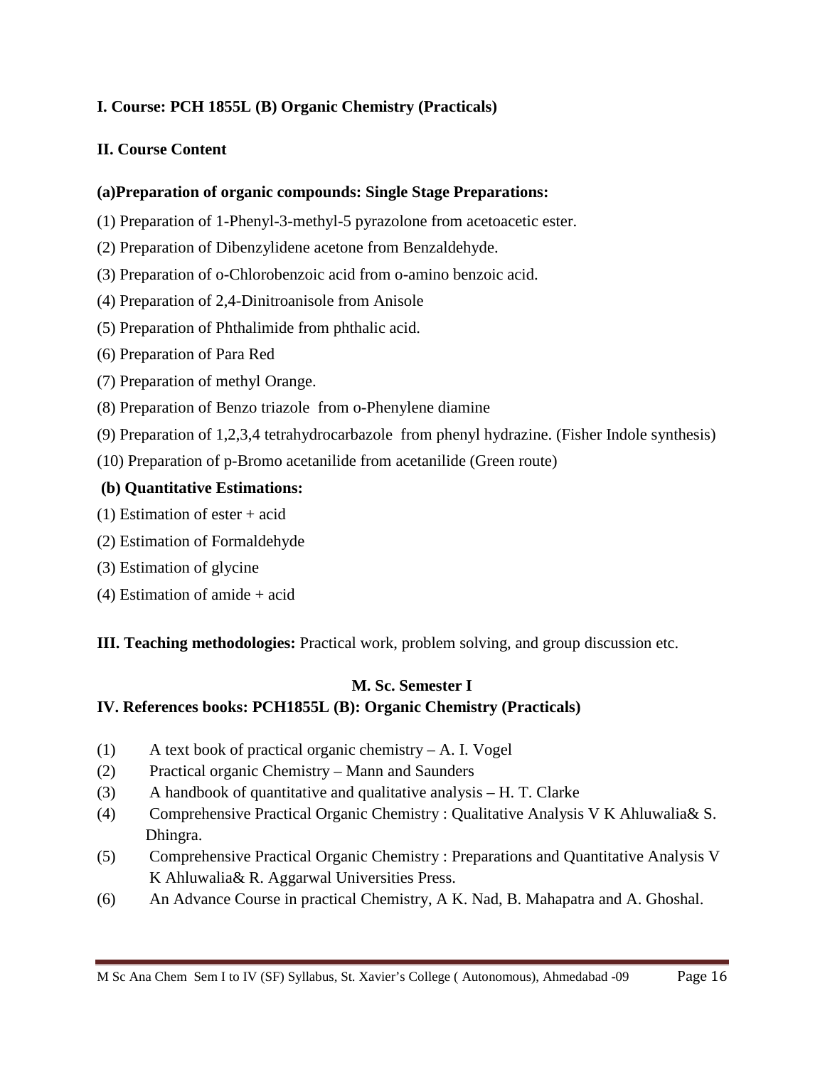**I. Course: PCH 1855L (B) Organic Chemistry (Practicals)**

**II. Course Content**

**(a)Preparation of organic compounds: Single Stage Preparations:**

(1) Preparation of 1-Phenyl-3-methyl-5 pyrazolone from acetoacetic ester.

(2) Preparation of Dibenzylidene acetone from Benzaldehyde.

(3) Preparation of o-Chlorobenzoic acid from o-amino benzoic acid.

(4) Preparation of 2,4-Dinitroanisole from Anisole

(5) Preparation of Phthalimide from phthalic acid.

(6) Preparation of Para Red

(7) Preparation of methyl Orange.

(8) Preparation of Benzo triazole from o-Phenylene diamine

(9) Preparation of 1,2,3,4 tetrahydrocarbazole from phenyl hydrazine. (Fisher Indole synthesis)

(10) Preparation of p-Bromo acetanilide from acetanilide (Green route)

**(b) Quantitative Estimations:**

(1) Estimation of ester + acid

(2) Estimation of Formaldehyde

(3) Estimation of glycine

(4) Estimation of amide + acid

**III. Teaching methodologies:** Practical work, problem solving, and group discussion etc.

**M. Sc. Semester I**

**IV. References books: PCH1855L (B): Organic Chemistry (Practicals)**

(1) A text book of practical organic chemistry – A. I. Vogel

(2) Practical organic Chemistry – Mann and Saunders

(3) A handbook of quantitative and qualitative analysis – H. T. Clarke

(4) Comprehensive Practical Organic Chemistry : Qualitative Analysis V K Ahluwalia& S. Dhingra.

(5) Comprehensive Practical Organic Chemistry : Preparations and Quantitative Analysis V K Ahluwalia& R. Aggarwal Universities Press.

(6) An Advance Course in practical Chemistry, A K. Nad, B. Mahapatra and A. Ghoshal.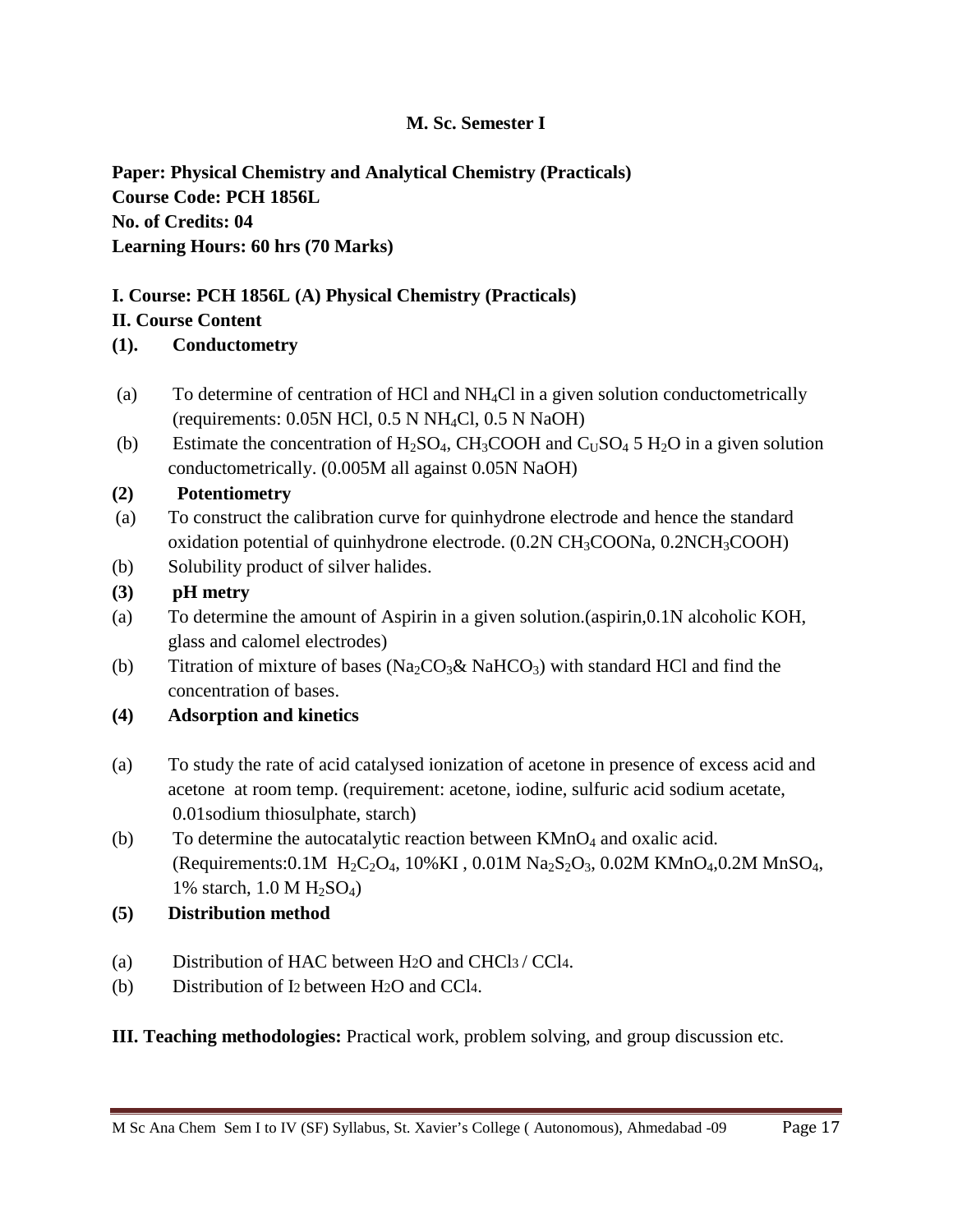**M. Sc. Semester I**

**Paper: Physical Chemistry and Analytical Chemistry (Practicals)**
**Course Code: PCH 1856L**
**No. of Credits: 04**
**Learning Hours: 60 hrs (70 Marks)**

**I. Course: PCH 1856L (A) Physical Chemistry (Practicals)**
**II. Course Content**

**(1). Conductometry**

(a) To determine of centration of HCl and $NH_4Cl$ in a given solution conductometrically (requirements: 0.05N HCl, 0.5 N $NH_4Cl$, 0.5 N NaOH)

(b) Estimate the concentration of $H_2SO_4$, $CH_3COOH$ and $C_USO_4$ 5 $H_2O$ in a given solution conductometrically. (0.005M all against 0.05N NaOH)

**(2) Potentiometry**

(a) To construct the calibration curve for quinhydrone electrode and hence the standard oxidation potential of quinhydrone electrode. (0.2N $CH_3COONa$, 0.2N$CH_3COOH$)

(b) Solubility product of silver halides.

**(3) pH metry**

(a) To determine the amount of Aspirin in a given solution.(aspirin,0.1N alcoholic KOH, glass and calomel electrodes)

(b) Titration of mixture of bases ($Na_2CO_3$& $NaHCO_3$) with standard HCl and find the concentration of bases.

**(4) Adsorption and kinetics**

(a) To study the rate of acid catalysed ionization of acetone in presence of excess acid and acetone at room temp. (requirement: acetone, iodine, sulfuric acid sodium acetate, 0.01sodium thiosulphate, starch)

(b) To determine the autocatalytic reaction between $KMnO_4$ and oxalic acid. (Requirements:0.1M $H_2C_2O_4$, 10%KI , 0.01M $Na_2S_2O_3$, 0.02M $KMnO_4$,0.2M $MnSO_4$, 1% starch, 1.0 M $H_2SO_4$)

**(5) Distribution method**

(a) Distribution of HAC between $H_2O$ and $CHCl_3$ / $CCl_4$.

(b) Distribution of $I_2$ between $H_2O$ and $CCl_4$.

**III. Teaching methodologies:** Practical work, problem solving, and group discussion etc.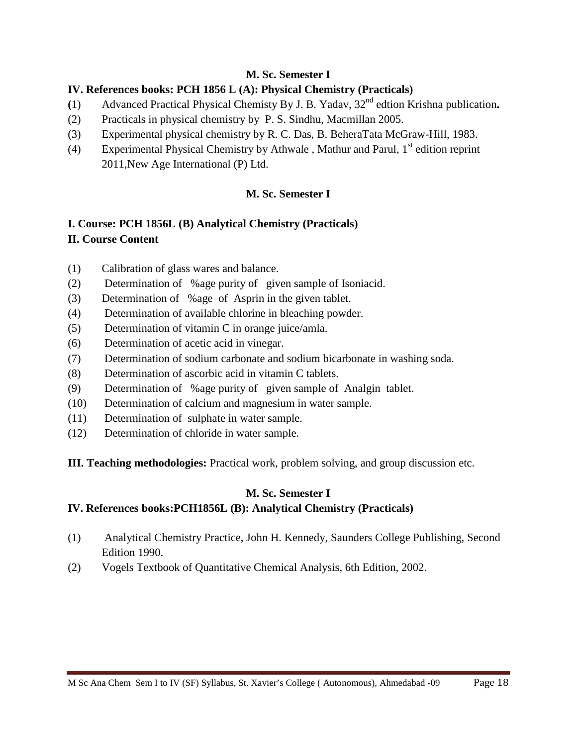**M. Sc. Semester I**

**IV. References books: PCH 1856 L (A): Physical Chemistry (Practicals)**

(1) Advanced Practical Physical Chemisty By J. B. Yadav, 32nd edtion Krishna publication**.**
(2) Practicals in physical chemistry by P. S. Sindhu, Macmillan 2005.
(3) Experimental physical chemistry by R. C. Das, B. BeheraTata McGraw-Hill, 1983.
(4) Experimental Physical Chemistry by Athwale , Mathur and Parul, 1st edition reprint 2011,New Age International (P) Ltd.

**M. Sc. Semester I**

**I. Course: PCH 1856L (B) Analytical Chemistry (Practicals)**

**II. Course Content**

(1) Calibration of glass wares and balance.
(2) Determination of %age purity of given sample of Isoniacid.
(3) Determination of %age of Asprin in the given tablet.
(4) Determination of available chlorine in bleaching powder.
(5) Determination of vitamin C in orange juice/amla.
(6) Determination of acetic acid in vinegar.
(7) Determination of sodium carbonate and sodium bicarbonate in washing soda.
(8) Determination of ascorbic acid in vitamin C tablets.
(9) Determination of %age purity of given sample of Analgin tablet.
(10) Determination of calcium and magnesium in water sample.
(11) Determination of sulphate in water sample.
(12) Determination of chloride in water sample.

**III. Teaching methodologies:** Practical work, problem solving, and group discussion etc.

**M. Sc. Semester I**

**IV. References books:PCH1856L (B): Analytical Chemistry (Practicals)**

(1) Analytical Chemistry Practice, John H. Kennedy, Saunders College Publishing, Second Edition 1990.
(2) Vogels Textbook of Quantitative Chemical Analysis, 6th Edition, 2002.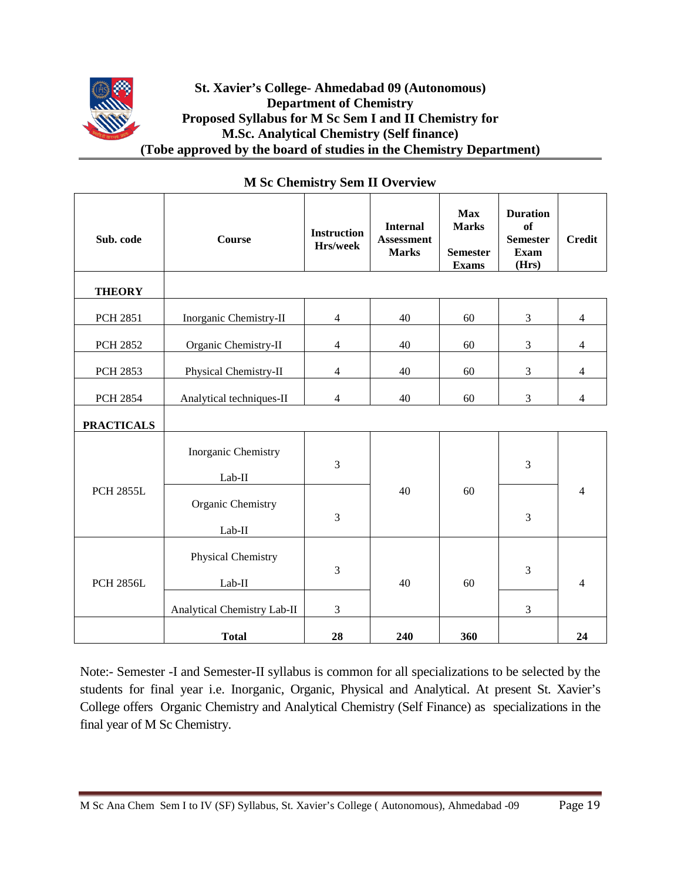# St. Xavier's College- Ahmedabad 09 (Autonomous)
## Department of Chemistry
## Proposed Syllabus for M Sc Sem I and II Chemistry for M.Sc. Analytical Chemistry (Self finance)
## (Tobe approved by the board of studies in the Chemistry Department)

### M Sc Chemistry Sem II Overview

| Sub. code | Course | Instruction Hrs/week | Internal Assessment Marks | Max Marks Semester Exams | Duration of Semester Exam (Hrs) | Credit |
|---|---|---|---|---|---|---|
| **THEORY** | | | | | | |
| PCH 2851 | Inorganic Chemistry-II | 4 | 40 | 60 | 3 | 4 |
| PCH 2852 | Organic Chemistry-II | 4 | 40 | 60 | 3 | 4 |
| PCH 2853 | Physical Chemistry-II | 4 | 40 | 60 | 3 | 4 |
| PCH 2854 | Analytical techniques-II | 4 | 40 | 60 | 3 | 4 |
| **PRACTICALS** | | | | | | |
| PCH 2855L | Inorganic Chemistry Lab-II | 3 | 40 | 60 | 3 | 4 |
| | Organic Chemistry Lab-II | 3 | | | 3 | |
| PCH 2856L | Physical Chemistry Lab-II | 3 | 40 | 60 | 3 | 4 |
| | Analytical Chemistry Lab-II | 3 | | | 3 | |
| | **Total** | **28** | **240** | **360** | | **24** |

Note:- Semester -I and Semester-II syllabus is common for all specializations to be selected by the students for final year i.e. Inorganic, Organic, Physical and Analytical. At present St. Xavier's College offers Organic Chemistry and Analytical Chemistry (Self Finance) as specializations in the final year of M Sc Chemistry.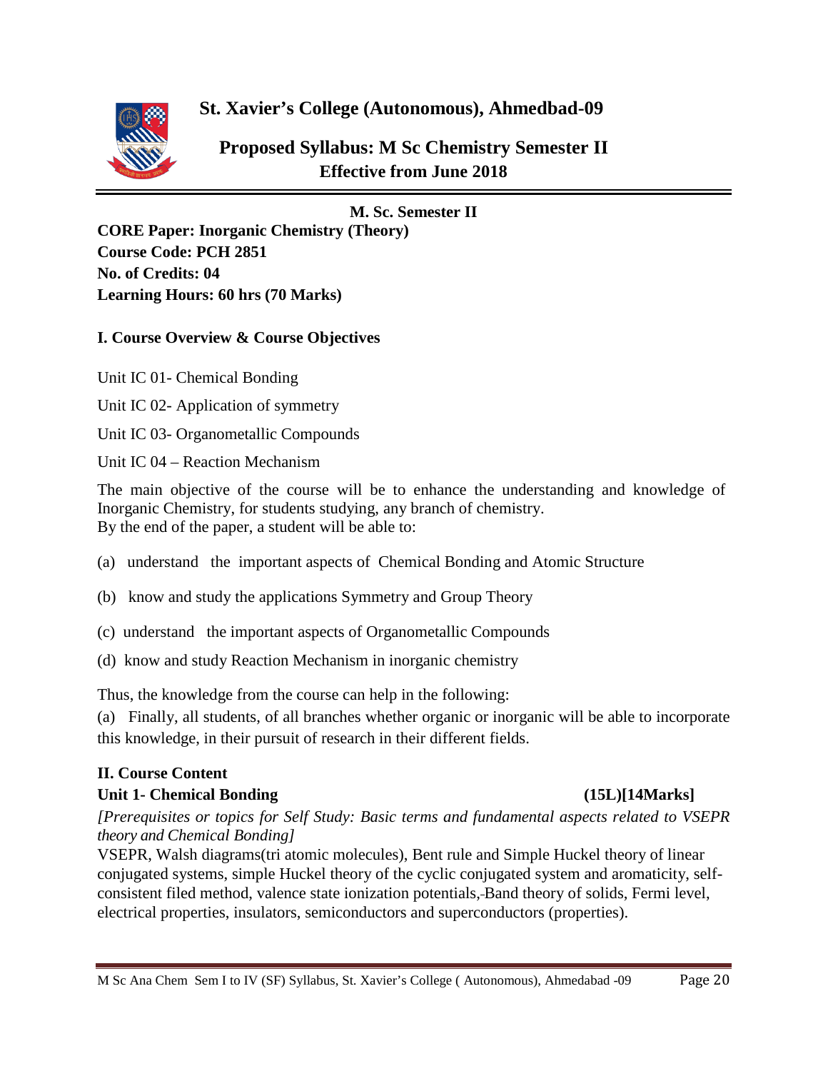# St. Xavier's College (Autonomous), Ahmedbad-09

## Proposed Syllabus: M Sc Chemistry Semester II
**Effective from June 2018**

---

**M. Sc. Semester II**

**CORE Paper: Inorganic Chemistry (Theory)**
**Course Code: PCH 2851**
**No. of Credits: 04**
**Learning Hours: 60 hrs (70 Marks)**

### I. Course Overview & Course Objectives

Unit IC 01- Chemical Bonding

Unit IC 02- Application of symmetry

Unit IC 03- Organometallic Compounds

Unit IC 04 – Reaction Mechanism

The main objective of the course will be to enhance the understanding and knowledge of Inorganic Chemistry, for students studying, any branch of chemistry.
By the end of the paper, a student will be able to:

(a) understand the important aspects of Chemical Bonding and Atomic Structure

(b) know and study the applications Symmetry and Group Theory

(c) understand the important aspects of Organometallic Compounds

(d) know and study Reaction Mechanism in inorganic chemistry

Thus, the knowledge from the course can help in the following:

(a) Finally, all students, of all branches whether organic or inorganic will be able to incorporate this knowledge, in their pursuit of research in their different fields.

### II. Course Content

**Unit 1- Chemical Bonding (15L)[14Marks]**

*[Prerequisites or topics for Self Study: Basic terms and fundamental aspects related to VSEPR theory and Chemical Bonding]*

VSEPR, Walsh diagrams(tri atomic molecules), Bent rule and Simple Huckel theory of linear conjugated systems, simple Huckel theory of the cyclic conjugated system and aromaticity, self-consistent filed method, valence state ionization potentials, Band theory of solids, Fermi level, electrical properties, insulators, semiconductors and superconductors (properties).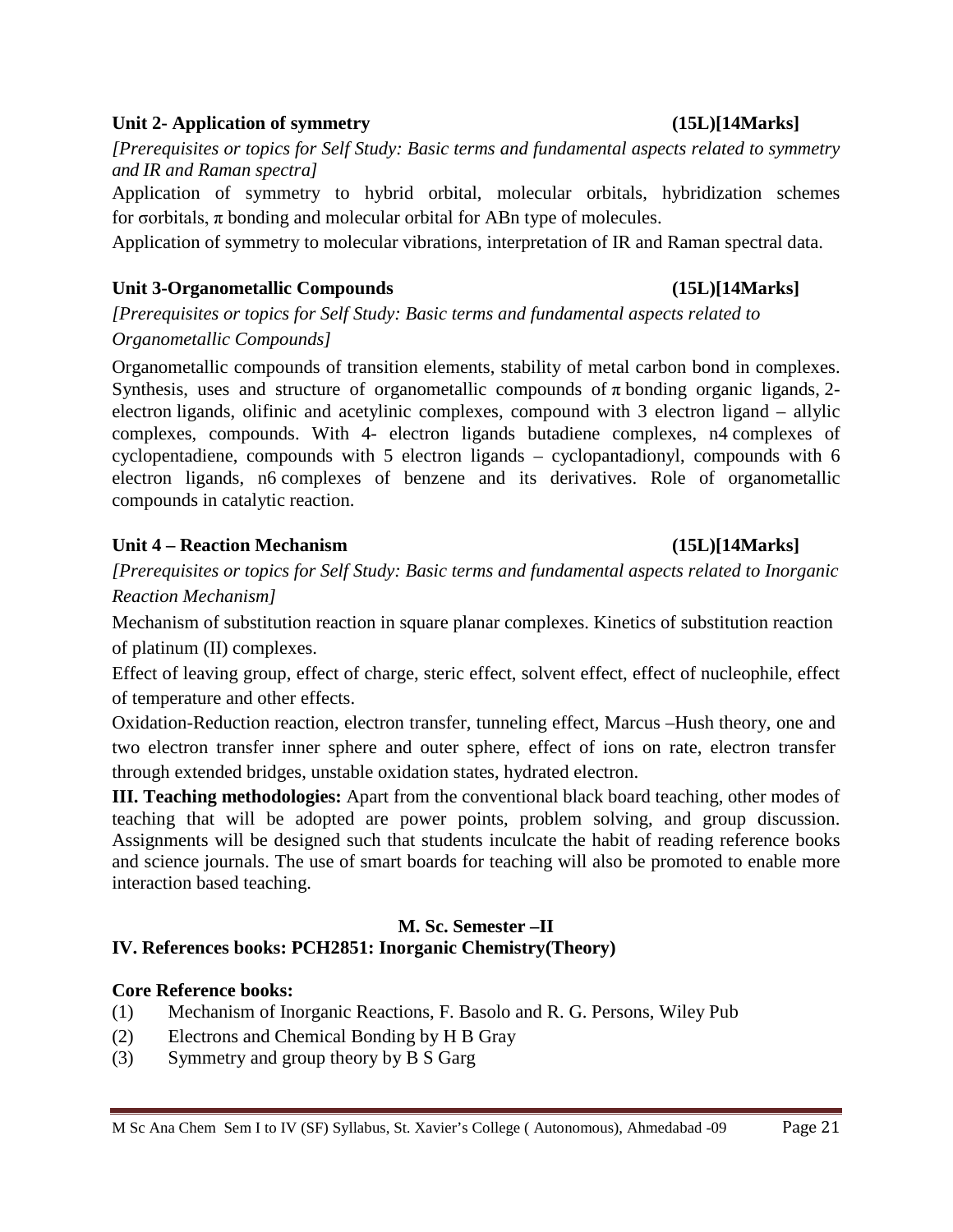**Unit 2- Application of symmetry (15L)[14Marks]**

*[Prerequisites or topics for Self Study: Basic terms and fundamental aspects related to symmetry and IR and Raman spectra]*

Application of symmetry to hybrid orbital, molecular orbitals, hybridization schemes for σorbitals, π bonding and molecular orbital for ABn type of molecules.

Application of symmetry to molecular vibrations, interpretation of IR and Raman spectral data.

**Unit 3-Organometallic Compounds (15L)[14Marks]**

*[Prerequisites or topics for Self Study: Basic terms and fundamental aspects related to Organometallic Compounds]*

Organometallic compounds of transition elements, stability of metal carbon bond in complexes. Synthesis, uses and structure of organometallic compounds of π bonding organic ligands, 2-electron ligands, olifinic and acetylinic complexes, compound with 3 electron ligand – allylic complexes, compounds. With 4- electron ligands butadiene complexes, n4 complexes of cyclopentadiene, compounds with 5 electron ligands – cyclopantadionyl, compounds with 6 electron ligands, n6 complexes of benzene and its derivatives. Role of organometallic compounds in catalytic reaction.

**Unit 4 – Reaction Mechanism (15L)[14Marks]**

*[Prerequisites or topics for Self Study: Basic terms and fundamental aspects related to Inorganic Reaction Mechanism]*

Mechanism of substitution reaction in square planar complexes. Kinetics of substitution reaction of platinum (II) complexes.

Effect of leaving group, effect of charge, steric effect, solvent effect, effect of nucleophile, effect of temperature and other effects.

Oxidation-Reduction reaction, electron transfer, tunneling effect, Marcus –Hush theory, one and two electron transfer inner sphere and outer sphere, effect of ions on rate, electron transfer through extended bridges, unstable oxidation states, hydrated electron.

**III. Teaching methodologies:** Apart from the conventional black board teaching, other modes of teaching that will be adopted are power points, problem solving, and group discussion. Assignments will be designed such that students inculcate the habit of reading reference books and science journals. The use of smart boards for teaching will also be promoted to enable more interaction based teaching.

**M. Sc. Semester –II**

**IV. References books: PCH2851: Inorganic Chemistry(Theory)**

**Core Reference books:**

(1) Mechanism of Inorganic Reactions, F. Basolo and R. G. Persons, Wiley Pub

(2) Electrons and Chemical Bonding by H B Gray

(3) Symmetry and group theory by B S Garg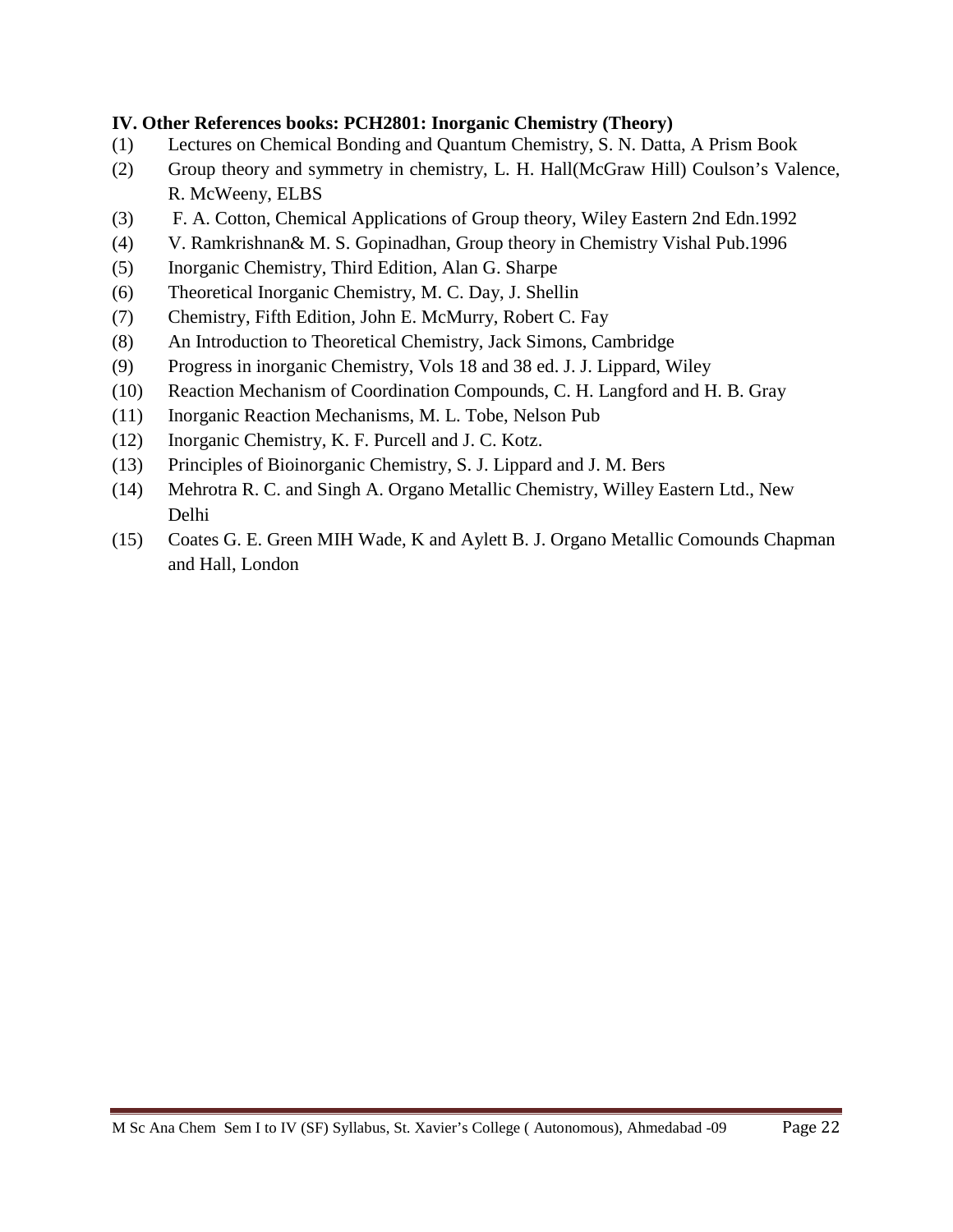**IV. Other References books: PCH2801: Inorganic Chemistry (Theory)**

(1) Lectures on Chemical Bonding and Quantum Chemistry, S. N. Datta, A Prism Book

(2) Group theory and symmetry in chemistry, L. H. Hall(McGraw Hill) Coulson's Valence, R. McWeeny, ELBS

(3) F. A. Cotton, Chemical Applications of Group theory, Wiley Eastern 2nd Edn.1992

(4) V. Ramkrishnan& M. S. Gopinadhan, Group theory in Chemistry Vishal Pub.1996

(5) Inorganic Chemistry, Third Edition, Alan G. Sharpe

(6) Theoretical Inorganic Chemistry, M. C. Day, J. Shellin

(7) Chemistry, Fifth Edition, John E. McMurry, Robert C. Fay

(8) An Introduction to Theoretical Chemistry, Jack Simons, Cambridge

(9) Progress in inorganic Chemistry, Vols 18 and 38 ed. J. J. Lippard, Wiley

(10) Reaction Mechanism of Coordination Compounds, C. H. Langford and H. B. Gray

(11) Inorganic Reaction Mechanisms, M. L. Tobe, Nelson Pub

(12) Inorganic Chemistry, K. F. Purcell and J. C. Kotz.

(13) Principles of Bioinorganic Chemistry, S. J. Lippard and J. M. Bers

(14) Mehrotra R. C. and Singh A. Organo Metallic Chemistry, Willey Eastern Ltd., New Delhi

(15) Coates G. E. Green MIH Wade, K and Aylett B. J. Organo Metallic Comounds Chapman and Hall, London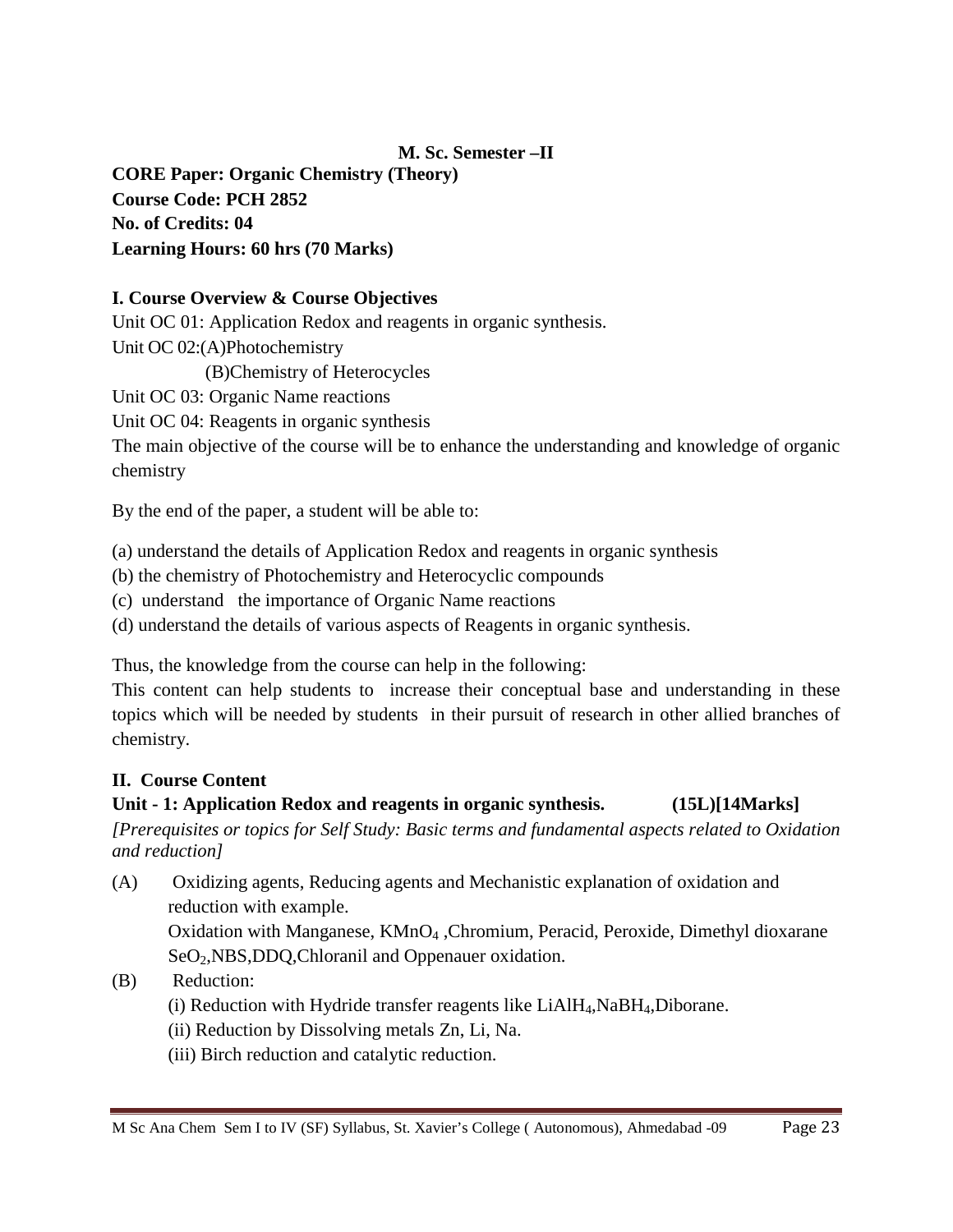**M. Sc. Semester –II**

**CORE Paper: Organic Chemistry (Theory)**
**Course Code: PCH 2852**
**No. of Credits: 04**
**Learning Hours: 60 hrs (70 Marks)**

**I. Course Overview & Course Objectives**

Unit OC 01: Application Redox and reagents in organic synthesis.
Unit OC 02:(A)Photochemistry
(B)Chemistry of Heterocycles
Unit OC 03: Organic Name reactions
Unit OC 04: Reagents in organic synthesis

The main objective of the course will be to enhance the understanding and knowledge of organic chemistry

By the end of the paper, a student will be able to:

(a) understand the details of Application Redox and reagents in organic synthesis
(b) the chemistry of Photochemistry and Heterocyclic compounds
(c) understand the importance of Organic Name reactions
(d) understand the details of various aspects of Reagents in organic synthesis.

Thus, the knowledge from the course can help in the following:
This content can help students to increase their conceptual base and understanding in these topics which will be needed by students in their pursuit of research in other allied branches of chemistry.

**II. Course Content**

**Unit - 1: Application Redox and reagents in organic synthesis. (15L)[14Marks]**

*[Prerequisites or topics for Self Study: Basic terms and fundamental aspects related to Oxidation and reduction]*

(A) Oxidizing agents, Reducing agents and Mechanistic explanation of oxidation and reduction with example.
Oxidation with Manganese, $KMnO_4$ ,Chromium, Peracid, Peroxide, Dimethyl dioxarane $SeO_2$,NBS,DDQ,Chloranil and Oppenauer oxidation.

(B) Reduction:
(i) Reduction with Hydride transfer reagents like $LiAlH_4$,$NaBH_4$,Diborane.
(ii) Reduction by Dissolving metals Zn, Li, Na.
(iii) Birch reduction and catalytic reduction.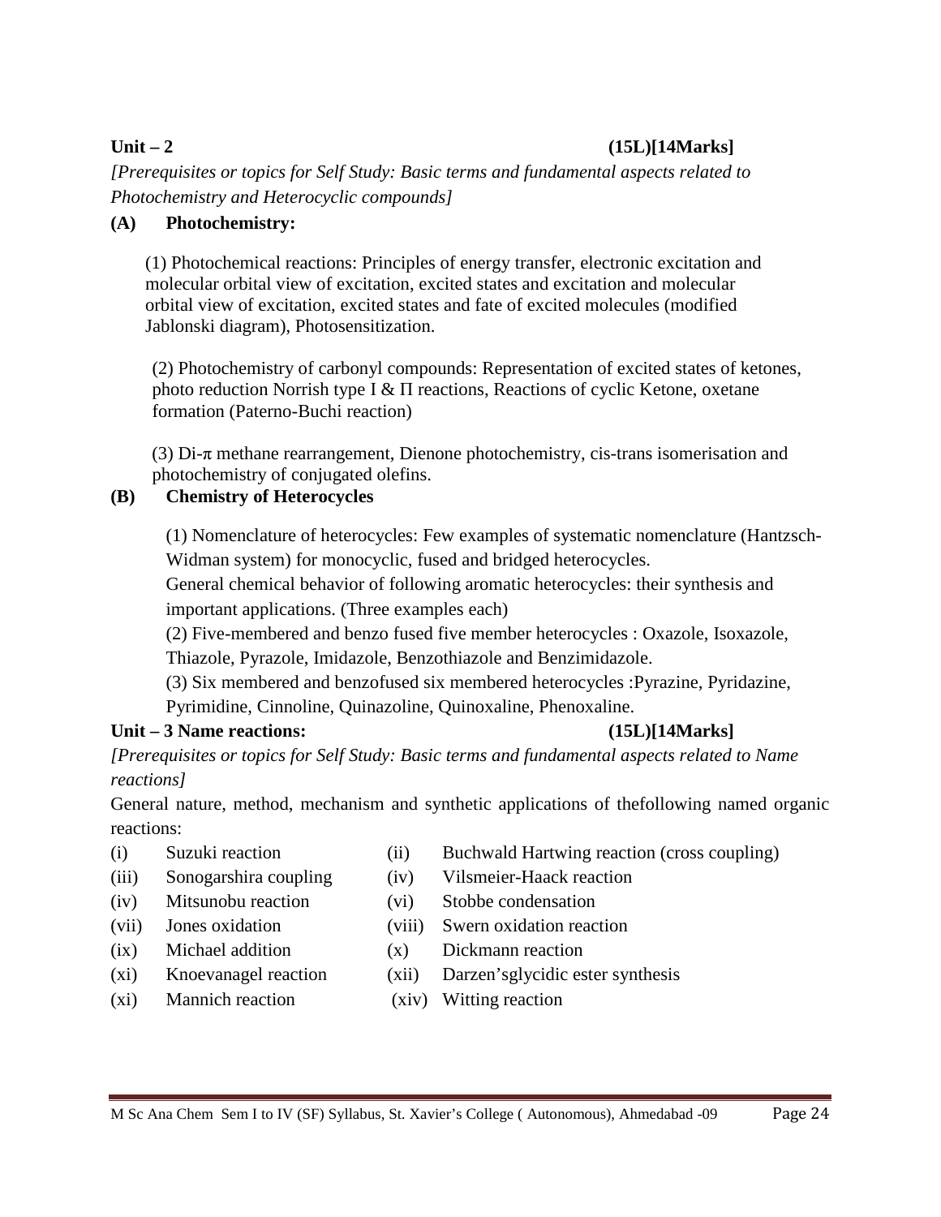**Unit – 2 (15L)[14Marks]**

*[Prerequisites or topics for Self Study: Basic terms and fundamental aspects related to Photochemistry and Heterocyclic compounds]*

**(A) Photochemistry:**

(1) Photochemical reactions: Principles of energy transfer, electronic excitation and molecular orbital view of excitation, excited states and excitation and molecular orbital view of excitation, excited states and fate of excited molecules (modified Jablonski diagram), Photosensitization.

(2) Photochemistry of carbonyl compounds: Representation of excited states of ketones, photo reduction Norrish type I & Π reactions, Reactions of cyclic Ketone, oxetane formation (Paterno-Buchi reaction)

(3) Di-$\pi$ methane rearrangement, Dienone photochemistry, cis-trans isomerisation and photochemistry of conjugated olefins.

**(B) Chemistry of Heterocycles**

(1) Nomenclature of heterocycles: Few examples of systematic nomenclature (Hantzsch-Widman system) for monocyclic, fused and bridged heterocycles.
General chemical behavior of following aromatic heterocycles: their synthesis and important applications. (Three examples each)
(2) Five-membered and benzo fused five member heterocycles : Oxazole, Isoxazole, Thiazole, Pyrazole, Imidazole, Benzothiazole and Benzimidazole.
(3) Six membered and benzofused six membered heterocycles :Pyrazine, Pyridazine, Pyrimidine, Cinnoline, Quinazoline, Quinoxaline, Phenoxaline.

**Unit – 3 Name reactions: (15L)[14Marks]**

*[Prerequisites or topics for Self Study: Basic terms and fundamental aspects related to Name reactions]*

General nature, method, mechanism and synthetic applications of thefollowing named organic reactions:

(i) Suzuki reaction
(ii) Buchwald Hartwing reaction (cross coupling)
(iii) Sonogarshira coupling
(iv) Vilsmeier-Haack reaction
(iv) Mitsunobu reaction
(vi) Stobbe condensation
(vii) Jones oxidation
(viii) Swern oxidation reaction
(ix) Michael addition
(x) Dickmann reaction
(xi) Knoevanagel reaction
(xii) Darzen'sglycidic ester synthesis
(xi) Mannich reaction
(xiv) Witting reaction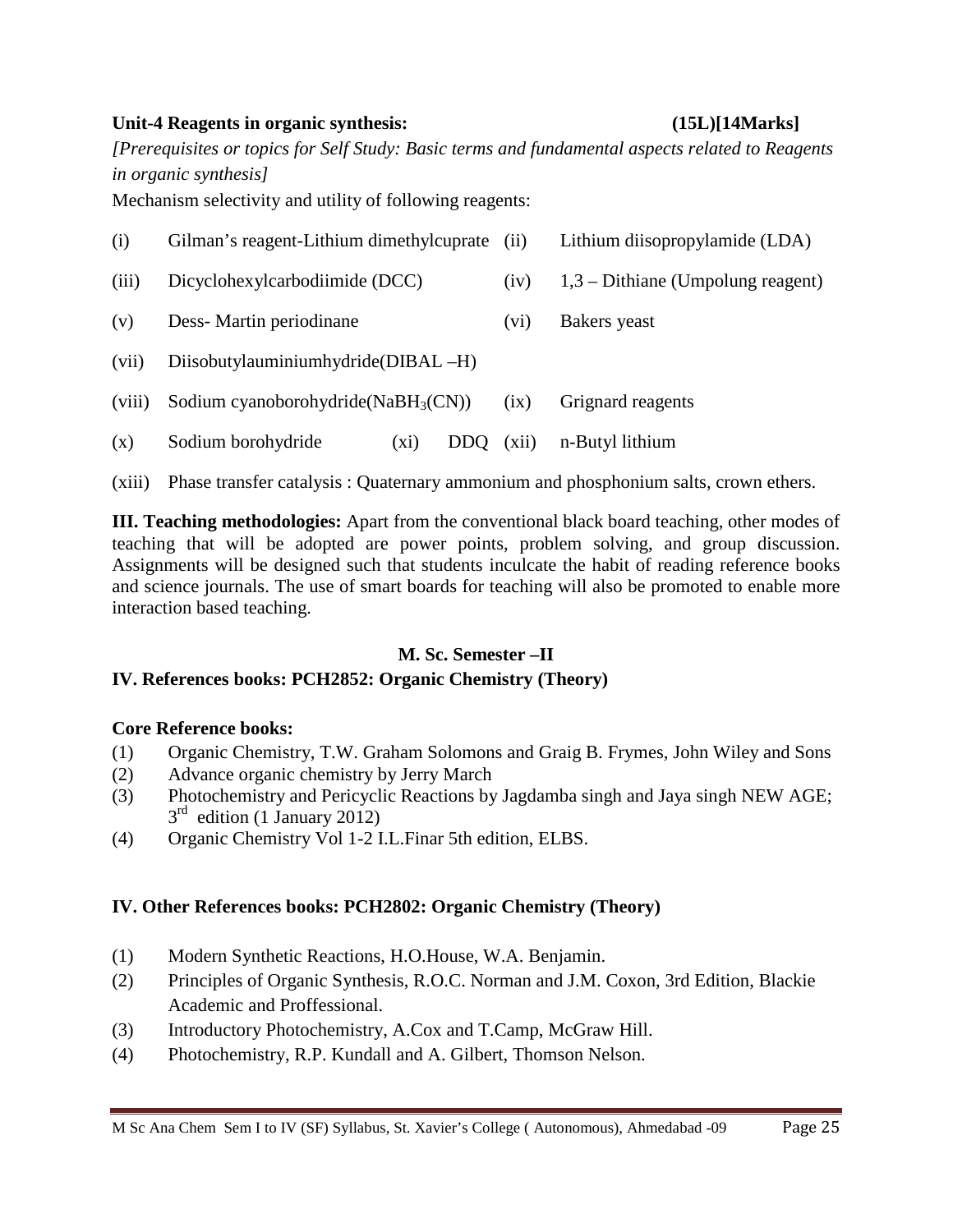**Unit-4 Reagents in organic synthesis: (15L)[14Marks]**

*[Prerequisites or topics for Self Study: Basic terms and fundamental aspects related to Reagents in organic synthesis]*

Mechanism selectivity and utility of following reagents:

(i) Gilman's reagent-Lithium dimethylcuprate (ii) Lithium diisopropylamide (LDA)

(iii) Dicyclohexylcarbodiimide (DCC) (iv) 1,3 – Dithiane (Umpolung reagent)

(v) Dess- Martin periodinane (vi) Bakers yeast

(vii) Diisobutylauminiumhydride(DIBAL –H)

(viii) Sodium cyanoborohydride($NaBH_3(CN)$) (ix) Grignard reagents

(x) Sodium borohydride (xi) DDQ (xii) n-Butyl lithium

(xiii) Phase transfer catalysis : Quaternary ammonium and phosphonium salts, crown ethers.

**III. Teaching methodologies:** Apart from the conventional black board teaching, other modes of teaching that will be adopted are power points, problem solving, and group discussion. Assignments will be designed such that students inculcate the habit of reading reference books and science journals. The use of smart boards for teaching will also be promoted to enable more interaction based teaching.

**M. Sc. Semester –II**

**IV. References books: PCH2852: Organic Chemistry (Theory)**

**Core Reference books:**

(1) Organic Chemistry, T.W. Graham Solomons and Graig B. Frymes, John Wiley and Sons
(2) Advance organic chemistry by Jerry March
(3) Photochemistry and Pericyclic Reactions by Jagdamba singh and Jaya singh NEW AGE; 3rd edition (1 January 2012)
(4) Organic Chemistry Vol 1-2 I.L.Finar 5th edition, ELBS.

**IV. Other References books: PCH2802: Organic Chemistry (Theory)**

(1) Modern Synthetic Reactions, H.O.House, W.A. Benjamin.
(2) Principles of Organic Synthesis, R.O.C. Norman and J.M. Coxon, 3rd Edition, Blackie Academic and Proffessional.
(3) Introductory Photochemistry, A.Cox and T.Camp, McGraw Hill.
(4) Photochemistry, R.P. Kundall and A. Gilbert, Thomson Nelson.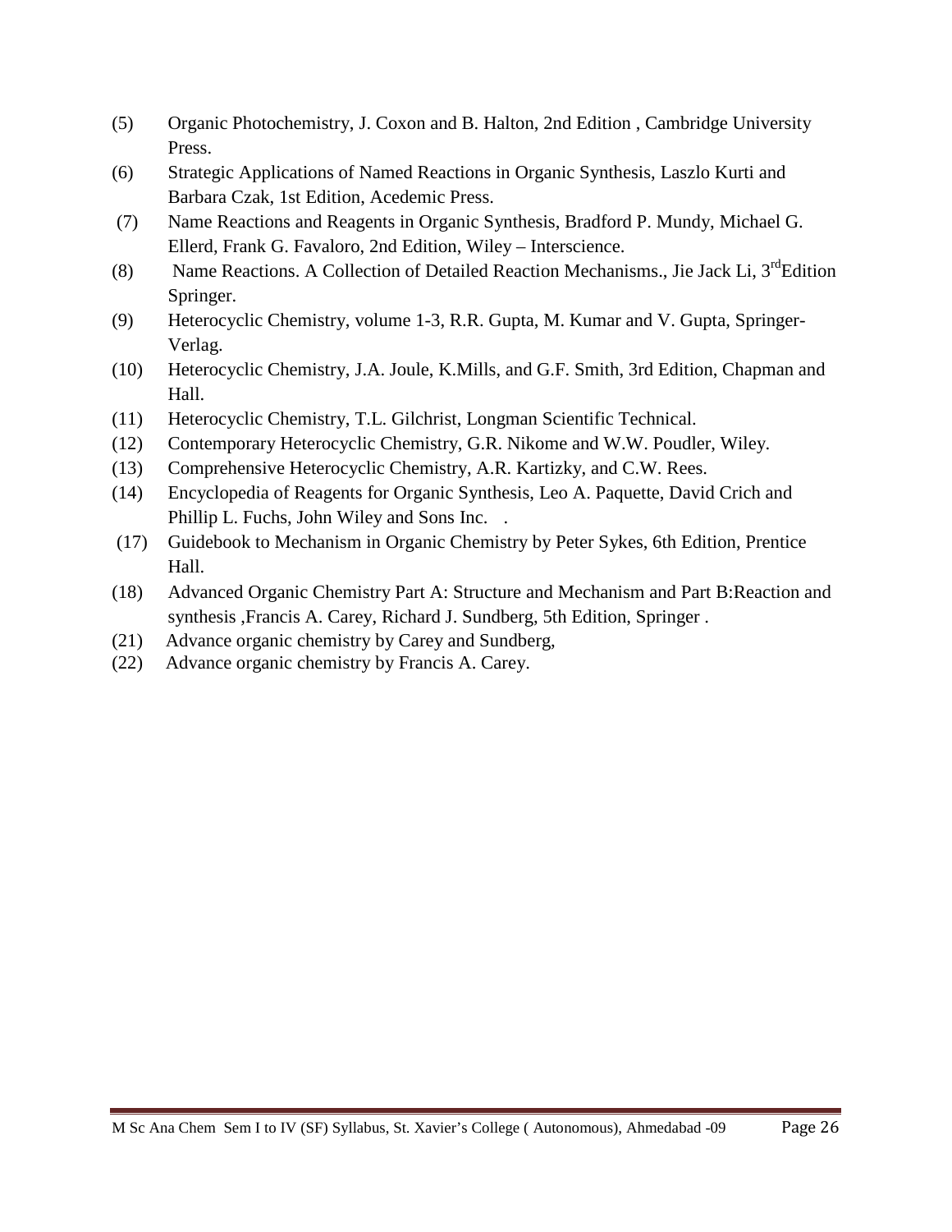(5) Organic Photochemistry, J. Coxon and B. Halton, 2nd Edition , Cambridge University Press.

(6) Strategic Applications of Named Reactions in Organic Synthesis, Laszlo Kurti and Barbara Czak, 1st Edition, Acedemic Press.

(7) Name Reactions and Reagents in Organic Synthesis, Bradford P. Mundy, Michael G. Ellerd, Frank G. Favaloro, 2nd Edition, Wiley – Interscience.

(8) Name Reactions. A Collection of Detailed Reaction Mechanisms., Jie Jack Li, 3rd Edition Springer.

(9) Heterocyclic Chemistry, volume 1-3, R.R. Gupta, M. Kumar and V. Gupta, Springer-Verlag.

(10) Heterocyclic Chemistry, J.A. Joule, K.Mills, and G.F. Smith, 3rd Edition, Chapman and Hall.

(11) Heterocyclic Chemistry, T.L. Gilchrist, Longman Scientific Technical.

(12) Contemporary Heterocyclic Chemistry, G.R. Nikome and W.W. Poudler, Wiley.

(13) Comprehensive Heterocyclic Chemistry, A.R. Kartizky, and C.W. Rees.

(14) Encyclopedia of Reagents for Organic Synthesis, Leo A. Paquette, David Crich and Phillip L. Fuchs, John Wiley and Sons Inc. .

(17) Guidebook to Mechanism in Organic Chemistry by Peter Sykes, 6th Edition, Prentice Hall.

(18) Advanced Organic Chemistry Part A: Structure and Mechanism and Part B:Reaction and synthesis ,Francis A. Carey, Richard J. Sundberg, 5th Edition, Springer .

(21) Advance organic chemistry by Carey and Sundberg,

(22) Advance organic chemistry by Francis A. Carey.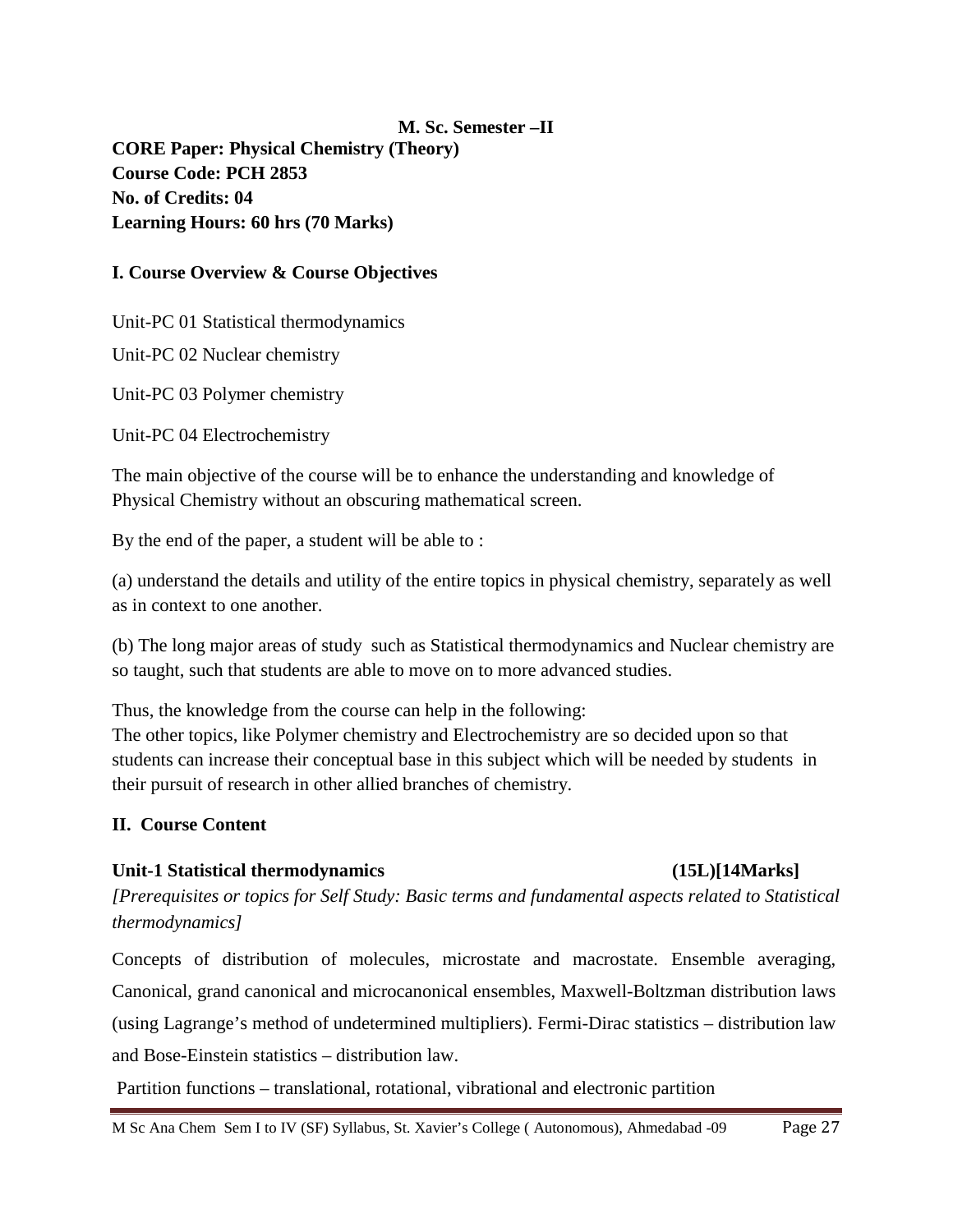**M. Sc. Semester –II**

**CORE Paper: Physical Chemistry (Theory)**
**Course Code: PCH 2853**
**No. of Credits: 04**
**Learning Hours: 60 hrs (70 Marks)**

**I. Course Overview & Course Objectives**

Unit-PC 01 Statistical thermodynamics

Unit-PC 02 Nuclear chemistry

Unit-PC 03 Polymer chemistry

Unit-PC 04 Electrochemistry

The main objective of the course will be to enhance the understanding and knowledge of Physical Chemistry without an obscuring mathematical screen.

By the end of the paper, a student will be able to :

(a) understand the details and utility of the entire topics in physical chemistry, separately as well as in context to one another.

(b) The long major areas of study such as Statistical thermodynamics and Nuclear chemistry are so taught, such that students are able to move on to more advanced studies.

Thus, the knowledge from the course can help in the following:
The other topics, like Polymer chemistry and Electrochemistry are so decided upon so that students can increase their conceptual base in this subject which will be needed by students in their pursuit of research in other allied branches of chemistry.

**II. Course Content**

**Unit-1 Statistical thermodynamics (15L)[14Marks]**

*[Prerequisites or topics for Self Study: Basic terms and fundamental aspects related to Statistical thermodynamics]*

Concepts of distribution of molecules, microstate and macrostate. Ensemble averaging, Canonical, grand canonical and microcanonical ensembles, Maxwell-Boltzman distribution laws (using Lagrange's method of undetermined multipliers). Fermi-Dirac statistics – distribution law and Bose-Einstein statistics – distribution law.

Partition functions – translational, rotational, vibrational and electronic partition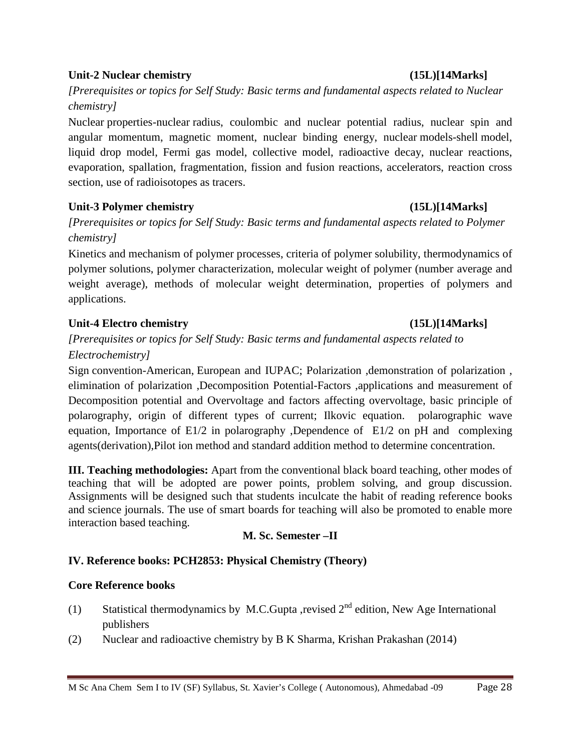**Unit-2 Nuclear chemistry (15L)[14Marks]**

*[Prerequisites or topics for Self Study: Basic terms and fundamental aspects related to Nuclear chemistry]*

Nuclear properties-nuclear radius, coulombic and nuclear potential radius, nuclear spin and angular momentum, magnetic moment, nuclear binding energy, nuclear models-shell model, liquid drop model, Fermi gas model, collective model, radioactive decay, nuclear reactions, evaporation, spallation, fragmentation, fission and fusion reactions, accelerators, reaction cross section, use of radioisotopes as tracers.

**Unit-3 Polymer chemistry (15L)[14Marks]**

*[Prerequisites or topics for Self Study: Basic terms and fundamental aspects related to Polymer chemistry]*

Kinetics and mechanism of polymer processes, criteria of polymer solubility, thermodynamics of polymer solutions, polymer characterization, molecular weight of polymer (number average and weight average), methods of molecular weight determination, properties of polymers and applications.

**Unit-4 Electro chemistry (15L)[14Marks]**

*[Prerequisites or topics for Self Study: Basic terms and fundamental aspects related to Electrochemistry]*

Sign convention-American, European and IUPAC; Polarization ,demonstration of polarization , elimination of polarization ,Decomposition Potential-Factors ,applications and measurement of Decomposition potential and Overvoltage and factors affecting overvoltage, basic principle of polarography, origin of different types of current; Ilkovic equation. polarographic wave equation, Importance of E1/2 in polarography ,Dependence of E1/2 on pH and complexing agents(derivation),Pilot ion method and standard addition method to determine concentration.

**III. Teaching methodologies:** Apart from the conventional black board teaching, other modes of teaching that will be adopted are power points, problem solving, and group discussion. Assignments will be designed such that students inculcate the habit of reading reference books and science journals. The use of smart boards for teaching will also be promoted to enable more interaction based teaching.

**M. Sc. Semester –II**

**IV. Reference books: PCH2853: Physical Chemistry (Theory)**

**Core Reference books**

(1) Statistical thermodynamics by M.C.Gupta ,revised 2nd edition, New Age International publishers

(2) Nuclear and radioactive chemistry by B K Sharma, Krishan Prakashan (2014)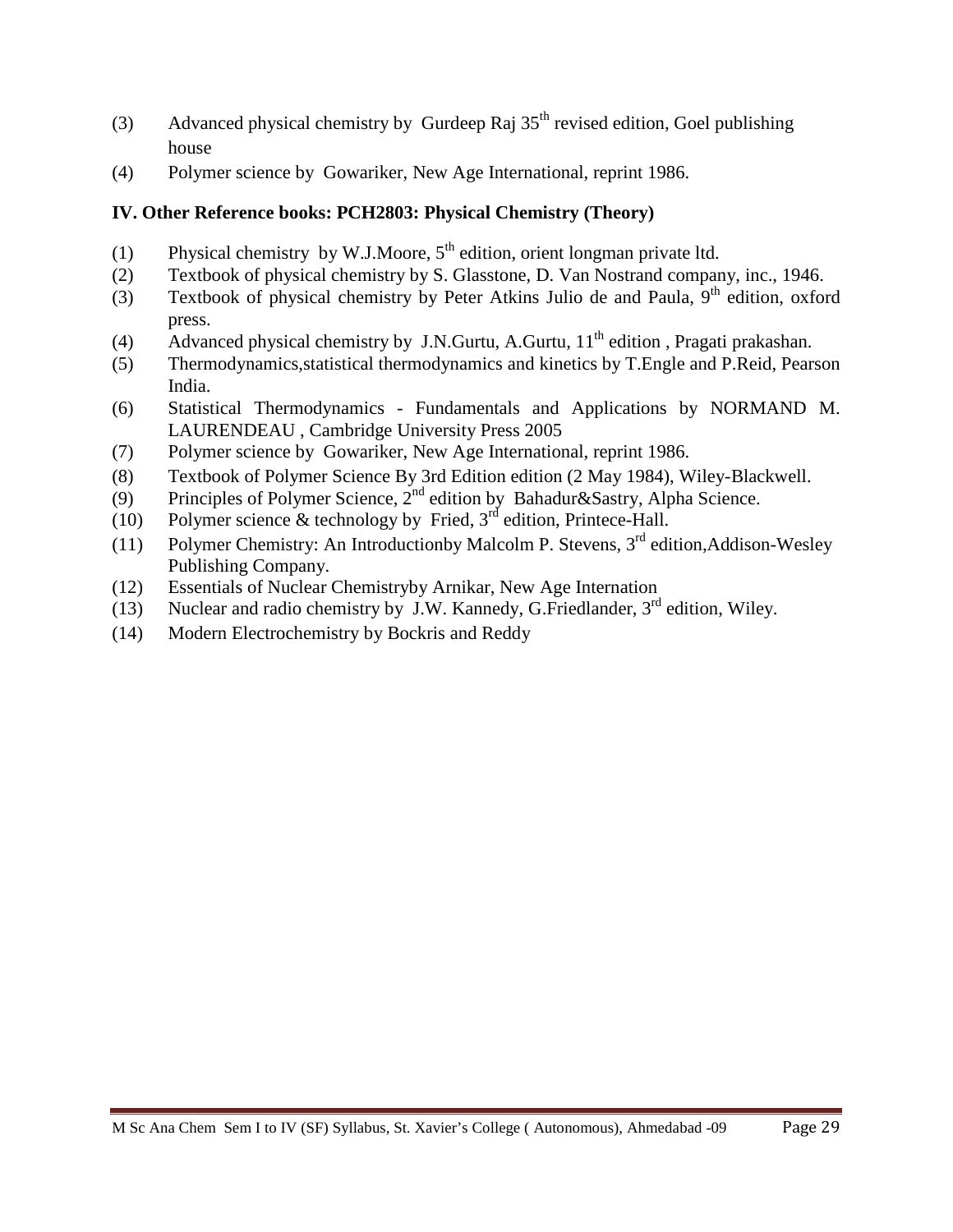(3) Advanced physical chemistry by Gurdeep Raj 35th revised edition, Goel publishing house

(4) Polymer science by Gowariker, New Age International, reprint 1986.

**IV. Other Reference books: PCH2803: Physical Chemistry (Theory)**

(1) Physical chemistry by W.J.Moore, 5th edition, orient longman private ltd.

(2) Textbook of physical chemistry by S. Glasstone, D. Van Nostrand company, inc., 1946.

(3) Textbook of physical chemistry by Peter Atkins Julio de and Paula, 9th edition, oxford press.

(4) Advanced physical chemistry by J.N.Gurtu, A.Gurtu, 11th edition , Pragati prakashan.

(5) Thermodynamics,statistical thermodynamics and kinetics by T.Engle and P.Reid, Pearson India.

(6) Statistical Thermodynamics - Fundamentals and Applications by NORMAND M. LAURENDEAU , Cambridge University Press 2005

(7) Polymer science by Gowariker, New Age International, reprint 1986.

(8) Textbook of Polymer Science By 3rd Edition edition (2 May 1984), Wiley-Blackwell.

(9) Principles of Polymer Science, 2nd edition by Bahadur&Sastry, Alpha Science.

(10) Polymer science & technology by Fried, 3rd edition, Printece-Hall.

(11) Polymer Chemistry: An Introductionby Malcolm P. Stevens, 3rd edition,Addison-Wesley Publishing Company.

(12) Essentials of Nuclear Chemistryby Arnikar, New Age Internation

(13) Nuclear and radio chemistry by J.W. Kannedy, G.Friedlander, 3rd edition, Wiley.

(14) Modern Electrochemistry by Bockris and Reddy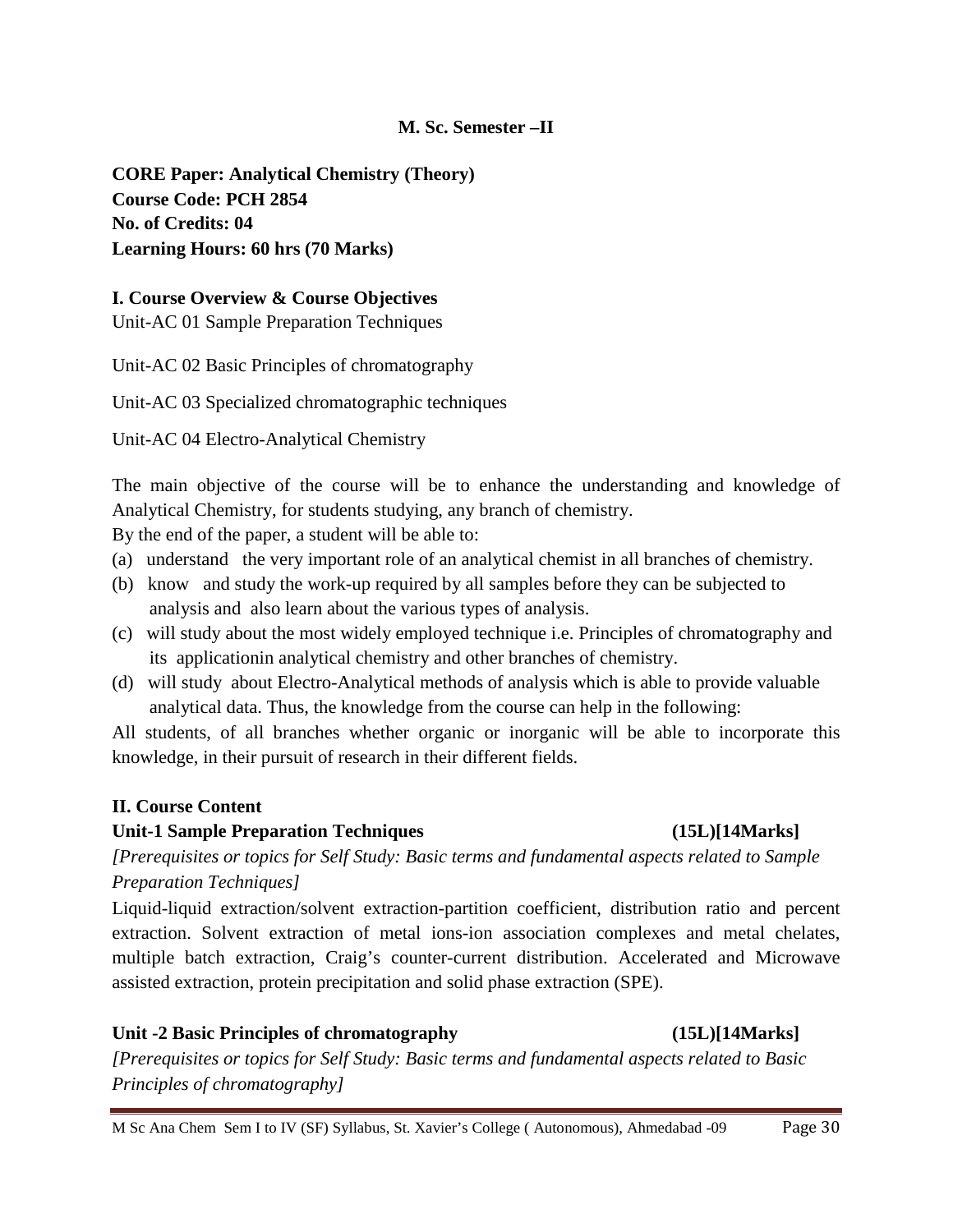**M. Sc. Semester –II**

**CORE Paper: Analytical Chemistry (Theory)**
**Course Code: PCH 2854**
**No. of Credits: 04**
**Learning Hours: 60 hrs (70 Marks)**

**I. Course Overview & Course Objectives**

Unit-AC 01 Sample Preparation Techniques

Unit-AC 02 Basic Principles of chromatography

Unit-AC 03 Specialized chromatographic techniques

Unit-AC 04 Electro-Analytical Chemistry

The main objective of the course will be to enhance the understanding and knowledge of Analytical Chemistry, for students studying, any branch of chemistry.

By the end of the paper, a student will be able to:

(a) understand the very important role of an analytical chemist in all branches of chemistry.
(b) know and study the work-up required by all samples before they can be subjected to analysis and also learn about the various types of analysis.
(c) will study about the most widely employed technique i.e. Principles of chromatography and its applicationin analytical chemistry and other branches of chemistry.
(d) will study about Electro-Analytical methods of analysis which is able to provide valuable analytical data. Thus, the knowledge from the course can help in the following:

All students, of all branches whether organic or inorganic will be able to incorporate this knowledge, in their pursuit of research in their different fields.

**II. Course Content**

**Unit-1 Sample Preparation Techniques (15L)[14Marks]**

*[Prerequisites or topics for Self Study: Basic terms and fundamental aspects related to Sample Preparation Techniques]*

Liquid-liquid extraction/solvent extraction-partition coefficient, distribution ratio and percent extraction. Solvent extraction of metal ions-ion association complexes and metal chelates, multiple batch extraction, Craig's counter-current distribution. Accelerated and Microwave assisted extraction, protein precipitation and solid phase extraction (SPE).

**Unit -2 Basic Principles of chromatography (15L)[14Marks]**

*[Prerequisites or topics for Self Study: Basic terms and fundamental aspects related to Basic Principles of chromatography]*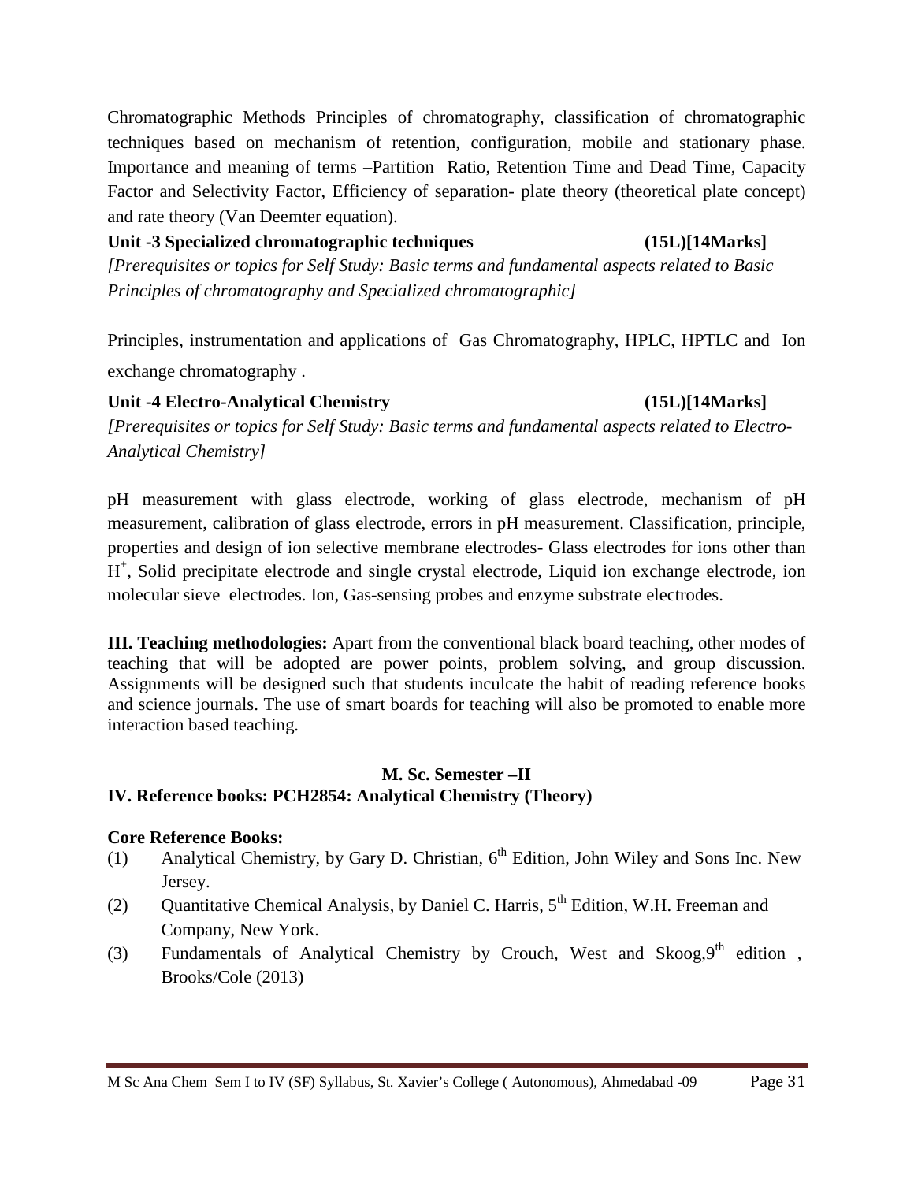Chromatographic Methods Principles of chromatography, classification of chromatographic techniques based on mechanism of retention, configuration, mobile and stationary phase. Importance and meaning of terms –Partition Ratio, Retention Time and Dead Time, Capacity Factor and Selectivity Factor, Efficiency of separation- plate theory (theoretical plate concept) and rate theory (Van Deemter equation).

**Unit -3 Specialized chromatographic techniques (15L)[14Marks]**

*[Prerequisites or topics for Self Study: Basic terms and fundamental aspects related to Basic Principles of chromatography and Specialized chromatographic]*

Principles, instrumentation and applications of Gas Chromatography, HPLC, HPTLC and Ion exchange chromatography .

**Unit -4 Electro-Analytical Chemistry (15L)[14Marks]**

*[Prerequisites or topics for Self Study: Basic terms and fundamental aspects related to Electro-Analytical Chemistry]*

pH measurement with glass electrode, working of glass electrode, mechanism of pH measurement, calibration of glass electrode, errors in pH measurement. Classification, principle, properties and design of ion selective membrane electrodes- Glass electrodes for ions other than $H^+$, Solid precipitate electrode and single crystal electrode, Liquid ion exchange electrode, ion molecular sieve electrodes. Ion, Gas-sensing probes and enzyme substrate electrodes.

**III. Teaching methodologies:** Apart from the conventional black board teaching, other modes of teaching that will be adopted are power points, problem solving, and group discussion. Assignments will be designed such that students inculcate the habit of reading reference books and science journals. The use of smart boards for teaching will also be promoted to enable more interaction based teaching.

**M. Sc. Semester –II**

**IV. Reference books: PCH2854: Analytical Chemistry (Theory)**

**Core Reference Books:**

(1) Analytical Chemistry, by Gary D. Christian, 6th Edition, John Wiley and Sons Inc. New Jersey.

(2) Quantitative Chemical Analysis, by Daniel C. Harris, 5th Edition, W.H. Freeman and Company, New York.

(3) Fundamentals of Analytical Chemistry by Crouch, West and Skoog,9th edition , Brooks/Cole (2013)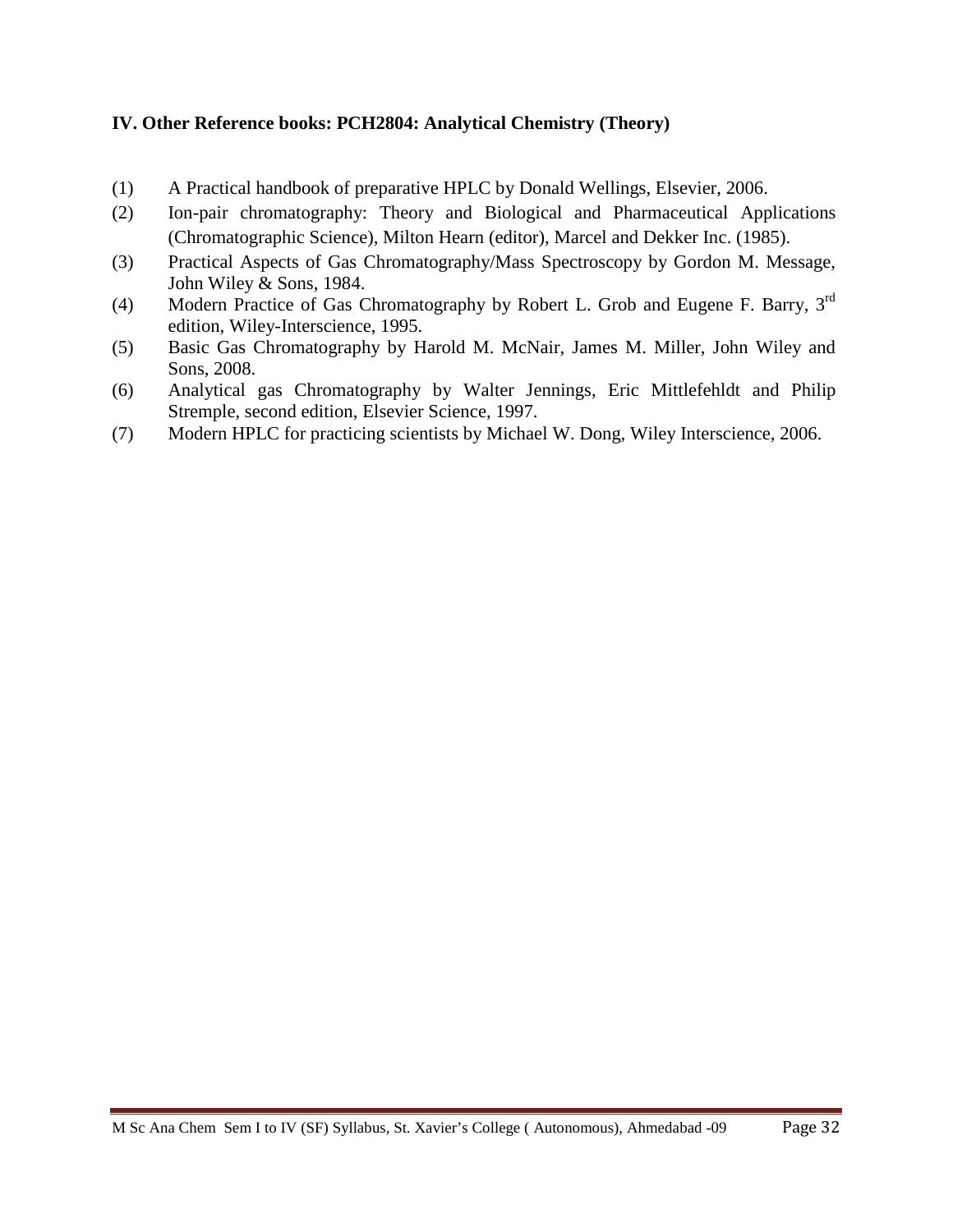**IV. Other Reference books: PCH2804: Analytical Chemistry (Theory)**

(1) A Practical handbook of preparative HPLC by Donald Wellings, Elsevier, 2006.

(2) Ion-pair chromatography: Theory and Biological and Pharmaceutical Applications (Chromatographic Science), Milton Hearn (editor), Marcel and Dekker Inc. (1985).

(3) Practical Aspects of Gas Chromatography/Mass Spectroscopy by Gordon M. Message, John Wiley & Sons, 1984.

(4) Modern Practice of Gas Chromatography by Robert L. Grob and Eugene F. Barry, 3rd edition, Wiley-Interscience, 1995.

(5) Basic Gas Chromatography by Harold M. McNair, James M. Miller, John Wiley and Sons, 2008.

(6) Analytical gas Chromatography by Walter Jennings, Eric Mittlefehldt and Philip Stremple, second edition, Elsevier Science, 1997.

(7) Modern HPLC for practicing scientists by Michael W. Dong, Wiley Interscience, 2006.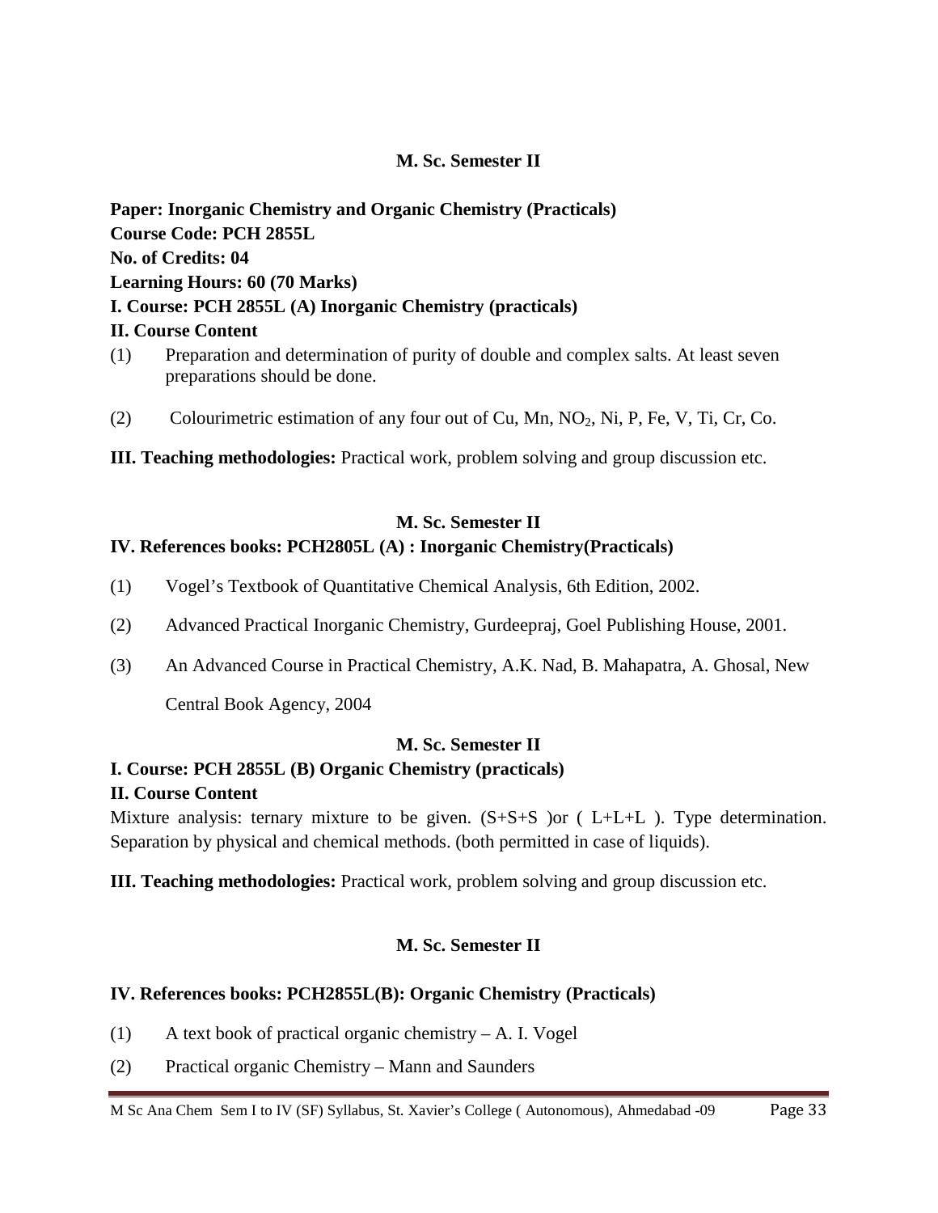## M. Sc. Semester II

**Paper: Inorganic Chemistry and Organic Chemistry (Practicals)**
**Course Code: PCH 2855L**
**No. of Credits: 04**
**Learning Hours: 60 (70 Marks)**
**I. Course: PCH 2855L (A) Inorganic Chemistry (practicals)**
**II. Course Content**

(1) Preparation and determination of purity of double and complex salts. At least seven preparations should be done.

(2) Colourimetric estimation of any four out of Cu, Mn, $NO_2$, Ni, P, Fe, V, Ti, Cr, Co.

**III. Teaching methodologies:** Practical work, problem solving and group discussion etc.

## M. Sc. Semester II

**IV. References books: PCH2805L (A) : Inorganic Chemistry(Practicals)**

(1) Vogel's Textbook of Quantitative Chemical Analysis, 6th Edition, 2002.

(2) Advanced Practical Inorganic Chemistry, Gurdeepraj, Goel Publishing House, 2001.

(3) An Advanced Course in Practical Chemistry, A.K. Nad, B. Mahapatra, A. Ghosal, New Central Book Agency, 2004

## M. Sc. Semester II

**I. Course: PCH 2855L (B) Organic Chemistry (practicals)**
**II. Course Content**

Mixture analysis: ternary mixture to be given. (S+S+S )or ( L+L+L ). Type determination. Separation by physical and chemical methods. (both permitted in case of liquids).

**III. Teaching methodologies:** Practical work, problem solving and group discussion etc.

## M. Sc. Semester II

**IV. References books: PCH2855L(B): Organic Chemistry (Practicals)**

(1) A text book of practical organic chemistry – A. I. Vogel

(2) Practical organic Chemistry – Mann and Saunders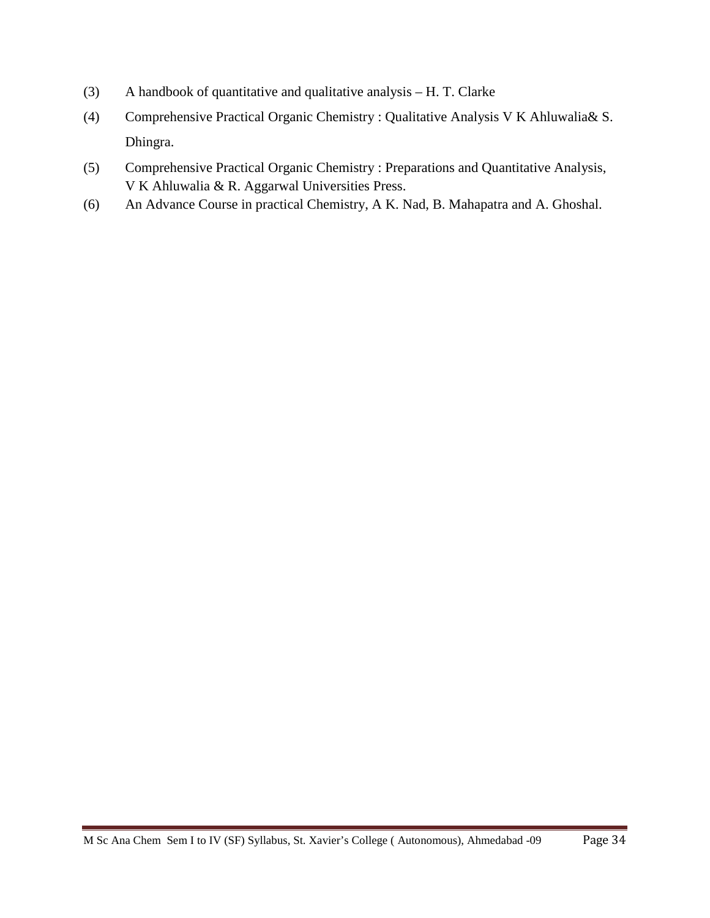(3) A handbook of quantitative and qualitative analysis – H. T. Clarke

(4) Comprehensive Practical Organic Chemistry : Qualitative Analysis V K Ahluwalia& S. Dhingra.

(5) Comprehensive Practical Organic Chemistry : Preparations and Quantitative Analysis, V K Ahluwalia & R. Aggarwal Universities Press.

(6) An Advance Course in practical Chemistry, A K. Nad, B. Mahapatra and A. Ghoshal.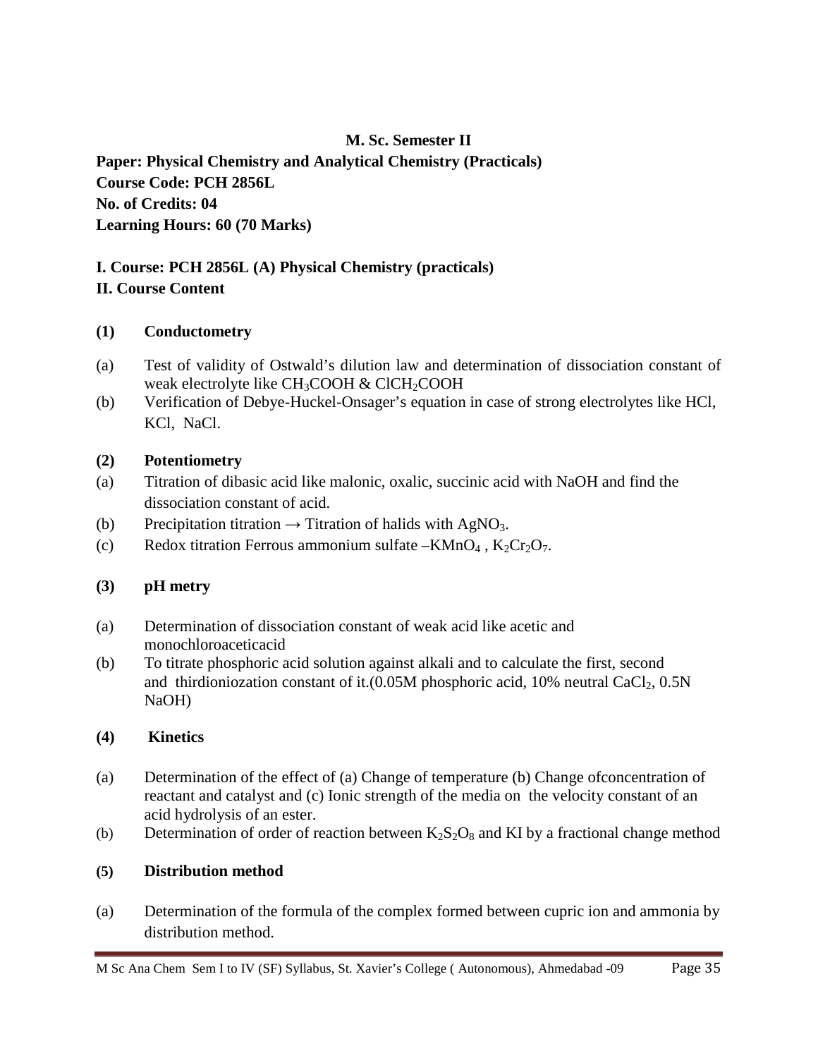**M. Sc. Semester II**

**Paper: Physical Chemistry and Analytical Chemistry (Practicals)**
**Course Code: PCH 2856L**
**No. of Credits: 04**
**Learning Hours: 60 (70 Marks)**

**I. Course: PCH 2856L (A) Physical Chemistry (practicals)**
**II. Course Content**

**(1) Conductometry**

(a) Test of validity of Ostwald's dilution law and determination of dissociation constant of weak electrolyte like $CH_3COOH$ & $ClCH_2COOH$

(b) Verification of Debye-Huckel-Onsager's equation in case of strong electrolytes like HCl, KCl, NaCl.

**(2) Potentiometry**

(a) Titration of dibasic acid like malonic, oxalic, succinic acid with NaOH and find the dissociation constant of acid.

(b) Precipitation titration → Titration of halids with $AgNO_3$.

(c) Redox titration Ferrous ammonium sulfate –$KMnO_4$ , $K_2Cr_2O_7$.

**(3) pH metry**

(a) Determination of dissociation constant of weak acid like acetic and monochloroaceticacid

(b) To titrate phosphoric acid solution against alkali and to calculate the first, second and thirdioniozation constant of it.(0.05M phosphoric acid, 10% neutral $CaCl_2$, 0.5N NaOH)

**(4) Kinetics**

(a) Determination of the effect of (a) Change of temperature (b) Change ofconcentration of reactant and catalyst and (c) Ionic strength of the media on the velocity constant of an acid hydrolysis of an ester.

(b) Determination of order of reaction between $K_2S_2O_8$ and KI by a fractional change method

**(5) Distribution method**

(a) Determination of the formula of the complex formed between cupric ion and ammonia by distribution method.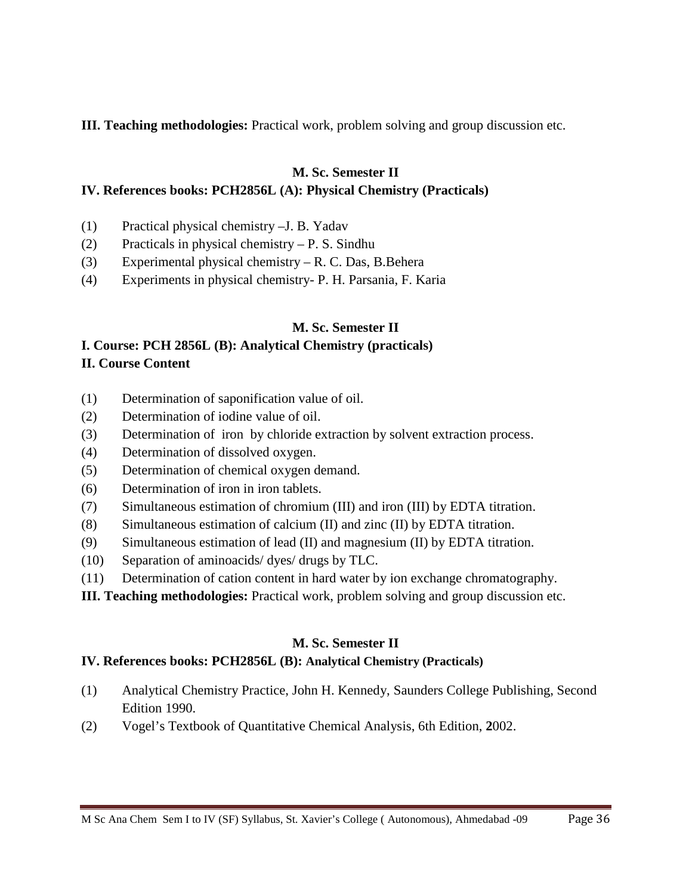**III. Teaching methodologies:** Practical work, problem solving and group discussion etc.

### M. Sc. Semester II

**IV. References books: PCH2856L (A): Physical Chemistry (Practicals)**

(1) Practical physical chemistry –J. B. Yadav
(2) Practicals in physical chemistry – P. S. Sindhu
(3) Experimental physical chemistry – R. C. Das, B.Behera
(4) Experiments in physical chemistry- P. H. Parsania, F. Karia

### M. Sc. Semester II

**I. Course: PCH 2856L (B): Analytical Chemistry (practicals)**

**II. Course Content**

(1) Determination of saponification value of oil.
(2) Determination of iodine value of oil.
(3) Determination of iron by chloride extraction by solvent extraction process.
(4) Determination of dissolved oxygen.
(5) Determination of chemical oxygen demand.
(6) Determination of iron in iron tablets.
(7) Simultaneous estimation of chromium (III) and iron (III) by EDTA titration.
(8) Simultaneous estimation of calcium (II) and zinc (II) by EDTA titration.
(9) Simultaneous estimation of lead (II) and magnesium (II) by EDTA titration.
(10) Separation of aminoacids/ dyes/ drugs by TLC.
(11) Determination of cation content in hard water by ion exchange chromatography.

**III. Teaching methodologies:** Practical work, problem solving and group discussion etc.

### M. Sc. Semester II

**IV. References books: PCH2856L (B): Analytical Chemistry (Practicals)**

(1) Analytical Chemistry Practice, John H. Kennedy, Saunders College Publishing, Second Edition 1990.
(2) Vogel's Textbook of Quantitative Chemical Analysis, 6th Edition, **2**002.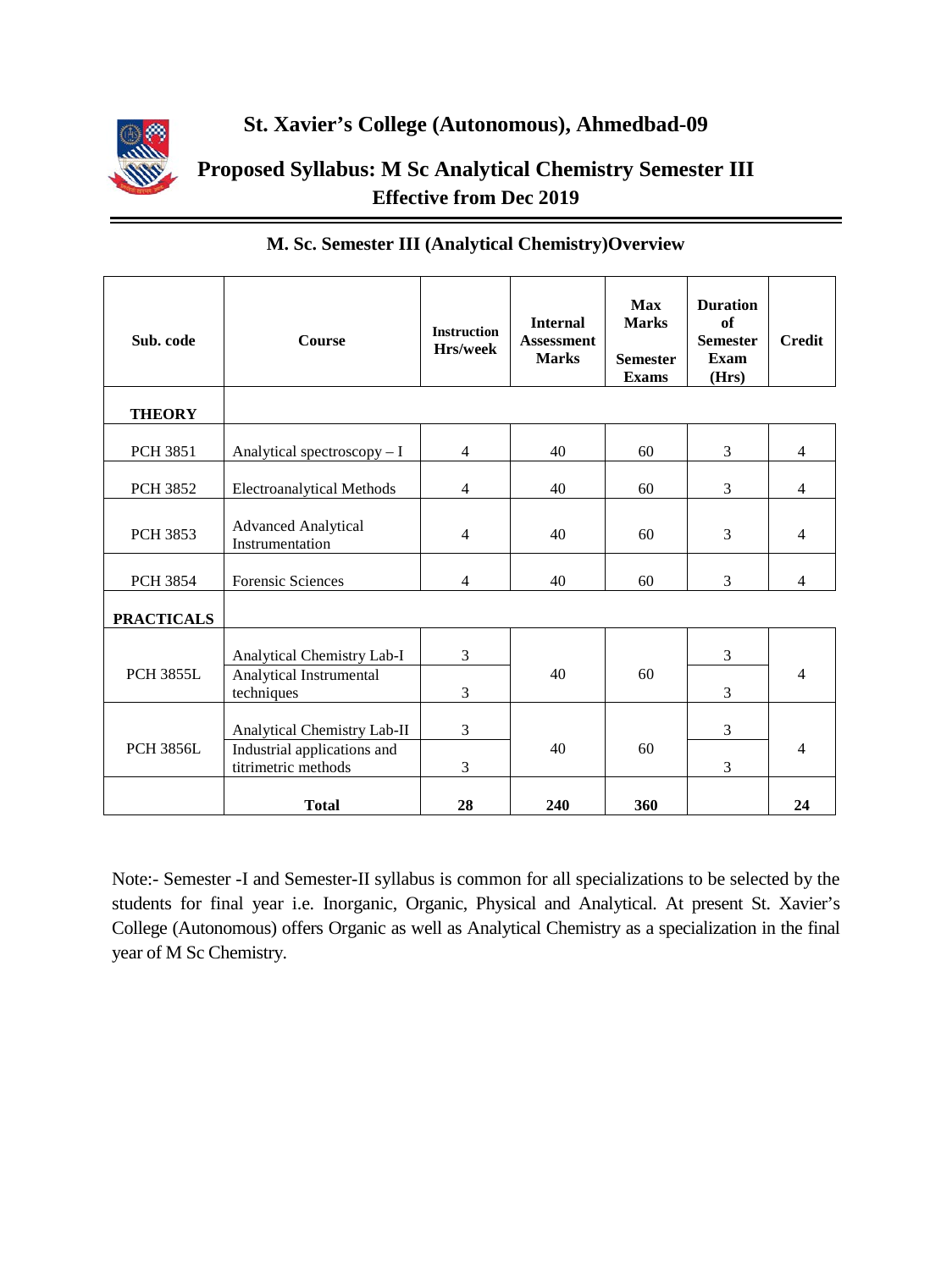# St. Xavier's College (Autonomous), Ahmedbad-09

## Proposed Syllabus: M Sc Analytical Chemistry Semester III
### Effective from Dec 2019

### M. Sc. Semester III (Analytical Chemistry)Overview

| Sub. code | Course | Instruction Hrs/week | Internal Assessment Marks | Max Marks Semester Exams | Duration of Semester Exam (Hrs) | Credit |
|---|---|---|---|---|---|---|
| **THEORY** | | | | | | |
| PCH 3851 | Analytical spectroscopy – I | 4 | 40 | 60 | 3 | 4 |
| PCH 3852 | Electroanalytical Methods | 4 | 40 | 60 | 3 | 4 |
| PCH 3853 | Advanced Analytical Instrumentation | 4 | 40 | 60 | 3 | 4 |
| PCH 3854 | Forensic Sciences | 4 | 40 | 60 | 3 | 4 |
| **PRACTICALS** | | | | | | |
| PCH 3855L | Analytical Chemistry Lab-I | 3 | 40 | 60 | 3 | 4 |
| | Analytical Instrumental techniques | 3 | | | 3 | |
| PCH 3856L | Analytical Chemistry Lab-II | 3 | 40 | 60 | 3 | 4 |
| | Industrial applications and titrimetric methods | 3 | | | 3 | |
| | **Total** | **28** | **240** | **360** | | **24** |

Note:- Semester -I and Semester-II syllabus is common for all specializations to be selected by the students for final year i.e. Inorganic, Organic, Physical and Analytical. At present St. Xavier's College (Autonomous) offers Organic as well as Analytical Chemistry as a specialization in the final year of M Sc Chemistry.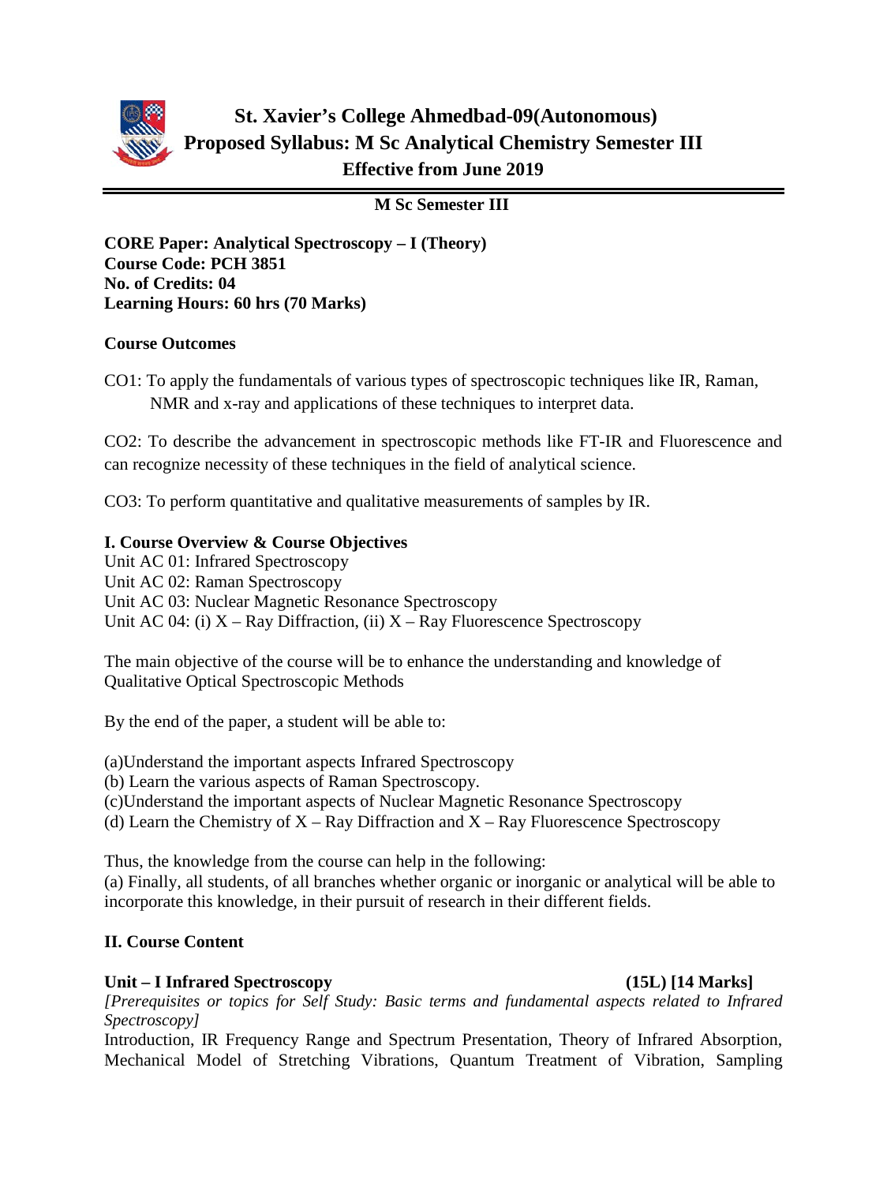# St. Xavier's College Ahmedbad-09(Autonomous)

## Proposed Syllabus: M Sc Analytical Chemistry Semester III

### Effective from June 2019

---

**M Sc Semester III**

**CORE Paper: Analytical Spectroscopy – I (Theory)**
**Course Code: PCH 3851**
**No. of Credits: 04**
**Learning Hours: 60 hrs (70 Marks)**

**Course Outcomes**

CO1: To apply the fundamentals of various types of spectroscopic techniques like IR, Raman, NMR and x-ray and applications of these techniques to interpret data.

CO2: To describe the advancement in spectroscopic methods like FT-IR and Fluorescence and can recognize necessity of these techniques in the field of analytical science.

CO3: To perform quantitative and qualitative measurements of samples by IR.

**I. Course Overview & Course Objectives**

Unit AC 01: Infrared Spectroscopy
Unit AC 02: Raman Spectroscopy
Unit AC 03: Nuclear Magnetic Resonance Spectroscopy
Unit AC 04: (i) X – Ray Diffraction, (ii) X – Ray Fluorescence Spectroscopy

The main objective of the course will be to enhance the understanding and knowledge of Qualitative Optical Spectroscopic Methods

By the end of the paper, a student will be able to:

(a)Understand the important aspects Infrared Spectroscopy
(b) Learn the various aspects of Raman Spectroscopy.
(c)Understand the important aspects of Nuclear Magnetic Resonance Spectroscopy
(d) Learn the Chemistry of X – Ray Diffraction and X – Ray Fluorescence Spectroscopy

Thus, the knowledge from the course can help in the following:
(a) Finally, all students, of all branches whether organic or inorganic or analytical will be able to incorporate this knowledge, in their pursuit of research in their different fields.

**II. Course Content**

**Unit – I Infrared Spectroscopy (15L) [14 Marks]**
*[Prerequisites or topics for Self Study: Basic terms and fundamental aspects related to Infrared Spectroscopy]*
Introduction, IR Frequency Range and Spectrum Presentation, Theory of Infrared Absorption, Mechanical Model of Stretching Vibrations, Quantum Treatment of Vibration, Sampling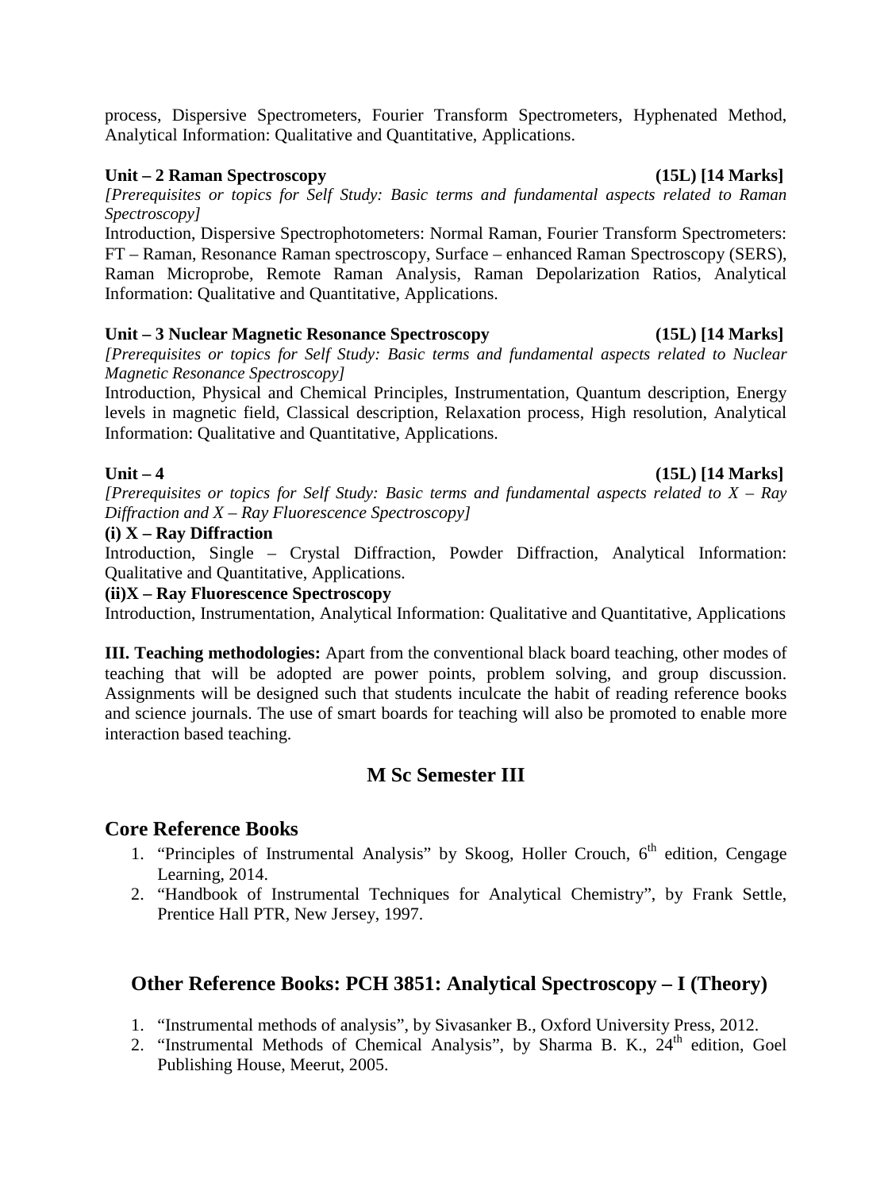process, Dispersive Spectrometers, Fourier Transform Spectrometers, Hyphenated Method, Analytical Information: Qualitative and Quantitative, Applications.

**Unit – 2 Raman Spectroscopy (15L) [14 Marks]**

*[Prerequisites or topics for Self Study: Basic terms and fundamental aspects related to Raman Spectroscopy]*

Introduction, Dispersive Spectrophotometers: Normal Raman, Fourier Transform Spectrometers: FT – Raman, Resonance Raman spectroscopy, Surface – enhanced Raman Spectroscopy (SERS), Raman Microprobe, Remote Raman Analysis, Raman Depolarization Ratios, Analytical Information: Qualitative and Quantitative, Applications.

**Unit – 3 Nuclear Magnetic Resonance Spectroscopy (15L) [14 Marks]**

*[Prerequisites or topics for Self Study: Basic terms and fundamental aspects related to Nuclear Magnetic Resonance Spectroscopy]*

Introduction, Physical and Chemical Principles, Instrumentation, Quantum description, Energy levels in magnetic field, Classical description, Relaxation process, High resolution, Analytical Information: Qualitative and Quantitative, Applications.

**Unit – 4 (15L) [14 Marks]**

*[Prerequisites or topics for Self Study: Basic terms and fundamental aspects related to X – Ray Diffraction and X – Ray Fluorescence Spectroscopy]*

**(i) X – Ray Diffraction**

Introduction, Single – Crystal Diffraction, Powder Diffraction, Analytical Information: Qualitative and Quantitative, Applications.

**(ii)X – Ray Fluorescence Spectroscopy**

Introduction, Instrumentation, Analytical Information: Qualitative and Quantitative, Applications

**III. Teaching methodologies:** Apart from the conventional black board teaching, other modes of teaching that will be adopted are power points, problem solving, and group discussion. Assignments will be designed such that students inculcate the habit of reading reference books and science journals. The use of smart boards for teaching will also be promoted to enable more interaction based teaching.

## M Sc Semester III

## Core Reference Books

1. "Principles of Instrumental Analysis" by Skoog, Holler Crouch, 6th edition, Cengage Learning, 2014.
2. "Handbook of Instrumental Techniques for Analytical Chemistry", by Frank Settle, Prentice Hall PTR, New Jersey, 1997.

## Other Reference Books: PCH 3851: Analytical Spectroscopy – I (Theory)

1. "Instrumental methods of analysis", by Sivasanker B., Oxford University Press, 2012.
2. "Instrumental Methods of Chemical Analysis", by Sharma B. K., 24th edition, Goel Publishing House, Meerut, 2005.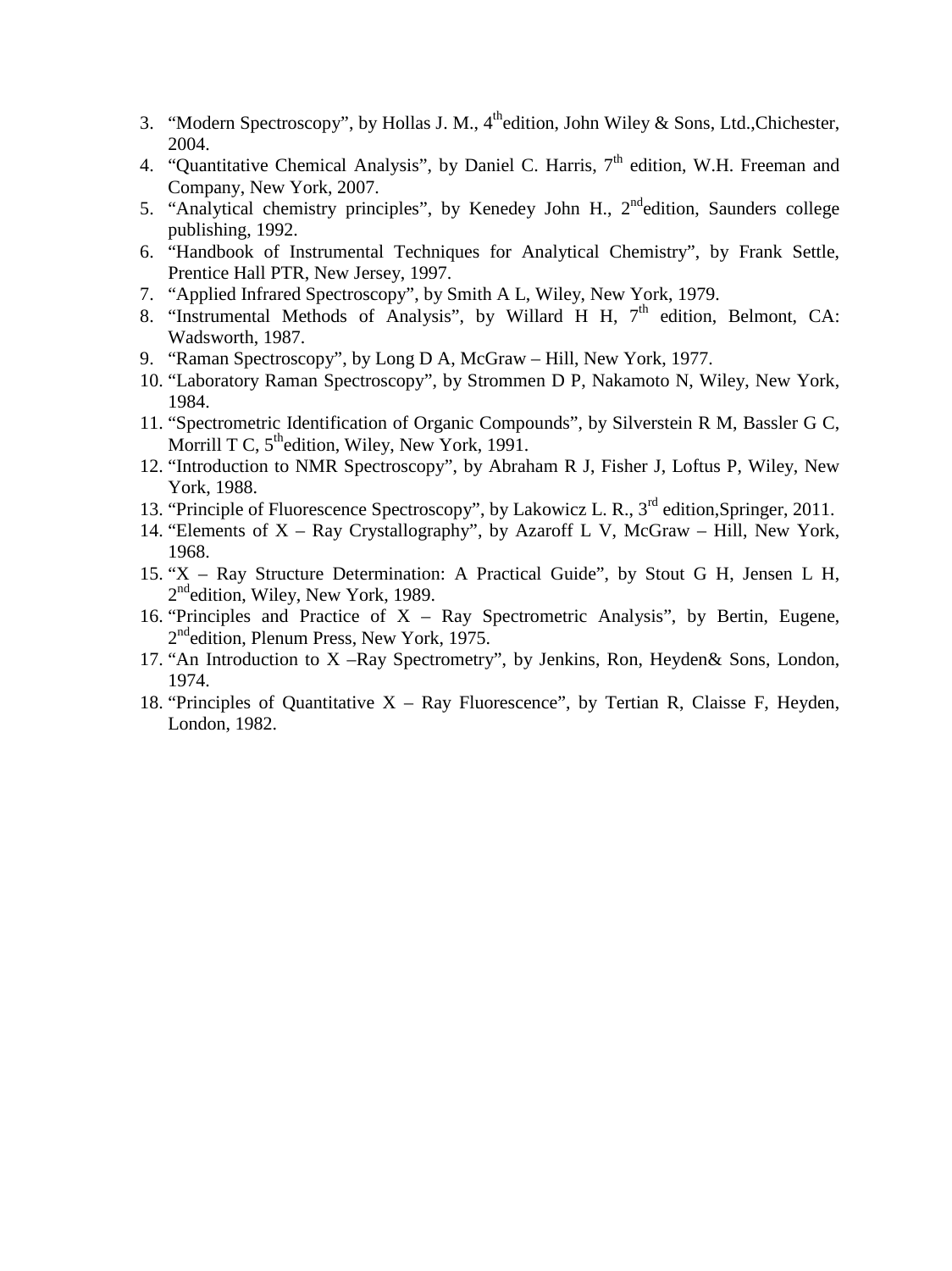3. "Modern Spectroscopy", by Hollas J. M., 4thedition, John Wiley & Sons, Ltd.,Chichester, 2004.
4. "Quantitative Chemical Analysis", by Daniel C. Harris, 7th edition, W.H. Freeman and Company, New York, 2007.
5. "Analytical chemistry principles", by Kenedey John H., 2ndedition, Saunders college publishing, 1992.
6. "Handbook of Instrumental Techniques for Analytical Chemistry", by Frank Settle, Prentice Hall PTR, New Jersey, 1997.
7. "Applied Infrared Spectroscopy", by Smith A L, Wiley, New York, 1979.
8. "Instrumental Methods of Analysis", by Willard H H, 7th edition, Belmont, CA: Wadsworth, 1987.
9. "Raman Spectroscopy", by Long D A, McGraw – Hill, New York, 1977.
10. "Laboratory Raman Spectroscopy", by Strommen D P, Nakamoto N, Wiley, New York, 1984.
11. "Spectrometric Identification of Organic Compounds", by Silverstein R M, Bassler G C, Morrill T C, 5thedition, Wiley, New York, 1991.
12. "Introduction to NMR Spectroscopy", by Abraham R J, Fisher J, Loftus P, Wiley, New York, 1988.
13. "Principle of Fluorescence Spectroscopy", by Lakowicz L. R., 3rd edition,Springer, 2011.
14. "Elements of X – Ray Crystallography", by Azaroff L V, McGraw – Hill, New York, 1968.
15. "X – Ray Structure Determination: A Practical Guide", by Stout G H, Jensen L H, 2ndedition, Wiley, New York, 1989.
16. "Principles and Practice of X – Ray Spectrometric Analysis", by Bertin, Eugene, 2ndedition, Plenum Press, New York, 1975.
17. "An Introduction to X –Ray Spectrometry", by Jenkins, Ron, Heyden& Sons, London, 1974.
18. "Principles of Quantitative X – Ray Fluorescence", by Tertian R, Claisse F, Heyden, London, 1982.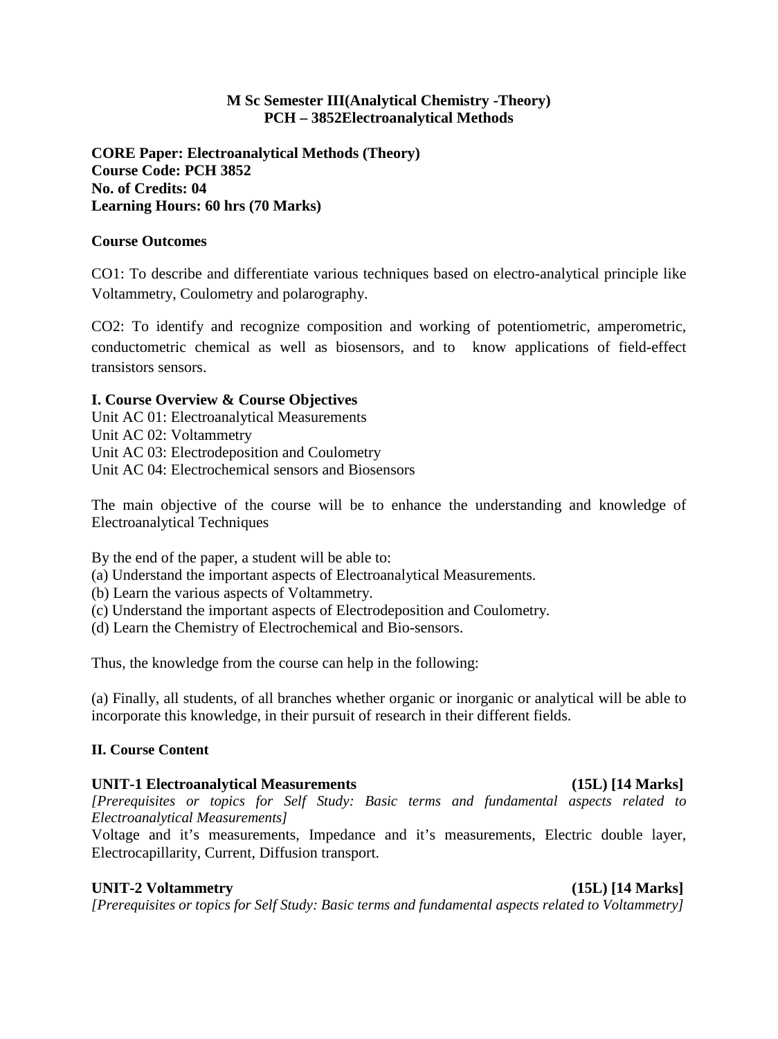**M Sc Semester III(Analytical Chemistry -Theory)**
**PCH – 3852Electroanalytical Methods**

**CORE Paper: Electroanalytical Methods (Theory)**
**Course Code: PCH 3852**
**No. of Credits: 04**
**Learning Hours: 60 hrs (70 Marks)**

**Course Outcomes**

CO1: To describe and differentiate various techniques based on electro-analytical principle like Voltammetry, Coulometry and polarography.

CO2: To identify and recognize composition and working of potentiometric, amperometric, conductometric chemical as well as biosensors, and to know applications of field-effect transistors sensors.

**I. Course Overview & Course Objectives**

Unit AC 01: Electroanalytical Measurements
Unit AC 02: Voltammetry
Unit AC 03: Electrodeposition and Coulometry
Unit AC 04: Electrochemical sensors and Biosensors

The main objective of the course will be to enhance the understanding and knowledge of Electroanalytical Techniques

By the end of the paper, a student will be able to:
(a) Understand the important aspects of Electroanalytical Measurements.
(b) Learn the various aspects of Voltammetry.
(c) Understand the important aspects of Electrodeposition and Coulometry.
(d) Learn the Chemistry of Electrochemical and Bio-sensors.

Thus, the knowledge from the course can help in the following:

(a) Finally, all students, of all branches whether organic or inorganic or analytical will be able to incorporate this knowledge, in their pursuit of research in their different fields.

**II. Course Content**

**UNIT-1 Electroanalytical Measurements (15L) [14 Marks]**
*[Prerequisites or topics for Self Study: Basic terms and fundamental aspects related to Electroanalytical Measurements]*
Voltage and it's measurements, Impedance and it's measurements, Electric double layer, Electrocapillarity, Current, Diffusion transport.

**UNIT-2 Voltammetry (15L) [14 Marks]**
*[Prerequisites or topics for Self Study: Basic terms and fundamental aspects related to Voltammetry]*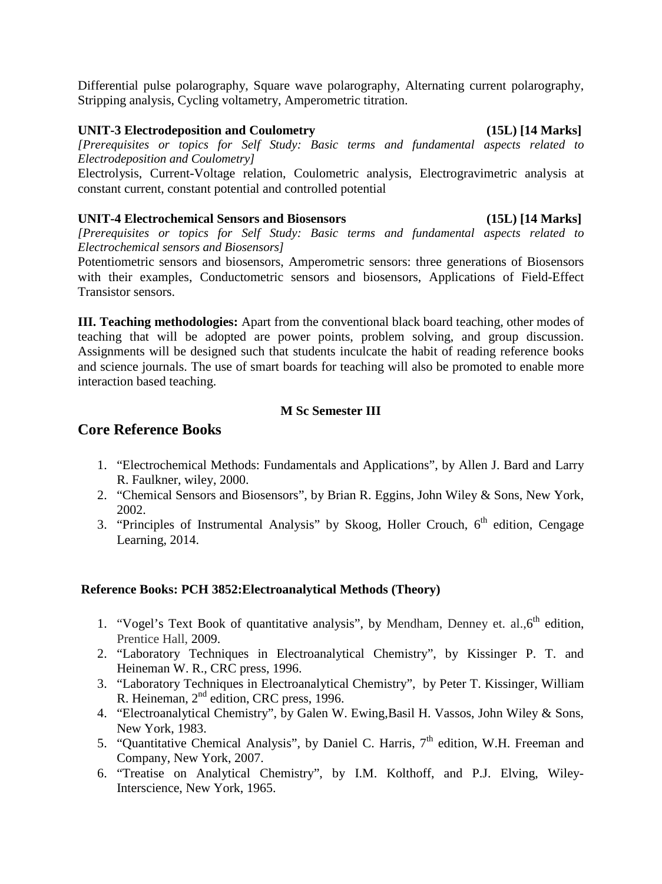Differential pulse polarography, Square wave polarography, Alternating current polarography, Stripping analysis, Cycling voltametry, Amperometric titration.

**UNIT-3 Electrodeposition and Coulometry (15L) [14 Marks]**

*[Prerequisites or topics for Self Study: Basic terms and fundamental aspects related to Electrodeposition and Coulometry]*

Electrolysis, Current-Voltage relation, Coulometric analysis, Electrogravimetric analysis at constant current, constant potential and controlled potential

**UNIT-4 Electrochemical Sensors and Biosensors (15L) [14 Marks]**

*[Prerequisites or topics for Self Study: Basic terms and fundamental aspects related to Electrochemical sensors and Biosensors]*

Potentiometric sensors and biosensors, Amperometric sensors: three generations of Biosensors with their examples, Conductometric sensors and biosensors, Applications of Field-Effect Transistor sensors.

**III. Teaching methodologies:** Apart from the conventional black board teaching, other modes of teaching that will be adopted are power points, problem solving, and group discussion. Assignments will be designed such that students inculcate the habit of reading reference books and science journals. The use of smart boards for teaching will also be promoted to enable more interaction based teaching.

**M Sc Semester III**

## Core Reference Books

1. "Electrochemical Methods: Fundamentals and Applications", by Allen J. Bard and Larry R. Faulkner, wiley, 2000.
2. "Chemical Sensors and Biosensors", by Brian R. Eggins, John Wiley & Sons, New York, 2002.
3. "Principles of Instrumental Analysis" by Skoog, Holler Crouch, 6th edition, Cengage Learning, 2014.

**Reference Books: PCH 3852:Electroanalytical Methods (Theory)**

1. "Vogel's Text Book of quantitative analysis", by Mendham, Denney et. al.,6th edition, Prentice Hall, 2009.
2. "Laboratory Techniques in Electroanalytical Chemistry", by Kissinger P. T. and Heineman W. R., CRC press, 1996.
3. "Laboratory Techniques in Electroanalytical Chemistry", by Peter T. Kissinger, William R. Heineman, 2nd edition, CRC press, 1996.
4. "Electroanalytical Chemistry", by Galen W. Ewing,Basil H. Vassos, John Wiley & Sons, New York, 1983.
5. "Quantitative Chemical Analysis", by Daniel C. Harris, 7th edition, W.H. Freeman and Company, New York, 2007.
6. "Treatise on Analytical Chemistry", by I.M. Kolthoff, and P.J. Elving, Wiley-Interscience, New York, 1965.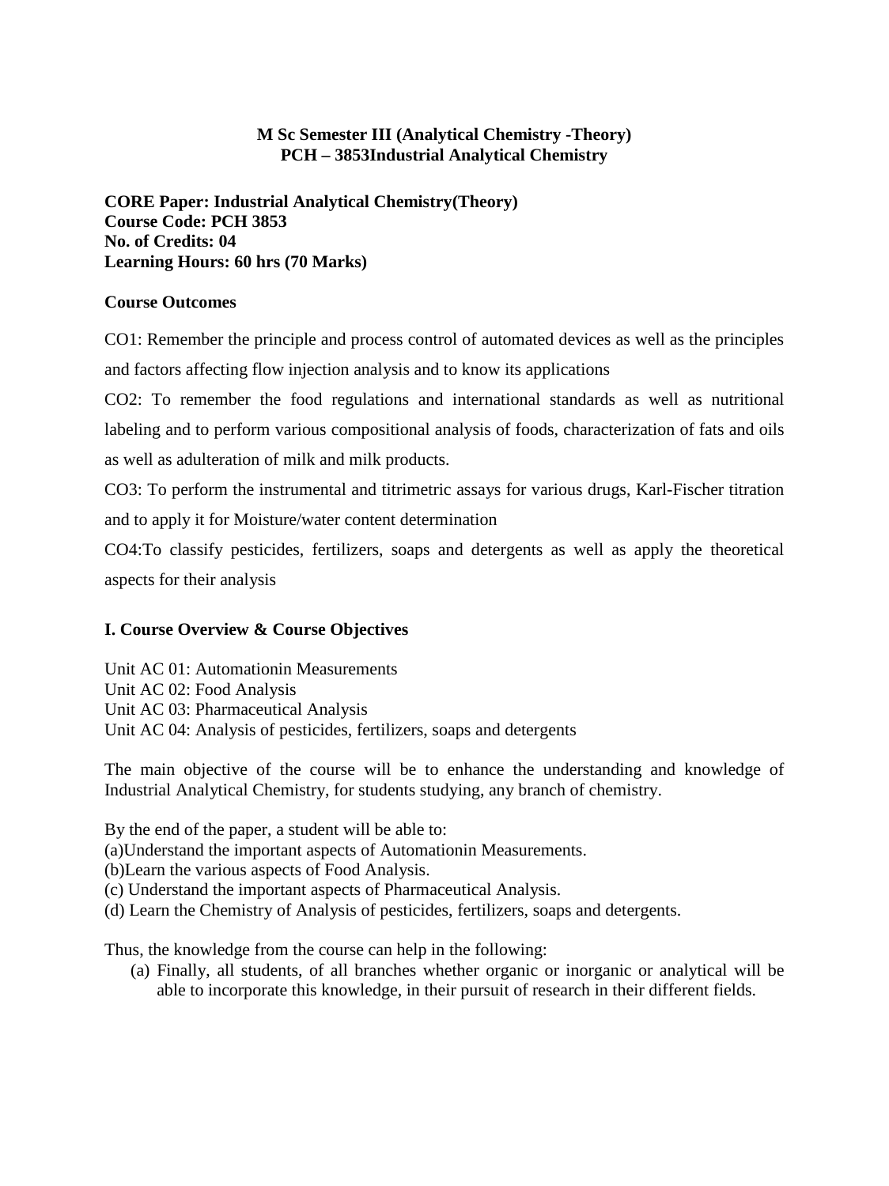**M Sc Semester III (Analytical Chemistry -Theory)**
**PCH – 3853Industrial Analytical Chemistry**

**CORE Paper: Industrial Analytical Chemistry(Theory)**
**Course Code: PCH 3853**
**No. of Credits: 04**
**Learning Hours: 60 hrs (70 Marks)**

**Course Outcomes**

CO1: Remember the principle and process control of automated devices as well as the principles and factors affecting flow injection analysis and to know its applications

CO2: To remember the food regulations and international standards as well as nutritional labeling and to perform various compositional analysis of foods, characterization of fats and oils as well as adulteration of milk and milk products.

CO3: To perform the instrumental and titrimetric assays for various drugs, Karl-Fischer titration and to apply it for Moisture/water content determination

CO4:To classify pesticides, fertilizers, soaps and detergents as well as apply the theoretical aspects for their analysis

**I. Course Overview & Course Objectives**

Unit AC 01: Automationin Measurements
Unit AC 02: Food Analysis
Unit AC 03: Pharmaceutical Analysis
Unit AC 04: Analysis of pesticides, fertilizers, soaps and detergents

The main objective of the course will be to enhance the understanding and knowledge of Industrial Analytical Chemistry, for students studying, any branch of chemistry.

By the end of the paper, a student will be able to:
(a)Understand the important aspects of Automationin Measurements.
(b)Learn the various aspects of Food Analysis.
(c) Understand the important aspects of Pharmaceutical Analysis.
(d) Learn the Chemistry of Analysis of pesticides, fertilizers, soaps and detergents.

Thus, the knowledge from the course can help in the following:

(a) Finally, all students, of all branches whether organic or inorganic or analytical will be able to incorporate this knowledge, in their pursuit of research in their different fields.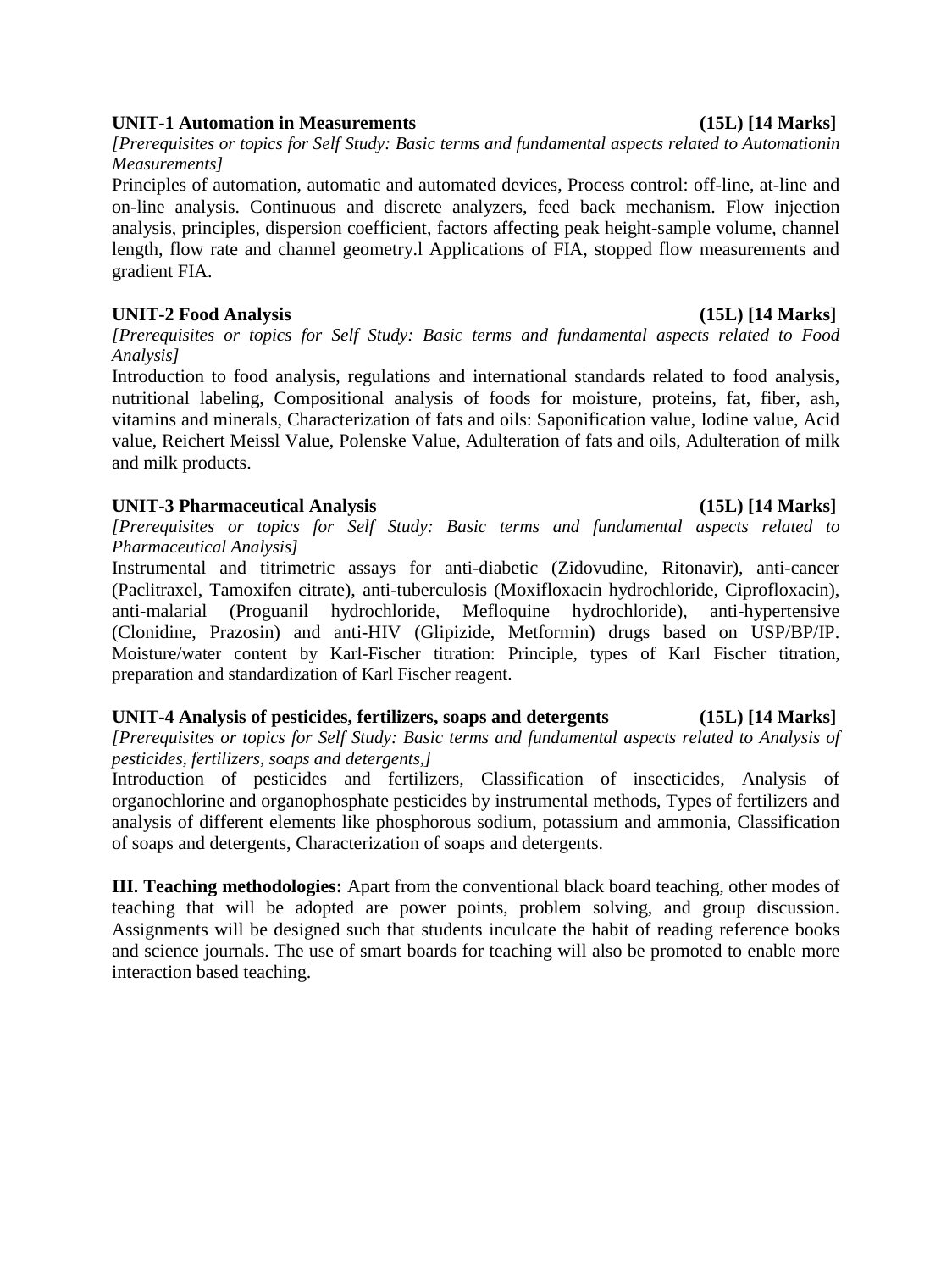**UNIT-1 Automation in Measurements (15L) [14 Marks]**

*[Prerequisites or topics for Self Study: Basic terms and fundamental aspects related to Automationin Measurements]*

Principles of automation, automatic and automated devices, Process control: off-line, at-line and on-line analysis. Continuous and discrete analyzers, feed back mechanism. Flow injection analysis, principles, dispersion coefficient, factors affecting peak height-sample volume, channel length, flow rate and channel geometry.l Applications of FIA, stopped flow measurements and gradient FIA.

**UNIT-2 Food Analysis (15L) [14 Marks]**

*[Prerequisites or topics for Self Study: Basic terms and fundamental aspects related to Food Analysis]*

Introduction to food analysis, regulations and international standards related to food analysis, nutritional labeling, Compositional analysis of foods for moisture, proteins, fat, fiber, ash, vitamins and minerals, Characterization of fats and oils: Saponification value, Iodine value, Acid value, Reichert Meissl Value, Polenske Value, Adulteration of fats and oils, Adulteration of milk and milk products.

**UNIT-3 Pharmaceutical Analysis (15L) [14 Marks]**

*[Prerequisites or topics for Self Study: Basic terms and fundamental aspects related to Pharmaceutical Analysis]*

Instrumental and titrimetric assays for anti-diabetic (Zidovudine, Ritonavir), anti-cancer (Paclitraxel, Tamoxifen citrate), anti-tuberculosis (Moxifloxacin hydrochloride, Ciprofloxacin), anti-malarial (Proguanil hydrochloride, Mefloquine hydrochloride), anti-hypertensive (Clonidine, Prazosin) and anti-HIV (Glipizide, Metformin) drugs based on USP/BP/IP. Moisture/water content by Karl-Fischer titration: Principle, types of Karl Fischer titration, preparation and standardization of Karl Fischer reagent.

**UNIT-4 Analysis of pesticides, fertilizers, soaps and detergents (15L) [14 Marks]**

*[Prerequisites or topics for Self Study: Basic terms and fundamental aspects related to Analysis of pesticides, fertilizers, soaps and detergents,]*

Introduction of pesticides and fertilizers, Classification of insecticides, Analysis of organochlorine and organophosphate pesticides by instrumental methods, Types of fertilizers and analysis of different elements like phosphorous sodium, potassium and ammonia, Classification of soaps and detergents, Characterization of soaps and detergents.

**III. Teaching methodologies:** Apart from the conventional black board teaching, other modes of teaching that will be adopted are power points, problem solving, and group discussion. Assignments will be designed such that students inculcate the habit of reading reference books and science journals. The use of smart boards for teaching will also be promoted to enable more interaction based teaching.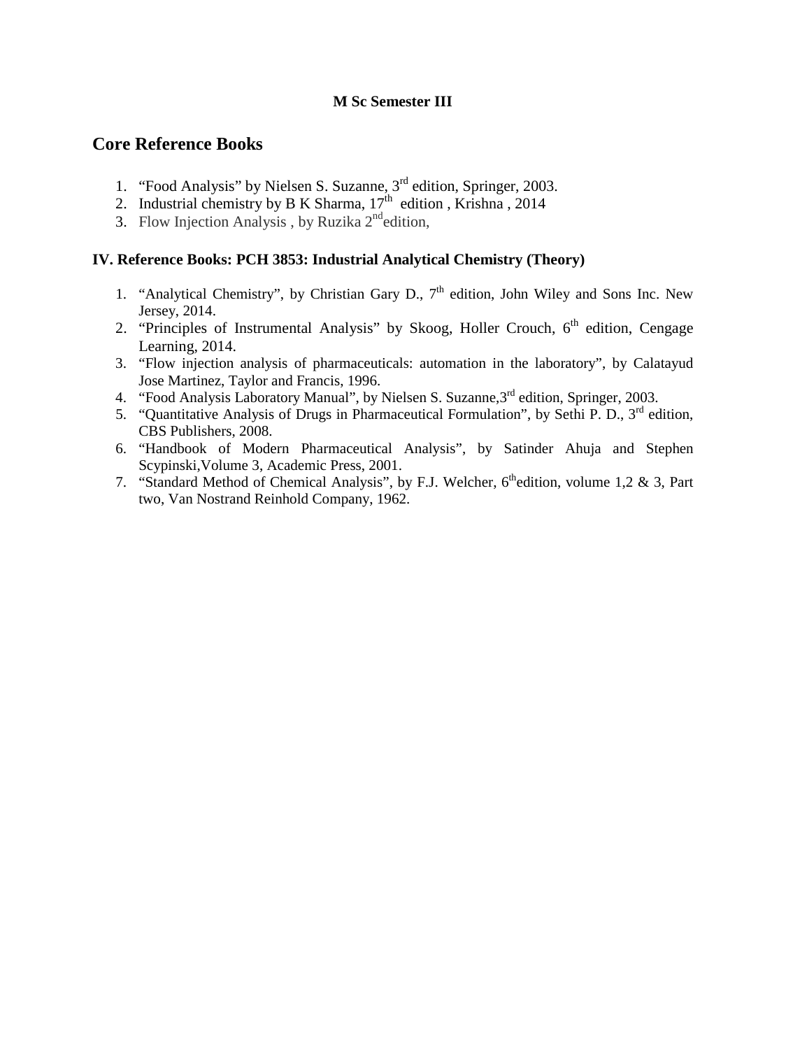**M Sc Semester III**

## Core Reference Books

1. "Food Analysis" by Nielsen S. Suzanne, 3rd edition, Springer, 2003.
2. Industrial chemistry by B K Sharma, 17th edition , Krishna , 2014
3. Flow Injection Analysis , by Ruzika 2nd edition,

### IV. Reference Books: PCH 3853: Industrial Analytical Chemistry (Theory)

1. "Analytical Chemistry", by Christian Gary D., 7th edition, John Wiley and Sons Inc. New Jersey, 2014.
2. "Principles of Instrumental Analysis" by Skoog, Holler Crouch, 6th edition, Cengage Learning, 2014.
3. "Flow injection analysis of pharmaceuticals: automation in the laboratory", by Calatayud Jose Martinez, Taylor and Francis, 1996.
4. "Food Analysis Laboratory Manual", by Nielsen S. Suzanne,3rd edition, Springer, 2003.
5. "Quantitative Analysis of Drugs in Pharmaceutical Formulation", by Sethi P. D., 3rd edition, CBS Publishers, 2008.
6. "Handbook of Modern Pharmaceutical Analysis", by Satinder Ahuja and Stephen Scypinski,Volume 3, Academic Press, 2001.
7. "Standard Method of Chemical Analysis", by F.J. Welcher, 6th edition, volume 1,2 & 3, Part two, Van Nostrand Reinhold Company, 1962.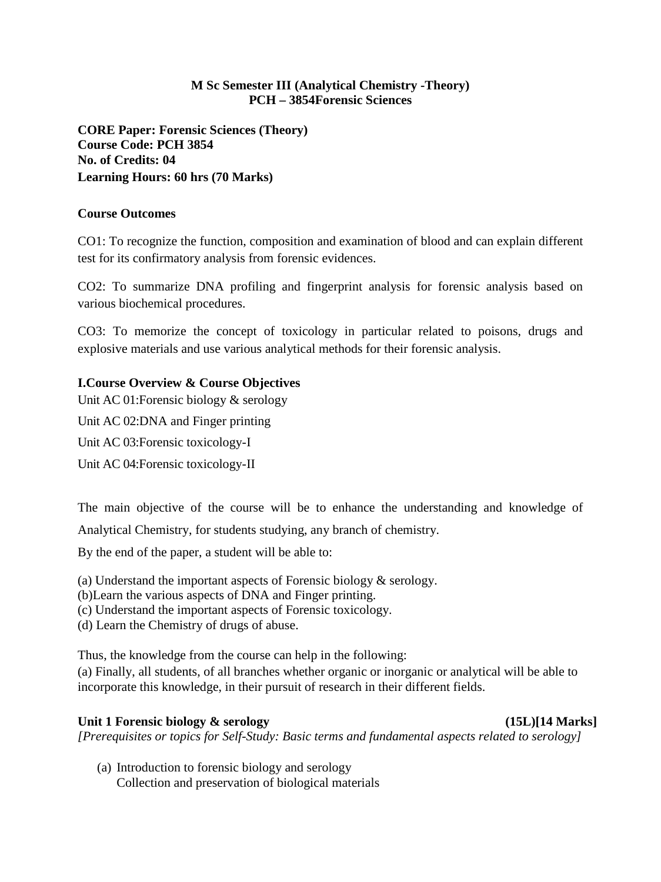**M Sc Semester III (Analytical Chemistry -Theory)**
**PCH – 3854Forensic Sciences**

**CORE Paper: Forensic Sciences (Theory)**
**Course Code: PCH 3854**
**No. of Credits: 04**
**Learning Hours: 60 hrs (70 Marks)**

**Course Outcomes**

CO1: To recognize the function, composition and examination of blood and can explain different test for its confirmatory analysis from forensic evidences.

CO2: To summarize DNA profiling and fingerprint analysis for forensic analysis based on various biochemical procedures.

CO3: To memorize the concept of toxicology in particular related to poisons, drugs and explosive materials and use various analytical methods for their forensic analysis.

**I.Course Overview & Course Objectives**

Unit AC 01:Forensic biology & serology

Unit AC 02:DNA and Finger printing

Unit AC 03:Forensic toxicology-I

Unit AC 04:Forensic toxicology-II

The main objective of the course will be to enhance the understanding and knowledge of Analytical Chemistry, for students studying, any branch of chemistry.

By the end of the paper, a student will be able to:

(a) Understand the important aspects of Forensic biology & serology.
(b)Learn the various aspects of DNA and Finger printing.
(c) Understand the important aspects of Forensic toxicology.
(d) Learn the Chemistry of drugs of abuse.

Thus, the knowledge from the course can help in the following:
(a) Finally, all students, of all branches whether organic or inorganic or analytical will be able to incorporate this knowledge, in their pursuit of research in their different fields.

**Unit 1 Forensic biology & serology (15L)[14 Marks]**

*[Prerequisites or topics for Self-Study: Basic terms and fundamental aspects related to serology]*

(a) Introduction to forensic biology and serology
Collection and preservation of biological materials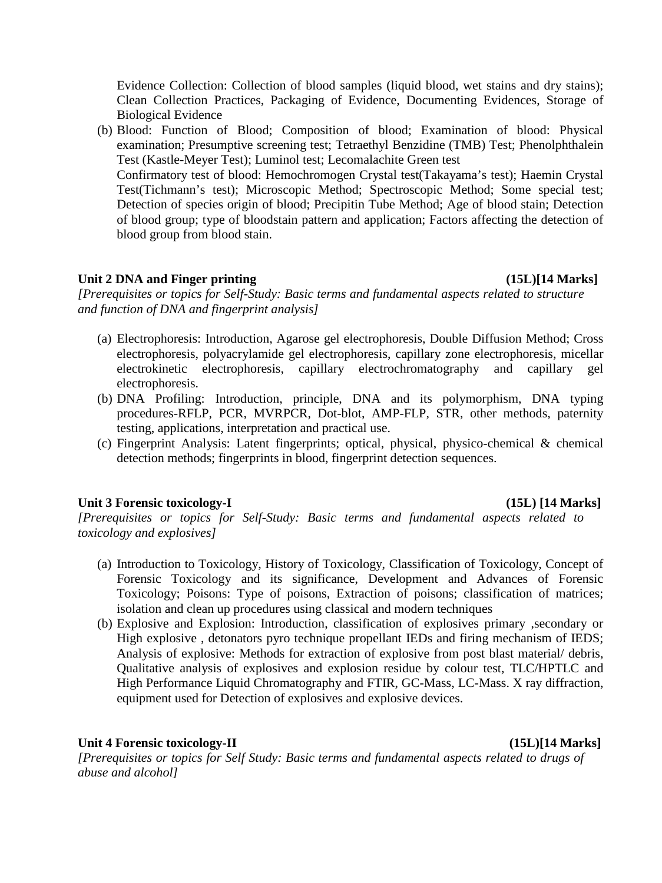Evidence Collection: Collection of blood samples (liquid blood, wet stains and dry stains); Clean Collection Practices, Packaging of Evidence, Documenting Evidences, Storage of Biological Evidence

(b) Blood: Function of Blood; Composition of blood; Examination of blood: Physical examination; Presumptive screening test; Tetraethyl Benzidine (TMB) Test; Phenolphthalein Test (Kastle-Meyer Test); Luminol test; Lecomalachite Green test
Confirmatory test of blood: Hemochromogen Crystal test(Takayama's test); Haemin Crystal Test(Tichmann's test); Microscopic Method; Spectroscopic Method; Some special test; Detection of species origin of blood; Precipitin Tube Method; Age of blood stain; Detection of blood group; type of bloodstain pattern and application; Factors affecting the detection of blood group from blood stain.

**Unit 2 DNA and Finger printing (15L)[14 Marks]**

*[Prerequisites or topics for Self-Study: Basic terms and fundamental aspects related to structure and function of DNA and fingerprint analysis]*

(a) Electrophoresis: Introduction, Agarose gel electrophoresis, Double Diffusion Method; Cross electrophoresis, polyacrylamide gel electrophoresis, capillary zone electrophoresis, micellar electrokinetic electrophoresis, capillary electrochromatography and capillary gel electrophoresis.
(b) DNA Profiling: Introduction, principle, DNA and its polymorphism, DNA typing procedures-RFLP, PCR, MVRPCR, Dot-blot, AMP-FLP, STR, other methods, paternity testing, applications, interpretation and practical use.
(c) Fingerprint Analysis: Latent fingerprints; optical, physical, physico-chemical & chemical detection methods; fingerprints in blood, fingerprint detection sequences.

**Unit 3 Forensic toxicology-I (15L) [14 Marks]**

*[Prerequisites or topics for Self-Study: Basic terms and fundamental aspects related to toxicology and explosives]*

(a) Introduction to Toxicology, History of Toxicology, Classification of Toxicology, Concept of Forensic Toxicology and its significance, Development and Advances of Forensic Toxicology; Poisons: Type of poisons, Extraction of poisons; classification of matrices; isolation and clean up procedures using classical and modern techniques
(b) Explosive and Explosion: Introduction, classification of explosives primary ,secondary or High explosive , detonators pyro technique propellant IEDs and firing mechanism of IEDS; Analysis of explosive: Methods for extraction of explosive from post blast material/ debris, Qualitative analysis of explosives and explosion residue by colour test, TLC/HPTLC and High Performance Liquid Chromatography and FTIR, GC-Mass, LC-Mass. X ray diffraction, equipment used for Detection of explosives and explosive devices.

**Unit 4 Forensic toxicology-II (15L)[14 Marks]**

*[Prerequisites or topics for Self Study: Basic terms and fundamental aspects related to drugs of abuse and alcohol]*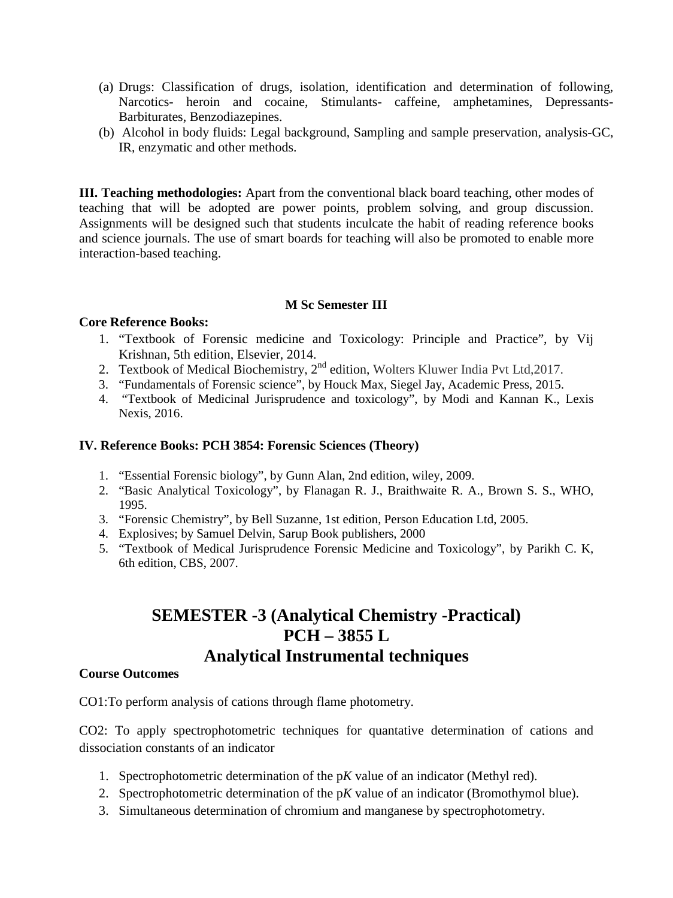(a) Drugs: Classification of drugs, isolation, identification and determination of following, Narcotics- heroin and cocaine, Stimulants- caffeine, amphetamines, Depressants- Barbiturates, Benzodiazepines.

(b) Alcohol in body fluids: Legal background, Sampling and sample preservation, analysis-GC, IR, enzymatic and other methods.

**III. Teaching methodologies:** Apart from the conventional black board teaching, other modes of teaching that will be adopted are power points, problem solving, and group discussion. Assignments will be designed such that students inculcate the habit of reading reference books and science journals. The use of smart boards for teaching will also be promoted to enable more interaction-based teaching.

**M Sc Semester III**

**Core Reference Books:**

1. "Textbook of Forensic medicine and Toxicology: Principle and Practice", by Vij Krishnan, 5th edition, Elsevier, 2014.
2. Textbook of Medical Biochemistry, 2nd edition, Wolters Kluwer India Pvt Ltd,2017.
3. "Fundamentals of Forensic science", by Houck Max, Siegel Jay, Academic Press, 2015.
4. "Textbook of Medicinal Jurisprudence and toxicology", by Modi and Kannan K., Lexis Nexis, 2016.

**IV. Reference Books: PCH 3854: Forensic Sciences (Theory)**

1. "Essential Forensic biology", by Gunn Alan, 2nd edition, wiley, 2009.
2. "Basic Analytical Toxicology", by Flanagan R. J., Braithwaite R. A., Brown S. S., WHO, 1995.
3. "Forensic Chemistry", by Bell Suzanne, 1st edition, Person Education Ltd, 2005.
4. Explosives; by Samuel Delvin, Sarup Book publishers, 2000
5. "Textbook of Medical Jurisprudence Forensic Medicine and Toxicology", by Parikh C. K, 6th edition, CBS, 2007.

# SEMESTER -3 (Analytical Chemistry -Practical)
# PCH – 3855 L
# Analytical Instrumental techniques

**Course Outcomes**

CO1:To perform analysis of cations through flame photometry.

CO2: To apply spectrophotometric techniques for quantative determination of cations and dissociation constants of an indicator

1. Spectrophotometric determination of the p*K* value of an indicator (Methyl red).
2. Spectrophotometric determination of the p*K* value of an indicator (Bromothymol blue).
3. Simultaneous determination of chromium and manganese by spectrophotometry.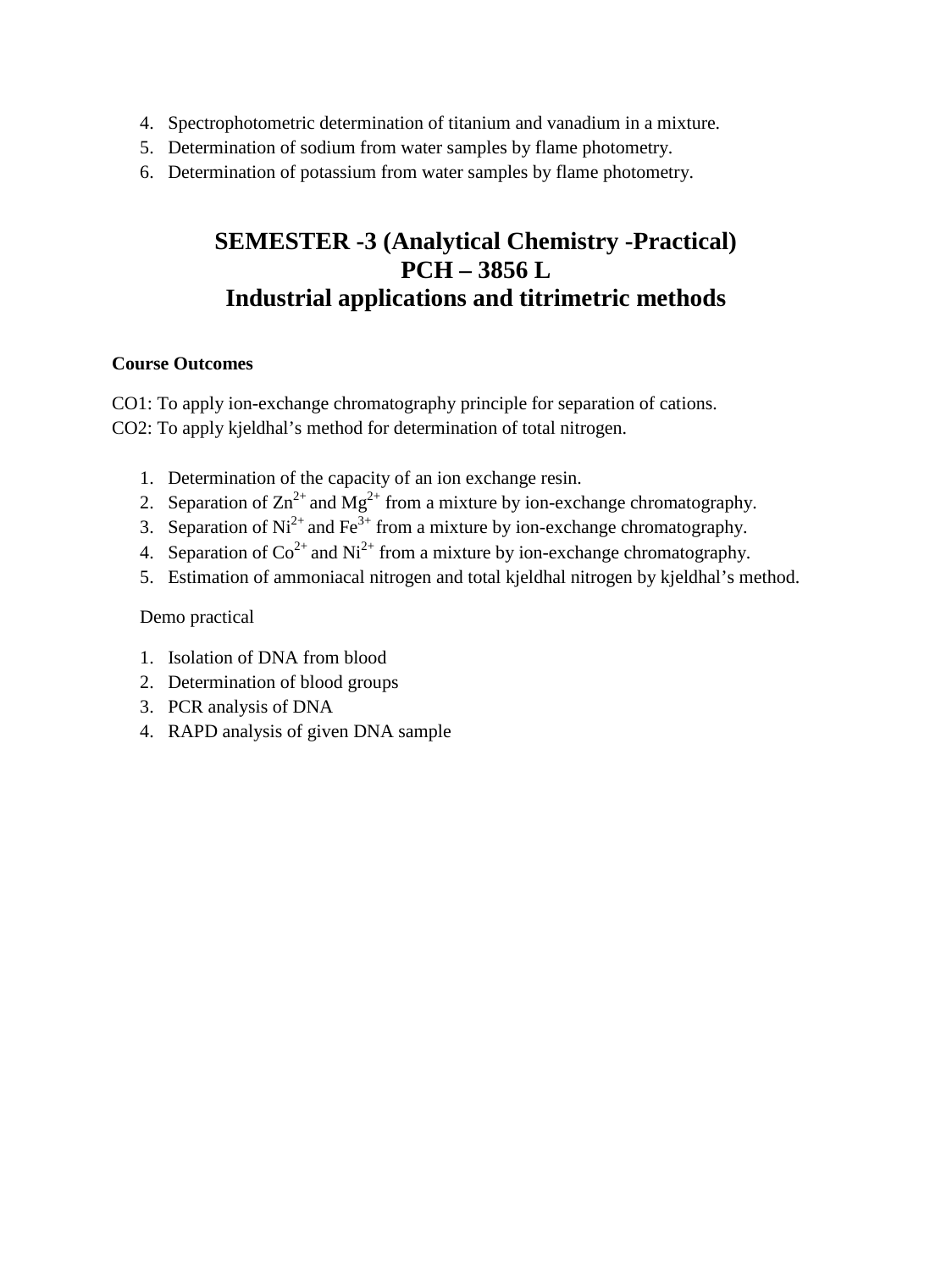4. Spectrophotometric determination of titanium and vanadium in a mixture.
5. Determination of sodium from water samples by flame photometry.
6. Determination of potassium from water samples by flame photometry.

## SEMESTER -3 (Analytical Chemistry -Practical)
## PCH – 3856 L
## Industrial applications and titrimetric methods

**Course Outcomes**

CO1: To apply ion-exchange chromatography principle for separation of cations.
CO2: To apply kjeldhal's method for determination of total nitrogen.

1. Determination of the capacity of an ion exchange resin.
2. Separation of $Zn^{2+}$ and $Mg^{2+}$ from a mixture by ion-exchange chromatography.
3. Separation of $Ni^{2+}$ and $Fe^{3+}$ from a mixture by ion-exchange chromatography.
4. Separation of $Co^{2+}$ and $Ni^{2+}$ from a mixture by ion-exchange chromatography.
5. Estimation of ammoniacal nitrogen and total kjeldhal nitrogen by kjeldhal's method.

Demo practical

1. Isolation of DNA from blood
2. Determination of blood groups
3. PCR analysis of DNA
4. RAPD analysis of given DNA sample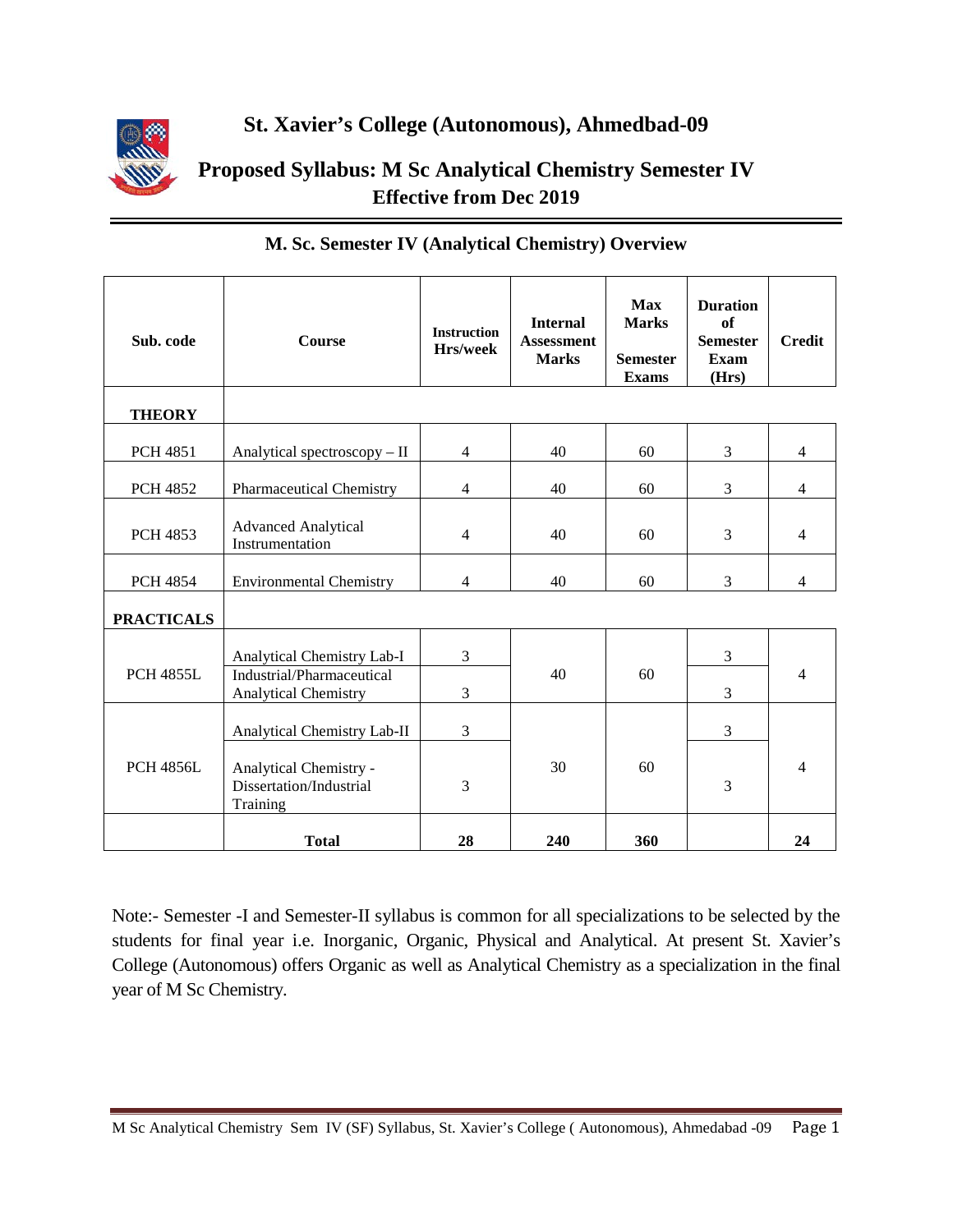# St. Xavier's College (Autonomous), Ahmedbad-09

## Proposed Syllabus: M Sc Analytical Chemistry Semester IV
## Effective from Dec 2019

### M. Sc. Semester IV (Analytical Chemistry) Overview

| Sub. code | Course | Instruction Hrs/week | Internal Assessment Marks | Max Marks Semester Exams | Duration of Semester Exam (Hrs) | Credit |
|---|---|---|---|---|---|---|
| **THEORY** | | | | | | |
| PCH 4851 | Analytical spectroscopy – II | 4 | 40 | 60 | 3 | 4 |
| PCH 4852 | Pharmaceutical Chemistry | 4 | 40 | 60 | 3 | 4 |
| PCH 4853 | Advanced Analytical Instrumentation | 4 | 40 | 60 | 3 | 4 |
| PCH 4854 | Environmental Chemistry | 4 | 40 | 60 | 3 | 4 |
| **PRACTICALS** | | | | | | |
| PCH 4855L | Analytical Chemistry Lab-I | 3 | 40 | 60 | 3 | 4 |
| | Industrial/Pharmaceutical Analytical Chemistry | 3 | | | 3 | |
| PCH 4856L | Analytical Chemistry Lab-II | 3 | 30 | 60 | 3 | 4 |
| | Analytical Chemistry - Dissertation/Industrial Training | 3 | | | 3 | |
| | **Total** | **28** | **240** | **360** | | **24** |

Note:- Semester -I and Semester-II syllabus is common for all specializations to be selected by the students for final year i.e. Inorganic, Organic, Physical and Analytical. At present St. Xavier's College (Autonomous) offers Organic as well as Analytical Chemistry as a specialization in the final year of M Sc Chemistry.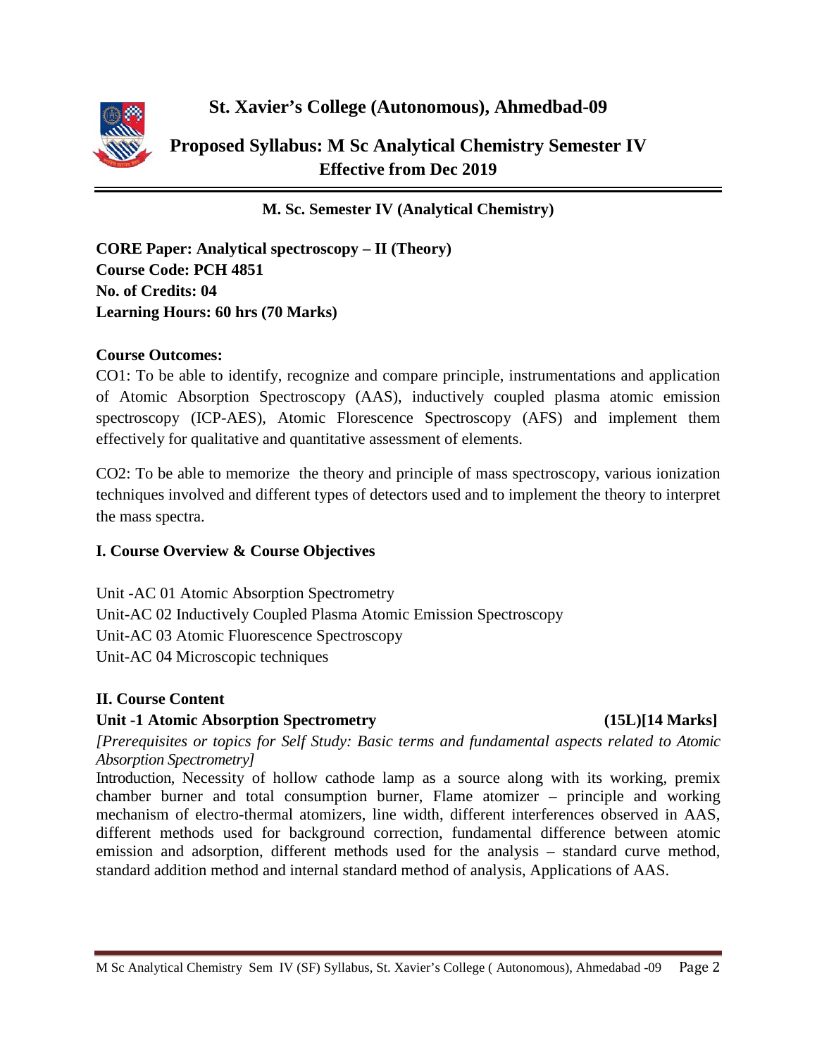# St. Xavier's College (Autonomous), Ahmedbad-09

## Proposed Syllabus: M Sc Analytical Chemistry Semester IV
**Effective from Dec 2019**

**M. Sc. Semester IV (Analytical Chemistry)**

**CORE Paper: Analytical spectroscopy – II (Theory)**
**Course Code: PCH 4851**
**No. of Credits: 04**
**Learning Hours: 60 hrs (70 Marks)**

**Course Outcomes:**

CO1: To be able to identify, recognize and compare principle, instrumentations and application of Atomic Absorption Spectroscopy (AAS), inductively coupled plasma atomic emission spectroscopy (ICP-AES), Atomic Florescence Spectroscopy (AFS) and implement them effectively for qualitative and quantitative assessment of elements.

CO2: To be able to memorize the theory and principle of mass spectroscopy, various ionization techniques involved and different types of detectors used and to implement the theory to interpret the mass spectra.

### I. Course Overview & Course Objectives

Unit -AC 01 Atomic Absorption Spectrometry
Unit-AC 02 Inductively Coupled Plasma Atomic Emission Spectroscopy
Unit-AC 03 Atomic Fluorescence Spectroscopy
Unit-AC 04 Microscopic techniques

### II. Course Content

**Unit -1 Atomic Absorption Spectrometry (15L)[14 Marks]**

*[Prerequisites or topics for Self Study: Basic terms and fundamental aspects related to Atomic Absorption Spectrometry]*

Introduction, Necessity of hollow cathode lamp as a source along with its working, premix chamber burner and total consumption burner, Flame atomizer – principle and working mechanism of electro-thermal atomizers, line width, different interferences observed in AAS, different methods used for background correction, fundamental difference between atomic emission and adsorption, different methods used for the analysis – standard curve method, standard addition method and internal standard method of analysis, Applications of AAS.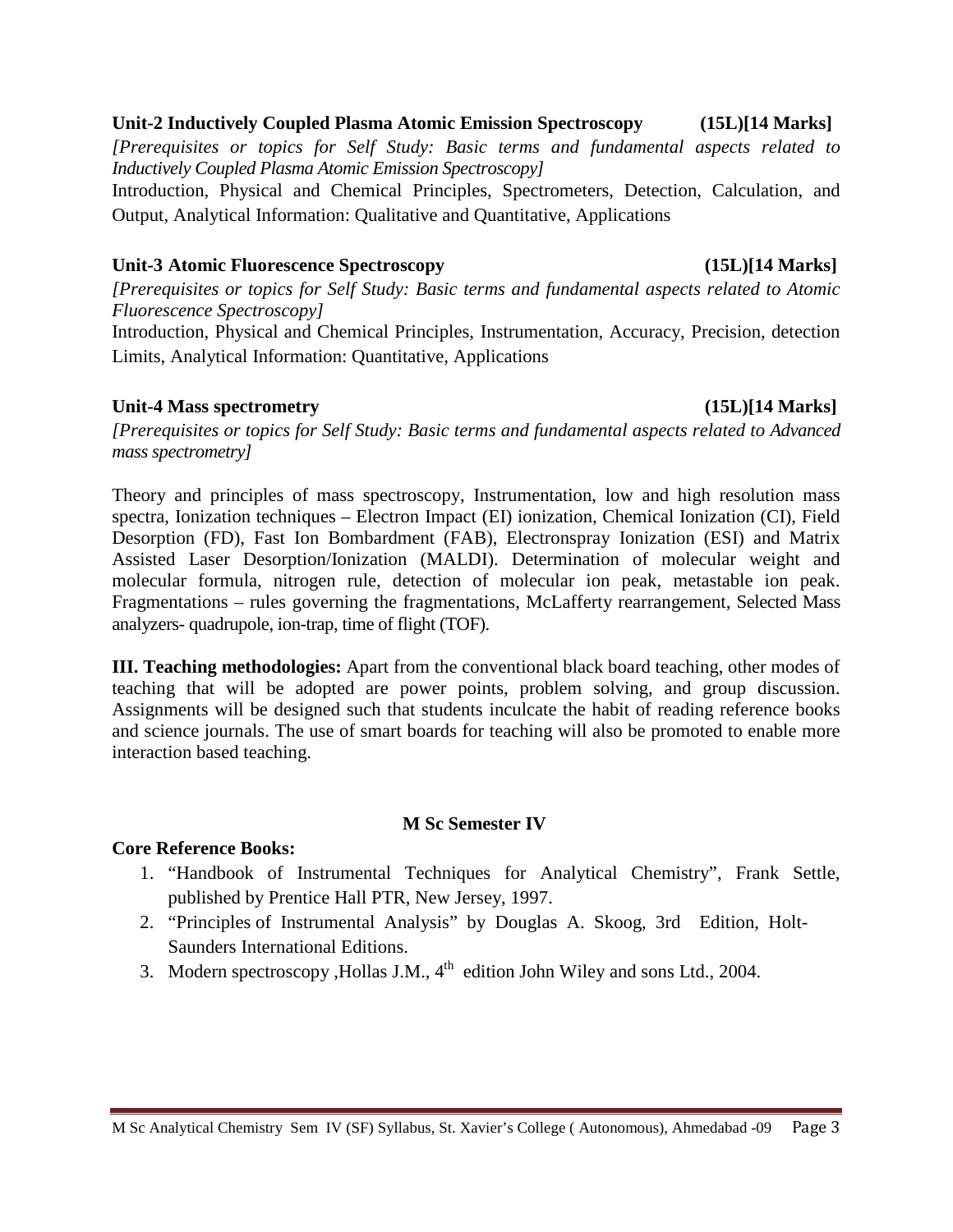**Unit-2 Inductively Coupled Plasma Atomic Emission Spectroscopy (15L)[14 Marks]**

*[Prerequisites or topics for Self Study: Basic terms and fundamental aspects related to Inductively Coupled Plasma Atomic Emission Spectroscopy]*

Introduction, Physical and Chemical Principles, Spectrometers, Detection, Calculation, and Output, Analytical Information: Qualitative and Quantitative, Applications

**Unit-3 Atomic Fluorescence Spectroscopy (15L)[14 Marks]**

*[Prerequisites or topics for Self Study: Basic terms and fundamental aspects related to Atomic Fluorescence Spectroscopy]*

Introduction, Physical and Chemical Principles, Instrumentation, Accuracy, Precision, detection Limits, Analytical Information: Quantitative, Applications

**Unit-4 Mass spectrometry (15L)[14 Marks]**

*[Prerequisites or topics for Self Study: Basic terms and fundamental aspects related to Advanced mass spectrometry]*

Theory and principles of mass spectroscopy, Instrumentation, low and high resolution mass spectra, Ionization techniques – Electron Impact (EI) ionization, Chemical Ionization (CI), Field Desorption (FD), Fast Ion Bombardment (FAB), Electronspray Ionization (ESI) and Matrix Assisted Laser Desorption/Ionization (MALDI). Determination of molecular weight and molecular formula, nitrogen rule, detection of molecular ion peak, metastable ion peak. Fragmentations – rules governing the fragmentations, McLafferty rearrangement, Selected Mass analyzers- quadrupole, ion-trap, time of flight (TOF).

**III. Teaching methodologies:** Apart from the conventional black board teaching, other modes of teaching that will be adopted are power points, problem solving, and group discussion. Assignments will be designed such that students inculcate the habit of reading reference books and science journals. The use of smart boards for teaching will also be promoted to enable more interaction based teaching.

**M Sc Semester IV**

**Core Reference Books:**

1. "Handbook of Instrumental Techniques for Analytical Chemistry", Frank Settle, published by Prentice Hall PTR, New Jersey, 1997.
2. "Principles of Instrumental Analysis" by Douglas A. Skoog, 3rd Edition, Holt-Saunders International Editions.
3. Modern spectroscopy ,Hollas J.M., 4th edition John Wiley and sons Ltd., 2004.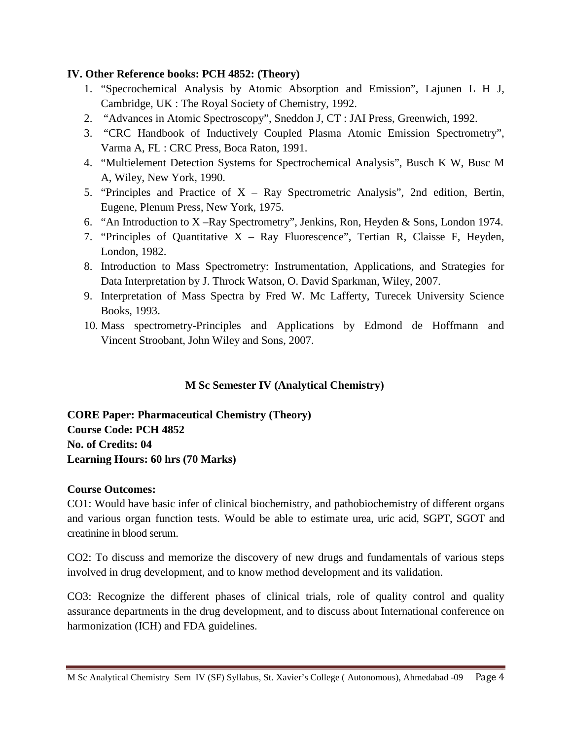**IV. Other Reference books: PCH 4852: (Theory)**

1. "Specrochemical Analysis by Atomic Absorption and Emission", Lajunen L H J, Cambridge, UK : The Royal Society of Chemistry, 1992.
2. "Advances in Atomic Spectroscopy", Sneddon J, CT : JAI Press, Greenwich, 1992.
3. "CRC Handbook of Inductively Coupled Plasma Atomic Emission Spectrometry", Varma A, FL : CRC Press, Boca Raton, 1991.
4. "Multielement Detection Systems for Spectrochemical Analysis", Busch K W, Busc M A, Wiley, New York, 1990.
5. "Principles and Practice of X – Ray Spectrometric Analysis", 2nd edition, Bertin, Eugene, Plenum Press, New York, 1975.
6. "An Introduction to X –Ray Spectrometry", Jenkins, Ron, Heyden & Sons, London 1974.
7. "Principles of Quantitative X – Ray Fluorescence", Tertian R, Claisse F, Heyden, London, 1982.
8. Introduction to Mass Spectrometry: Instrumentation, Applications, and Strategies for Data Interpretation by J. Throck Watson, O. David Sparkman, Wiley, 2007.
9. Interpretation of Mass Spectra by Fred W. Mc Lafferty, Turecek University Science Books, 1993.
10. Mass spectrometry-Principles and Applications by Edmond de Hoffmann and Vincent Stroobant, John Wiley and Sons, 2007.

## M Sc Semester IV (Analytical Chemistry)

**CORE Paper: Pharmaceutical Chemistry (Theory)**
**Course Code: PCH 4852**
**No. of Credits: 04**
**Learning Hours: 60 hrs (70 Marks)**

**Course Outcomes:**

CO1: Would have basic infer of clinical biochemistry, and pathobiochemistry of different organs and various organ function tests. Would be able to estimate urea, uric acid, SGPT, SGOT and creatinine in blood serum.

CO2: To discuss and memorize the discovery of new drugs and fundamentals of various steps involved in drug development, and to know method development and its validation.

CO3: Recognize the different phases of clinical trials, role of quality control and quality assurance departments in the drug development, and to discuss about International conference on harmonization (ICH) and FDA guidelines.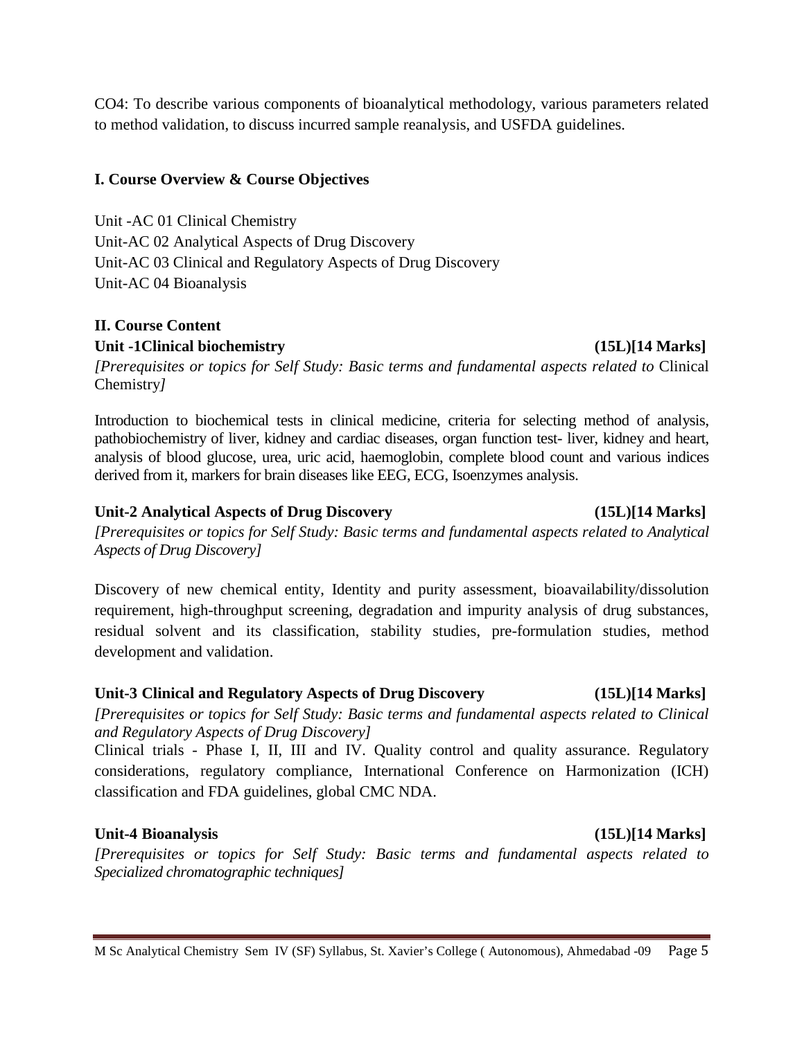CO4: To describe various components of bioanalytical methodology, various parameters related to method validation, to discuss incurred sample reanalysis, and USFDA guidelines.

## I. Course Overview & Course Objectives

Unit -AC 01 Clinical Chemistry
Unit-AC 02 Analytical Aspects of Drug Discovery
Unit-AC 03 Clinical and Regulatory Aspects of Drug Discovery
Unit-AC 04 Bioanalysis

## II. Course Content

### Unit -1Clinical biochemistry (15L)[14 Marks]

*[Prerequisites or topics for Self Study: Basic terms and fundamental aspects related to* Clinical Chemistry*]*

Introduction to biochemical tests in clinical medicine, criteria for selecting method of analysis, pathobiochemistry of liver, kidney and cardiac diseases, organ function test- liver, kidney and heart, analysis of blood glucose, urea, uric acid, haemoglobin, complete blood count and various indices derived from it, markers for brain diseases like EEG, ECG, Isoenzymes analysis.

### Unit-2 Analytical Aspects of Drug Discovery (15L)[14 Marks]

*[Prerequisites or topics for Self Study: Basic terms and fundamental aspects related to Analytical Aspects of Drug Discovery]*

Discovery of new chemical entity, Identity and purity assessment, bioavailability/dissolution requirement, high-throughput screening, degradation and impurity analysis of drug substances, residual solvent and its classification, stability studies, pre-formulation studies, method development and validation.

### Unit-3 Clinical and Regulatory Aspects of Drug Discovery (15L)[14 Marks]

*[Prerequisites or topics for Self Study: Basic terms and fundamental aspects related to Clinical and Regulatory Aspects of Drug Discovery]*

Clinical trials - Phase I, II, III and IV. Quality control and quality assurance. Regulatory considerations, regulatory compliance, International Conference on Harmonization (ICH) classification and FDA guidelines, global CMC NDA.

### Unit-4 Bioanalysis (15L)[14 Marks]

*[Prerequisites or topics for Self Study: Basic terms and fundamental aspects related to Specialized chromatographic techniques]*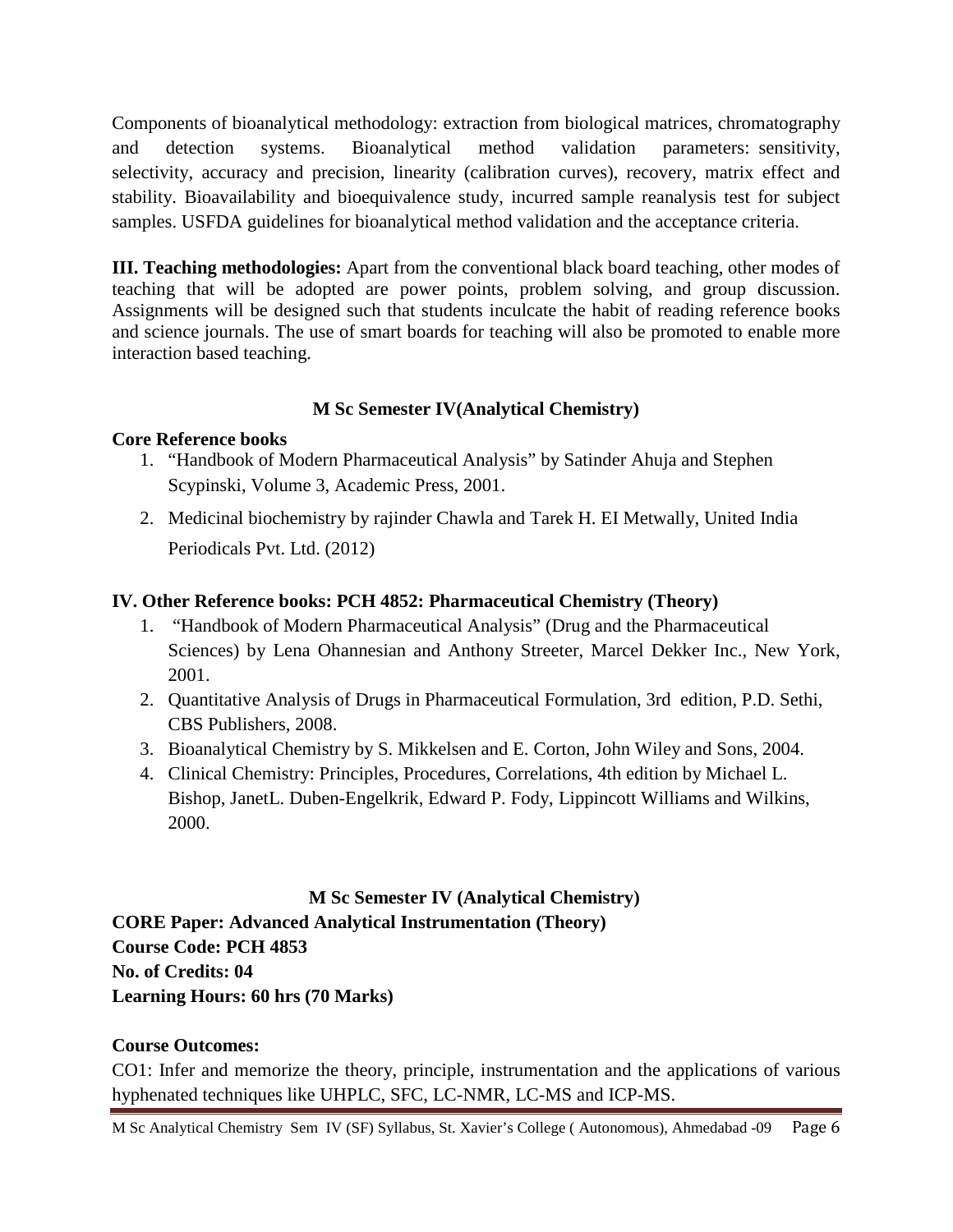Components of bioanalytical methodology: extraction from biological matrices, chromatography and detection systems. Bioanalytical method validation parameters: sensitivity, selectivity, accuracy and precision, linearity (calibration curves), recovery, matrix effect and stability. Bioavailability and bioequivalence study, incurred sample reanalysis test for subject samples. USFDA guidelines for bioanalytical method validation and the acceptance criteria.

**III. Teaching methodologies:** Apart from the conventional black board teaching, other modes of teaching that will be adopted are power points, problem solving, and group discussion. Assignments will be designed such that students inculcate the habit of reading reference books and science journals. The use of smart boards for teaching will also be promoted to enable more interaction based teaching.

## M Sc Semester IV(Analytical Chemistry)

**Core Reference books**

1. "Handbook of Modern Pharmaceutical Analysis" by Satinder Ahuja and Stephen Scypinski, Volume 3, Academic Press, 2001.
2. Medicinal biochemistry by rajinder Chawla and Tarek H. EI Metwally, United India Periodicals Pvt. Ltd. (2012)

**IV. Other Reference books: PCH 4852: Pharmaceutical Chemistry (Theory)**

1. "Handbook of Modern Pharmaceutical Analysis" (Drug and the Pharmaceutical Sciences) by Lena Ohannesian and Anthony Streeter, Marcel Dekker Inc., New York, 2001.
2. Quantitative Analysis of Drugs in Pharmaceutical Formulation, 3rd edition, P.D. Sethi, CBS Publishers, 2008.
3. Bioanalytical Chemistry by S. Mikkelsen and E. Corton, John Wiley and Sons, 2004.
4. Clinical Chemistry: Principles, Procedures, Correlations, 4th edition by Michael L. Bishop, JanetL. Duben-Engelkrik, Edward P. Fody, Lippincott Williams and Wilkins, 2000.

## M Sc Semester IV (Analytical Chemistry)

**CORE Paper: Advanced Analytical Instrumentation (Theory)**
**Course Code: PCH 4853**
**No. of Credits: 04**
**Learning Hours: 60 hrs (70 Marks)**

**Course Outcomes:**

CO1: Infer and memorize the theory, principle, instrumentation and the applications of various hyphenated techniques like UHPLC, SFC, LC-NMR, LC-MS and ICP-MS.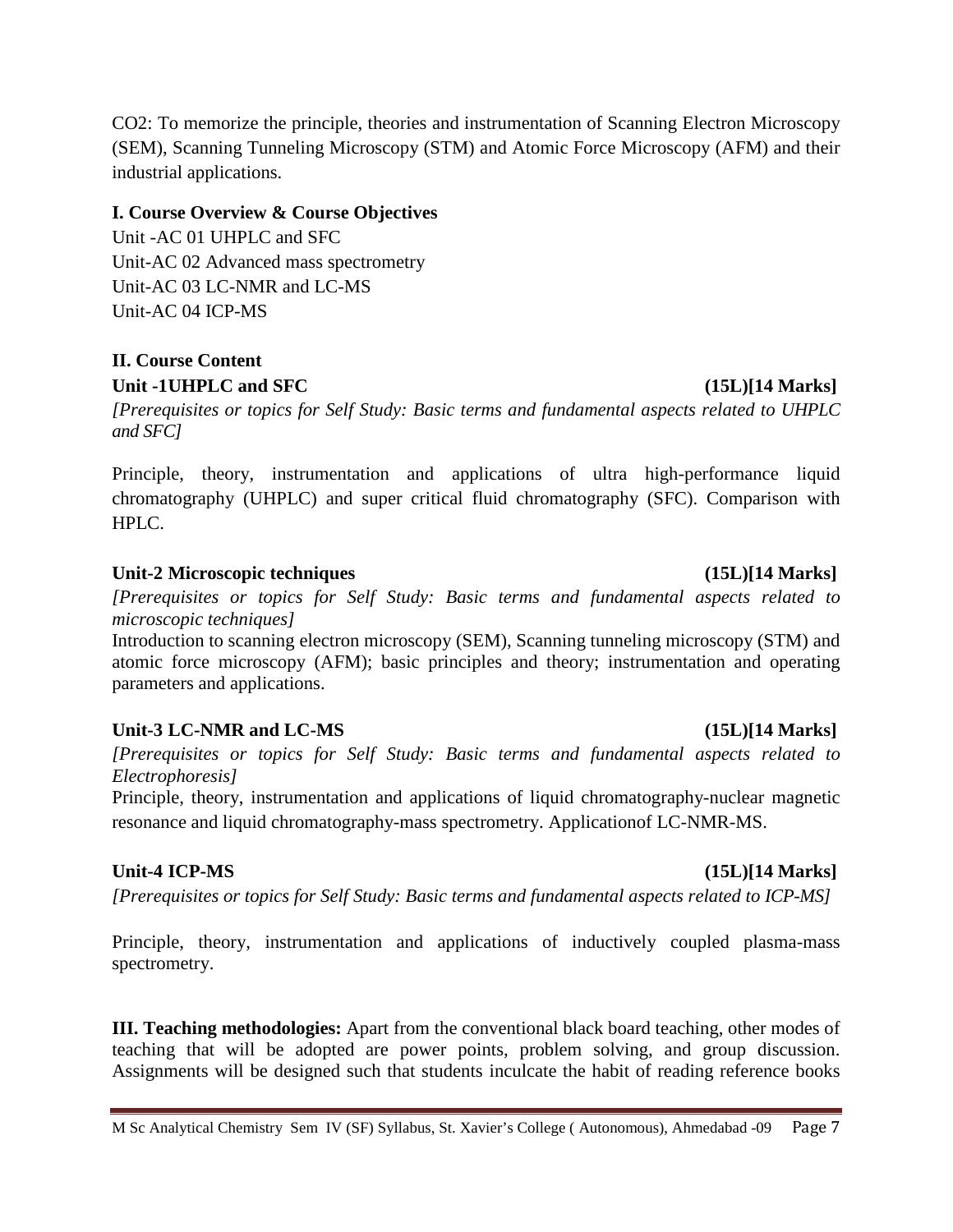CO2: To memorize the principle, theories and instrumentation of Scanning Electron Microscopy (SEM), Scanning Tunneling Microscopy (STM) and Atomic Force Microscopy (AFM) and their industrial applications.

**I. Course Overview & Course Objectives**

Unit -AC 01 UHPLC and SFC
Unit-AC 02 Advanced mass spectrometry
Unit-AC 03 LC-NMR and LC-MS
Unit-AC 04 ICP-MS

**II. Course Content**

**Unit -1UHPLC and SFC (15L)[14 Marks]**

*[Prerequisites or topics for Self Study: Basic terms and fundamental aspects related to UHPLC and SFC]*

Principle, theory, instrumentation and applications of ultra high-performance liquid chromatography (UHPLC) and super critical fluid chromatography (SFC). Comparison with HPLC.

**Unit-2 Microscopic techniques (15L)[14 Marks]**

*[Prerequisites or topics for Self Study: Basic terms and fundamental aspects related to microscopic techniques]*

Introduction to scanning electron microscopy (SEM), Scanning tunneling microscopy (STM) and atomic force microscopy (AFM); basic principles and theory; instrumentation and operating parameters and applications.

**Unit-3 LC-NMR and LC-MS (15L)[14 Marks]**

*[Prerequisites or topics for Self Study: Basic terms and fundamental aspects related to Electrophoresis]*

Principle, theory, instrumentation and applications of liquid chromatography-nuclear magnetic resonance and liquid chromatography-mass spectrometry. Applicationof LC-NMR-MS.

**Unit-4 ICP-MS (15L)[14 Marks]**

*[Prerequisites or topics for Self Study: Basic terms and fundamental aspects related to ICP-MS]*

Principle, theory, instrumentation and applications of inductively coupled plasma-mass spectrometry.

**III. Teaching methodologies:** Apart from the conventional black board teaching, other modes of teaching that will be adopted are power points, problem solving, and group discussion. Assignments will be designed such that students inculcate the habit of reading reference books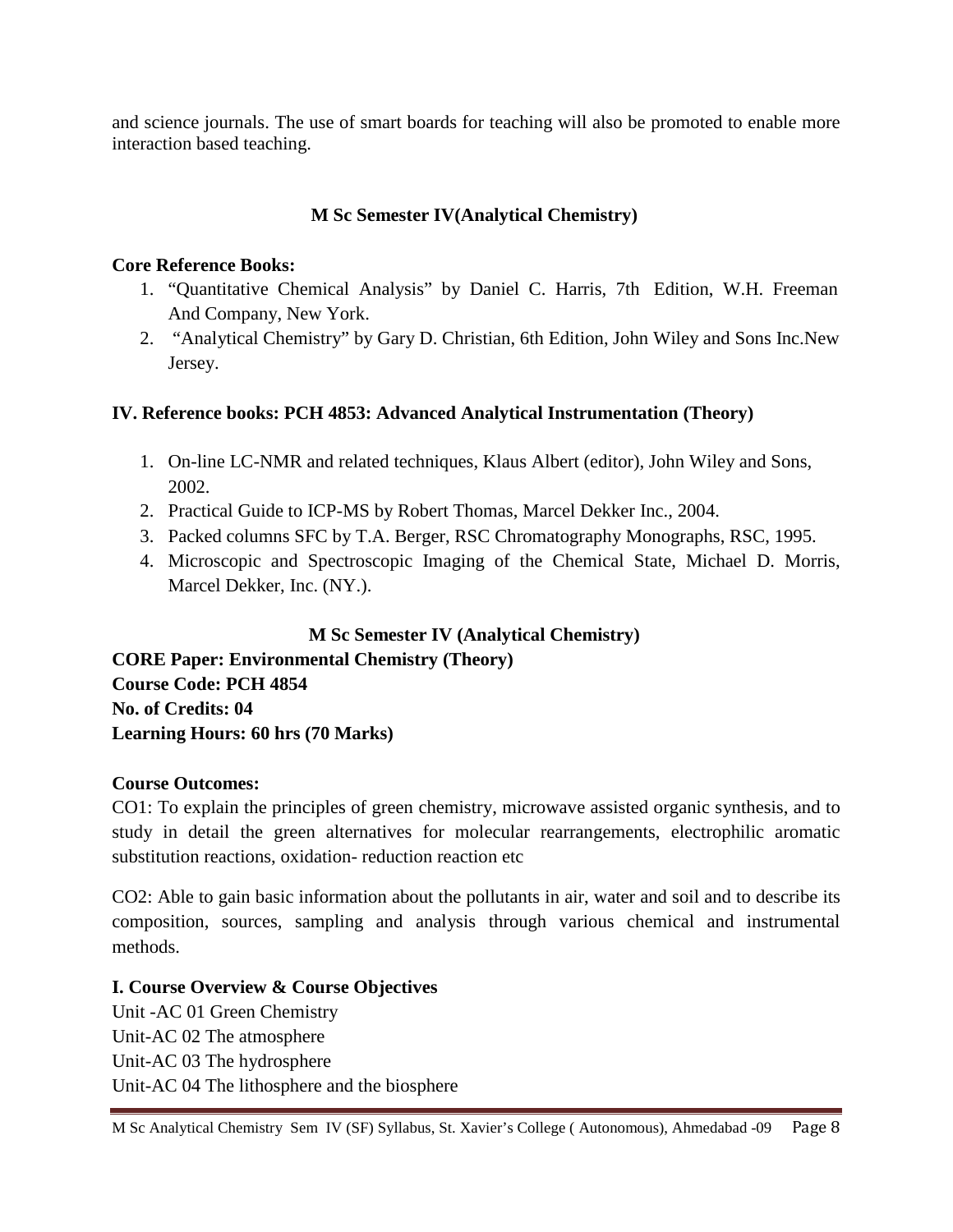and science journals. The use of smart boards for teaching will also be promoted to enable more interaction based teaching.

**M Sc Semester IV(Analytical Chemistry)**

**Core Reference Books:**

1. "Quantitative Chemical Analysis" by Daniel C. Harris, 7th Edition, W.H. Freeman And Company, New York.
2. "Analytical Chemistry" by Gary D. Christian, 6th Edition, John Wiley and Sons Inc.New Jersey.

**IV. Reference books: PCH 4853: Advanced Analytical Instrumentation (Theory)**

1. On-line LC-NMR and related techniques, Klaus Albert (editor), John Wiley and Sons, 2002.
2. Practical Guide to ICP-MS by Robert Thomas, Marcel Dekker Inc., 2004.
3. Packed columns SFC by T.A. Berger, RSC Chromatography Monographs, RSC, 1995.
4. Microscopic and Spectroscopic Imaging of the Chemical State, Michael D. Morris, Marcel Dekker, Inc. (NY.).

**M Sc Semester IV (Analytical Chemistry)**

**CORE Paper: Environmental Chemistry (Theory)**
**Course Code: PCH 4854**
**No. of Credits: 04**
**Learning Hours: 60 hrs (70 Marks)**

**Course Outcomes:**

CO1: To explain the principles of green chemistry, microwave assisted organic synthesis, and to study in detail the green alternatives for molecular rearrangements, electrophilic aromatic substitution reactions, oxidation- reduction reaction etc

CO2: Able to gain basic information about the pollutants in air, water and soil and to describe its composition, sources, sampling and analysis through various chemical and instrumental methods.

**I. Course Overview & Course Objectives**

Unit -AC 01 Green Chemistry
Unit-AC 02 The atmosphere
Unit-AC 03 The hydrosphere
Unit-AC 04 The lithosphere and the biosphere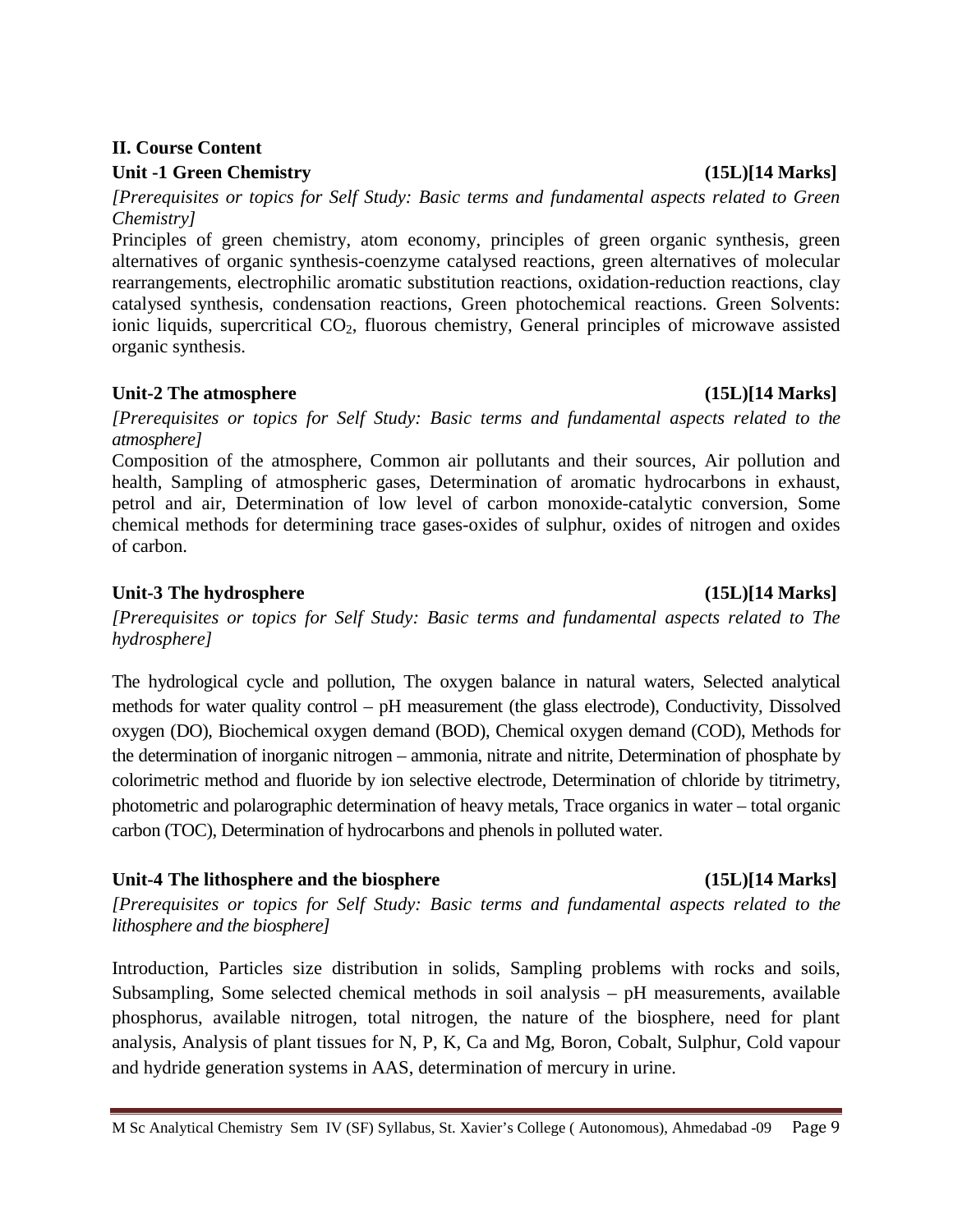## II. Course Content

### Unit -1 Green Chemistry (15L)[14 Marks]

*[Prerequisites or topics for Self Study: Basic terms and fundamental aspects related to Green Chemistry]*

Principles of green chemistry, atom economy, principles of green organic synthesis, green alternatives of organic synthesis-coenzyme catalysed reactions, green alternatives of molecular rearrangements, electrophilic aromatic substitution reactions, oxidation-reduction reactions, clay catalysed synthesis, condensation reactions, Green photochemical reactions. Green Solvents: ionic liquids, supercritical $CO_2$, fluorous chemistry, General principles of microwave assisted organic synthesis.

### Unit-2 The atmosphere (15L)[14 Marks]

*[Prerequisites or topics for Self Study: Basic terms and fundamental aspects related to the atmosphere]*

Composition of the atmosphere, Common air pollutants and their sources, Air pollution and health, Sampling of atmospheric gases, Determination of aromatic hydrocarbons in exhaust, petrol and air, Determination of low level of carbon monoxide-catalytic conversion, Some chemical methods for determining trace gases-oxides of sulphur, oxides of nitrogen and oxides of carbon.

### Unit-3 The hydrosphere (15L)[14 Marks]

*[Prerequisites or topics for Self Study: Basic terms and fundamental aspects related to The hydrosphere]*

The hydrological cycle and pollution, The oxygen balance in natural waters, Selected analytical methods for water quality control – pH measurement (the glass electrode), Conductivity, Dissolved oxygen (DO), Biochemical oxygen demand (BOD), Chemical oxygen demand (COD), Methods for the determination of inorganic nitrogen – ammonia, nitrate and nitrite, Determination of phosphate by colorimetric method and fluoride by ion selective electrode, Determination of chloride by titrimetry, photometric and polarographic determination of heavy metals, Trace organics in water – total organic carbon (TOC), Determination of hydrocarbons and phenols in polluted water.

### Unit-4 The lithosphere and the biosphere (15L)[14 Marks]

*[Prerequisites or topics for Self Study: Basic terms and fundamental aspects related to the lithosphere and the biosphere]*

Introduction, Particles size distribution in solids, Sampling problems with rocks and soils, Subsampling, Some selected chemical methods in soil analysis – pH measurements, available phosphorus, available nitrogen, total nitrogen, the nature of the biosphere, need for plant analysis, Analysis of plant tissues for N, P, K, Ca and Mg, Boron, Cobalt, Sulphur, Cold vapour and hydride generation systems in AAS, determination of mercury in urine.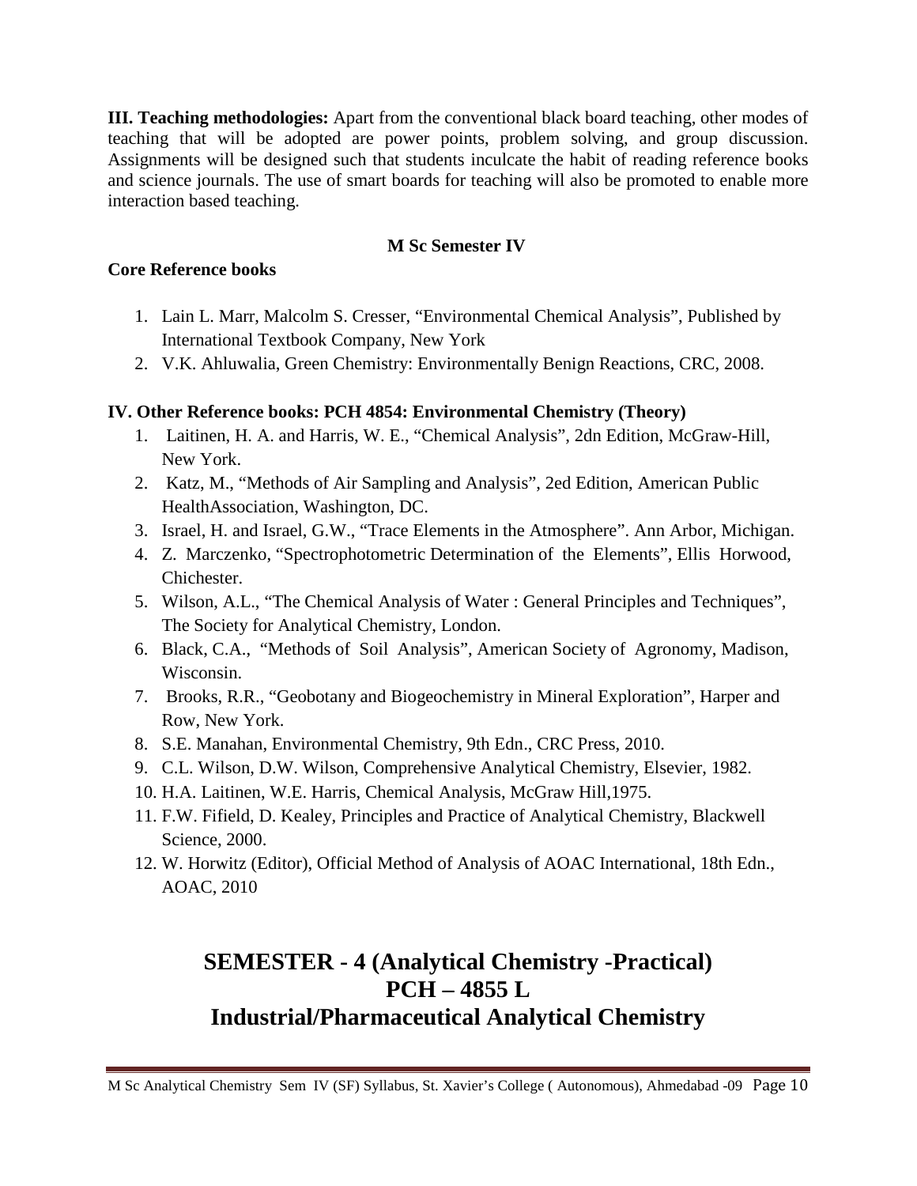**III. Teaching methodologies:** Apart from the conventional black board teaching, other modes of teaching that will be adopted are power points, problem solving, and group discussion. Assignments will be designed such that students inculcate the habit of reading reference books and science journals. The use of smart boards for teaching will also be promoted to enable more interaction based teaching.

**M Sc Semester IV**

**Core Reference books**

1. Lain L. Marr, Malcolm S. Cresser, "Environmental Chemical Analysis", Published by International Textbook Company, New York
2. V.K. Ahluwalia, Green Chemistry: Environmentally Benign Reactions, CRC, 2008.

**IV. Other Reference books: PCH 4854: Environmental Chemistry (Theory)**

1. Laitinen, H. A. and Harris, W. E., "Chemical Analysis", 2dn Edition, McGraw-Hill, New York.
2. Katz, M., "Methods of Air Sampling and Analysis", 2ed Edition, American Public HealthAssociation, Washington, DC.
3. Israel, H. and Israel, G.W., "Trace Elements in the Atmosphere". Ann Arbor, Michigan.
4. Z. Marczenko, "Spectrophotometric Determination of the Elements", Ellis Horwood, Chichester.
5. Wilson, A.L., "The Chemical Analysis of Water : General Principles and Techniques", The Society for Analytical Chemistry, London.
6. Black, C.A., "Methods of Soil Analysis", American Society of Agronomy, Madison, Wisconsin.
7. Brooks, R.R., "Geobotany and Biogeochemistry in Mineral Exploration", Harper and Row, New York.
8. S.E. Manahan, Environmental Chemistry, 9th Edn., CRC Press, 2010.
9. C.L. Wilson, D.W. Wilson, Comprehensive Analytical Chemistry, Elsevier, 1982.
10. H.A. Laitinen, W.E. Harris, Chemical Analysis, McGraw Hill,1975.
11. F.W. Fifield, D. Kealey, Principles and Practice of Analytical Chemistry, Blackwell Science, 2000.
12. W. Horwitz (Editor), Official Method of Analysis of AOAC International, 18th Edn., AOAC, 2010

# SEMESTER - 4 (Analytical Chemistry -Practical)
# PCH – 4855 L
# Industrial/Pharmaceutical Analytical Chemistry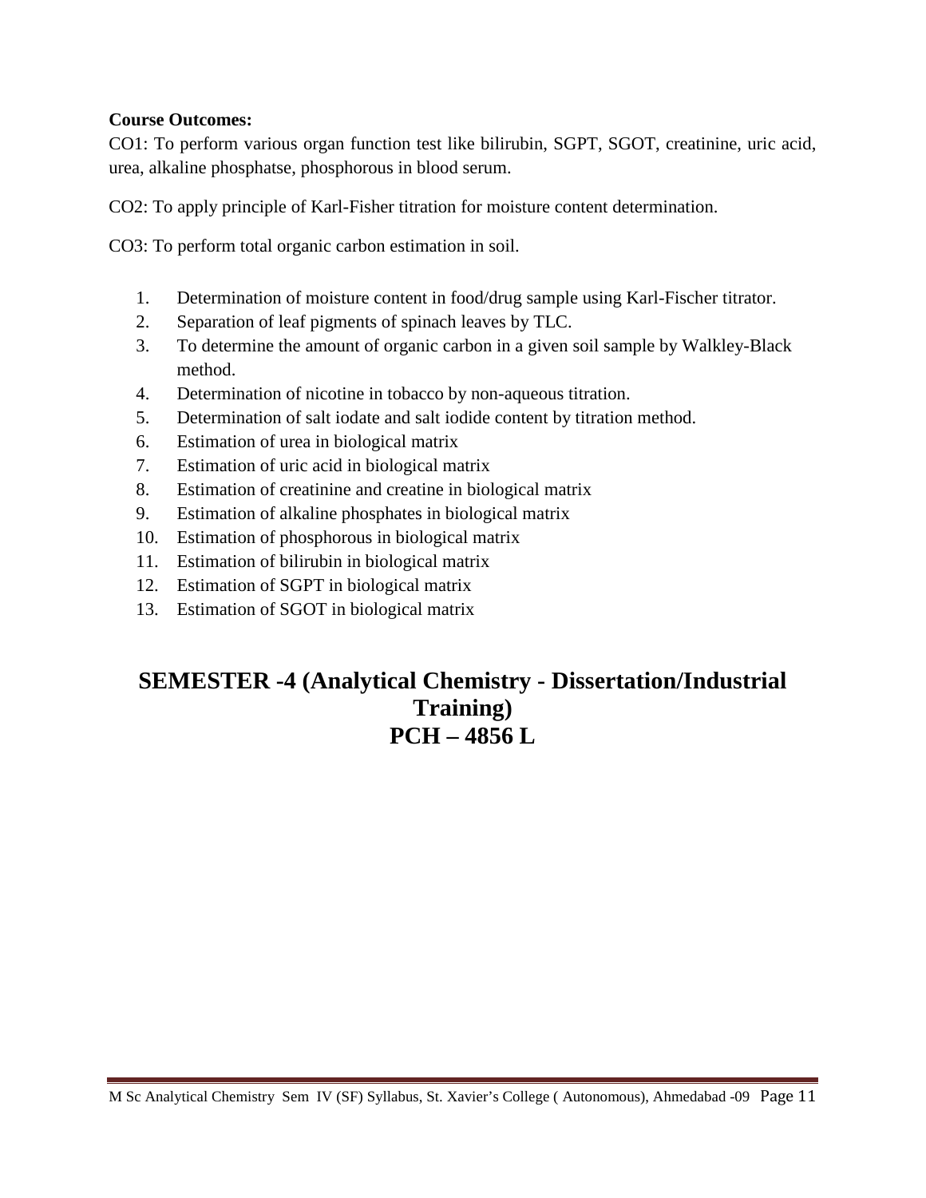**Course Outcomes:**

CO1: To perform various organ function test like bilirubin, SGPT, SGOT, creatinine, uric acid, urea, alkaline phosphatse, phosphorous in blood serum.

CO2: To apply principle of Karl-Fisher titration for moisture content determination.

CO3: To perform total organic carbon estimation in soil.

1. Determination of moisture content in food/drug sample using Karl-Fischer titrator.
2. Separation of leaf pigments of spinach leaves by TLC.
3. To determine the amount of organic carbon in a given soil sample by Walkley-Black method.
4. Determination of nicotine in tobacco by non-aqueous titration.
5. Determination of salt iodate and salt iodide content by titration method.
6. Estimation of urea in biological matrix
7. Estimation of uric acid in biological matrix
8. Estimation of creatinine and creatine in biological matrix
9. Estimation of alkaline phosphates in biological matrix
10. Estimation of phosphorous in biological matrix
11. Estimation of bilirubin in biological matrix
12. Estimation of SGPT in biological matrix
13. Estimation of SGOT in biological matrix

# SEMESTER -4 (Analytical Chemistry - Dissertation/Industrial Training)
# PCH – 4856 L